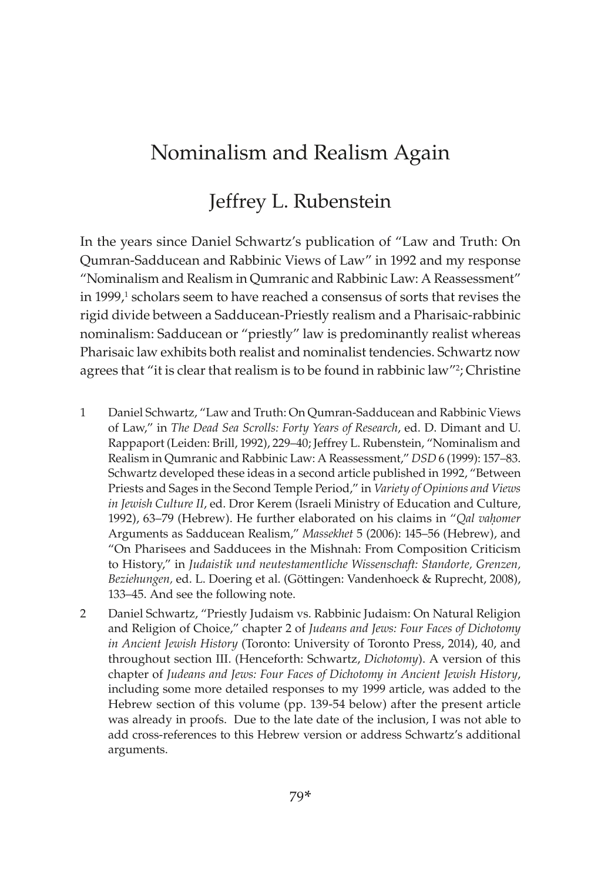# Nominalism and Realism Again

## Jeffrey L. Rubenstein

In the years since Daniel Schwartz's publication of "Law and Truth: On Qumran-Sadducean and Rabbinic Views of Law" in 1992 and my response "Nominalism and Realism in Qumranic and Rabbinic Law: A Reassessment" in 1999,[1] scholars seem to have reached a consensus of sorts that revises the rigid divide between a Sadducean-Priestly realism and a Pharisaic-rabbinic nominalism: Sadducean or "priestly" law is predominantly realist whereas Pharisaic law exhibits both realist and nominalist tendencies. Schwartz now agrees that "it is clear that realism is to be found in rabbinic law"[2]; Christine

1 Daniel Schwartz, "Law and Truth: On Qumran-Sadducean and Rabbinic Views of Law," in *The Dead Sea Scrolls: Forty Years of Research*, ed. D. Dimant and U. Rappaport (Leiden: Brill, 1992), 229–40; Jeffrey L. Rubenstein, "Nominalism and Realism in Qumranic and Rabbinic Law: A Reassessment," *DSD* 6 (1999): 157–83. Schwartz developed these ideas in a second article published in 1992, "Between Priests and Sages in the Second Temple Period," in *Variety of Opinions and Views in Jewish Culture II*, ed. Dror Kerem (Israeli Ministry of Education and Culture, 1992), 63–79 (Hebrew). He further elaborated on his claims in "*Qal vaḥomer* Arguments as Sadducean Realism," *Massekhet* 5 (2006): 145–56 (Hebrew), and "On Pharisees and Sadducees in the Mishnah: From Composition Criticism to History," in *Judaistik und neutestamentliche Wissenschaft: Standorte, Grenzen, Beziehungen*, ed. L. Doering et al. (Göttingen: Vandenhoeck & Ruprecht, 2008), 133–45. And see the following note.

2 Daniel Schwartz, "Priestly Judaism vs. Rabbinic Judaism: On Natural Religion and Religion of Choice," chapter 2 of *Judeans and Jews: Four Faces of Dichotomy in Ancient Jewish History* (Toronto: University of Toronto Press, 2014), 40, and throughout section III. (Henceforth: Schwartz, *Dichotomy*). A version of this chapter of *Judeans and Jews: Four Faces of Dichotomy in Ancient Jewish History*, including some more detailed responses to my 1999 article, was added to the Hebrew section of this volume (pp. 139-54 below) after the present article was already in proofs. Due to the late date of the inclusion, I was not able to add cross-references to this Hebrew version or address Schwartz's additional arguments.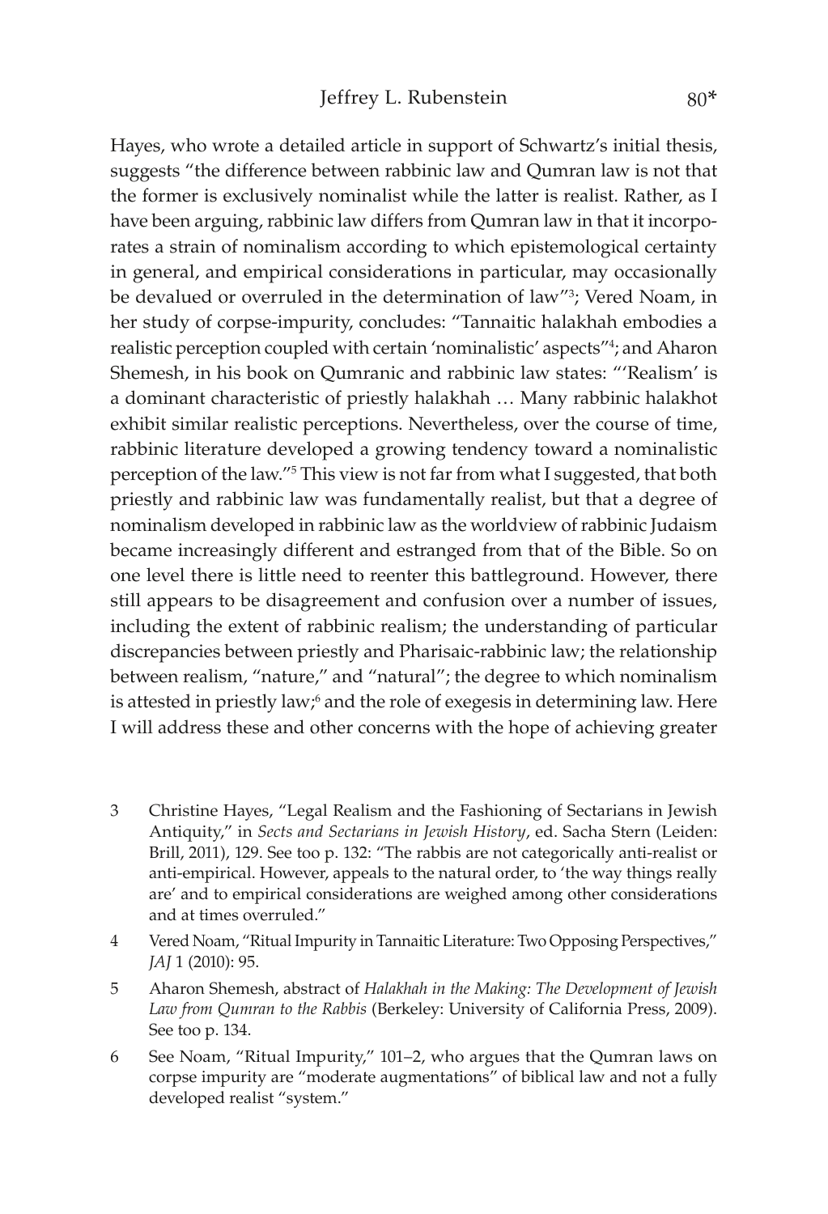Hayes, who wrote a detailed article in support of Schwartz's initial thesis, suggests "the difference between rabbinic law and Qumran law is not that the former is exclusively nominalist while the latter is realist. Rather, as I have been arguing, rabbinic law differs from Qumran law in that it incorporates a strain of nominalism according to which epistemological certainty in general, and empirical considerations in particular, may occasionally be devalued or overruled in the determination of law"[3]; Vered Noam, in her study of corpse-impurity, concludes: "Tannaitic halakhah embodies a realistic perception coupled with certain 'nominalistic' aspects"[4]; and Aharon Shemesh, in his book on Qumranic and rabbinic law states: "'Realism' is a dominant characteristic of priestly halakhah … Many rabbinic halakhot exhibit similar realistic perceptions. Nevertheless, over the course of time, rabbinic literature developed a growing tendency toward a nominalistic perception of the law."[5] This view is not far from what I suggested, that both priestly and rabbinic law was fundamentally realist, but that a degree of nominalism developed in rabbinic law as the worldview of rabbinic Judaism became increasingly different and estranged from that of the Bible. So on one level there is little need to reenter this battleground. However, there still appears to be disagreement and confusion over a number of issues, including the extent of rabbinic realism; the understanding of particular discrepancies between priestly and Pharisaic-rabbinic law; the relationship between realism, "nature," and "natural"; the degree to which nominalism is attested in priestly law;[6] and the role of exegesis in determining law. Here I will address these and other concerns with the hope of achieving greater

3 Christine Hayes, "Legal Realism and the Fashioning of Sectarians in Jewish Antiquity," in *Sects and Sectarians in Jewish History*, ed. Sacha Stern (Leiden: Brill, 2011), 129. See too p. 132: "The rabbis are not categorically anti-realist or anti-empirical. However, appeals to the natural order, to 'the way things really are' and to empirical considerations are weighed among other considerations and at times overruled."

4 Vered Noam, "Ritual Impurity in Tannaitic Literature: Two Opposing Perspectives," *JAJ* 1 (2010): 95.

5 Aharon Shemesh, abstract of *Halakhah in the Making: The Development of Jewish Law from Qumran to the Rabbis* (Berkeley: University of California Press, 2009). See too p. 134.

6 See Noam, "Ritual Impurity," 101–2, who argues that the Qumran laws on corpse impurity are "moderate augmentations" of biblical law and not a fully developed realist "system."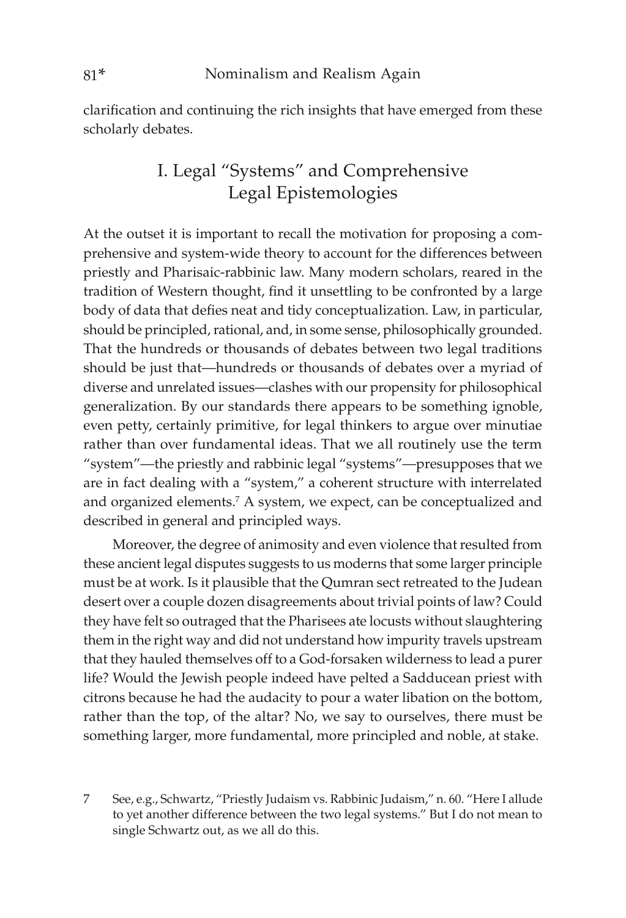clarification and continuing the rich insights that have emerged from these scholarly debates.

## I. Legal "Systems" and Comprehensive Legal Epistemologies

At the outset it is important to recall the motivation for proposing a comprehensive and system-wide theory to account for the differences between priestly and Pharisaic-rabbinic law. Many modern scholars, reared in the tradition of Western thought, find it unsettling to be confronted by a large body of data that defies neat and tidy conceptualization. Law, in particular, should be principled, rational, and, in some sense, philosophically grounded. That the hundreds or thousands of debates between two legal traditions should be just that—hundreds or thousands of debates over a myriad of diverse and unrelated issues—clashes with our propensity for philosophical generalization. By our standards there appears to be something ignoble, even petty, certainly primitive, for legal thinkers to argue over minutiae rather than over fundamental ideas. That we all routinely use the term "system"—the priestly and rabbinic legal "systems"—presupposes that we are in fact dealing with a "system," a coherent structure with interrelated and organized elements.[7] A system, we expect, can be conceptualized and described in general and principled ways.

Moreover, the degree of animosity and even violence that resulted from these ancient legal disputes suggests to us moderns that some larger principle must be at work. Is it plausible that the Qumran sect retreated to the Judean desert over a couple dozen disagreements about trivial points of law? Could they have felt so outraged that the Pharisees ate locusts without slaughtering them in the right way and did not understand how impurity travels upstream that they hauled themselves off to a God-forsaken wilderness to lead a purer life? Would the Jewish people indeed have pelted a Sadducean priest with citrons because he had the audacity to pour a water libation on the bottom, rather than the top, of the altar? No, we say to ourselves, there must be something larger, more fundamental, more principled and noble, at stake.

7 See, e.g., Schwartz, "Priestly Judaism vs. Rabbinic Judaism," n. 60. "Here I allude to yet another difference between the two legal systems." But I do not mean to single Schwartz out, as we all do this.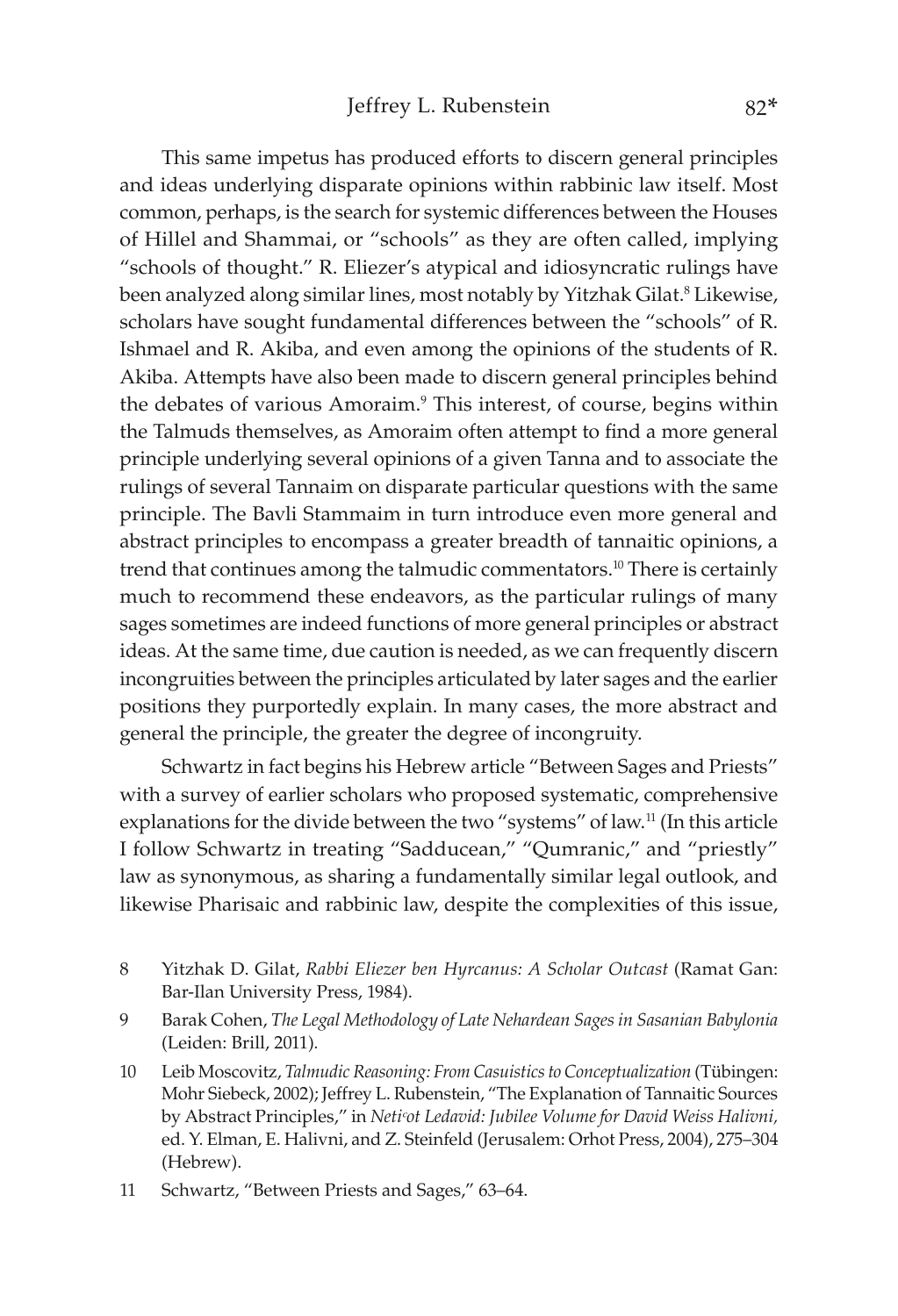This same impetus has produced efforts to discern general principles and ideas underlying disparate opinions within rabbinic law itself. Most common, perhaps, is the search for systemic differences between the Houses of Hillel and Shammai, or "schools" as they are often called, implying "schools of thought." R. Eliezer's atypical and idiosyncratic rulings have been analyzed along similar lines, most notably by Yitzhak Gilat.[8] Likewise, scholars have sought fundamental differences between the "schools" of R. Ishmael and R. Akiba, and even among the opinions of the students of R. Akiba. Attempts have also been made to discern general principles behind the debates of various Amoraim.[9] This interest, of course, begins within the Talmuds themselves, as Amoraim often attempt to find a more general principle underlying several opinions of a given Tanna and to associate the rulings of several Tannaim on disparate particular questions with the same principle. The Bavli Stammaim in turn introduce even more general and abstract principles to encompass a greater breadth of tannaitic opinions, a trend that continues among the talmudic commentators.[10] There is certainly much to recommend these endeavors, as the particular rulings of many sages sometimes are indeed functions of more general principles or abstract ideas. At the same time, due caution is needed, as we can frequently discern incongruities between the principles articulated by later sages and the earlier positions they purportedly explain. In many cases, the more abstract and general the principle, the greater the degree of incongruity.

Schwartz in fact begins his Hebrew article "Between Sages and Priests" with a survey of earlier scholars who proposed systematic, comprehensive explanations for the divide between the two "systems" of law.[11] (In this article I follow Schwartz in treating "Sadducean," "Qumranic," and "priestly" law as synonymous, as sharing a fundamentally similar legal outlook, and likewise Pharisaic and rabbinic law, despite the complexities of this issue,

8 Yitzhak D. Gilat, *Rabbi Eliezer ben Hyrcanus: A Scholar Outcast* (Ramat Gan: Bar-Ilan University Press, 1984).

9 Barak Cohen, *The Legal Methodology of Late Nehardean Sages in Sasanian Babylonia* (Leiden: Brill, 2011).

10 Leib Moscovitz, *Talmudic Reasoning: From Casuistics to Conceptualization* (Tübingen: Mohr Siebeck, 2002); Jeffrey L. Rubenstein, "The Explanation of Tannaitic Sources by Abstract Principles," in *Neti'ot Ledavid: Jubilee Volume for David Weiss Halivni,* ed. Y. Elman, E. Halivni, and Z. Steinfeld (Jerusalem: Orhot Press, 2004), 275–304 (Hebrew).

11 Schwartz, "Between Priests and Sages," 63–64.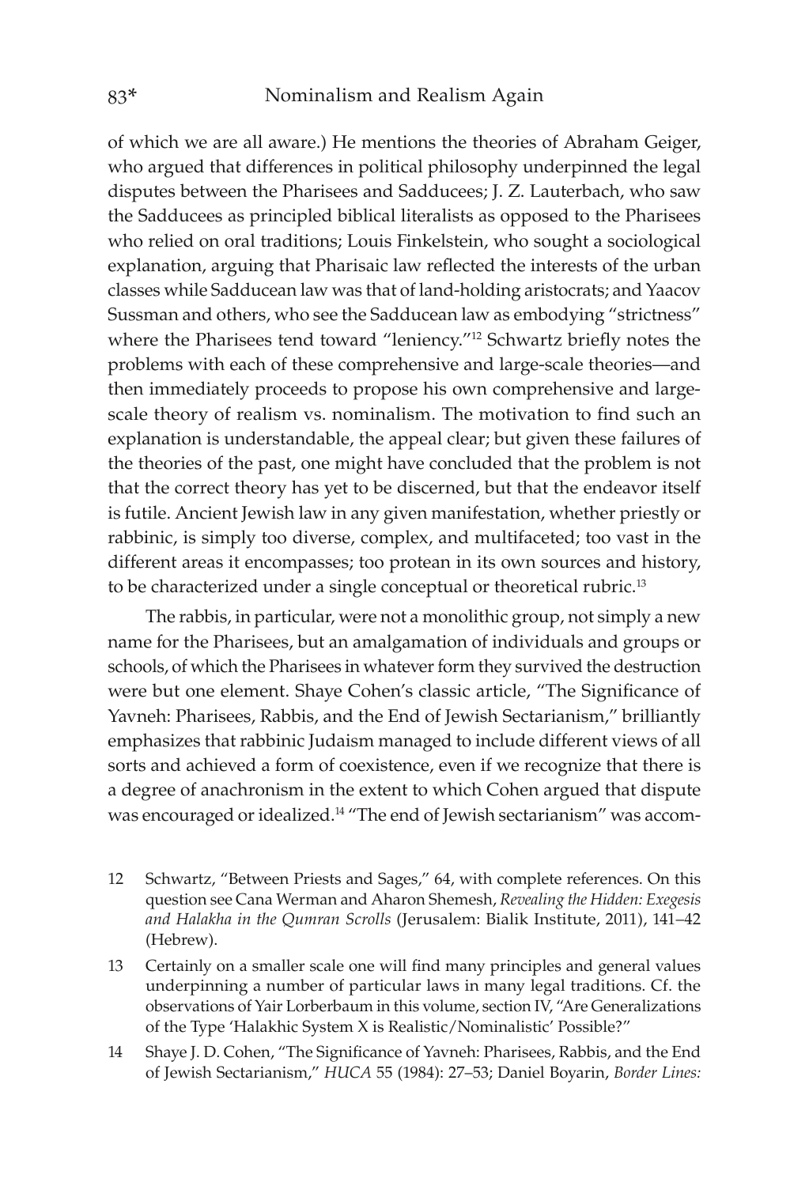of which we are all aware.) He mentions the theories of Abraham Geiger, who argued that differences in political philosophy underpinned the legal disputes between the Pharisees and Sadducees; J. Z. Lauterbach, who saw the Sadducees as principled biblical literalists as opposed to the Pharisees who relied on oral traditions; Louis Finkelstein, who sought a sociological explanation, arguing that Pharisaic law reflected the interests of the urban classes while Sadducean law was that of land-holding aristocrats; and Yaacov Sussman and others, who see the Sadducean law as embodying "strictness" where the Pharisees tend toward "leniency."[12] Schwartz briefly notes the problems with each of these comprehensive and large-scale theories—and then immediately proceeds to propose his own comprehensive and large-scale theory of realism vs. nominalism. The motivation to find such an explanation is understandable, the appeal clear; but given these failures of the theories of the past, one might have concluded that the problem is not that the correct theory has yet to be discerned, but that the endeavor itself is futile. Ancient Jewish law in any given manifestation, whether priestly or rabbinic, is simply too diverse, complex, and multifaceted; too vast in the different areas it encompasses; too protean in its own sources and history, to be characterized under a single conceptual or theoretical rubric.[13]

The rabbis, in particular, were not a monolithic group, not simply a new name for the Pharisees, but an amalgamation of individuals and groups or schools, of which the Pharisees in whatever form they survived the destruction were but one element. Shaye Cohen's classic article, "The Significance of Yavneh: Pharisees, Rabbis, and the End of Jewish Sectarianism," brilliantly emphasizes that rabbinic Judaism managed to include different views of all sorts and achieved a form of coexistence, even if we recognize that there is a degree of anachronism in the extent to which Cohen argued that dispute was encouraged or idealized.[14] "The end of Jewish sectarianism" was accom-

12 Schwartz, "Between Priests and Sages," 64, with complete references. On this question see Cana Werman and Aharon Shemesh, *Revealing the Hidden: Exegesis and Halakha in the Qumran Scrolls* (Jerusalem: Bialik Institute, 2011), 141–42 (Hebrew).

13 Certainly on a smaller scale one will find many principles and general values underpinning a number of particular laws in many legal traditions. Cf. the observations of Yair Lorberbaum in this volume, section IV, "Are Generalizations of the Type 'Halakhic System X is Realistic/Nominalistic' Possible?"

14 Shaye J. D. Cohen, "The Significance of Yavneh: Pharisees, Rabbis, and the End of Jewish Sectarianism," *HUCA* 55 (1984): 27–53; Daniel Boyarin, *Border Lines:*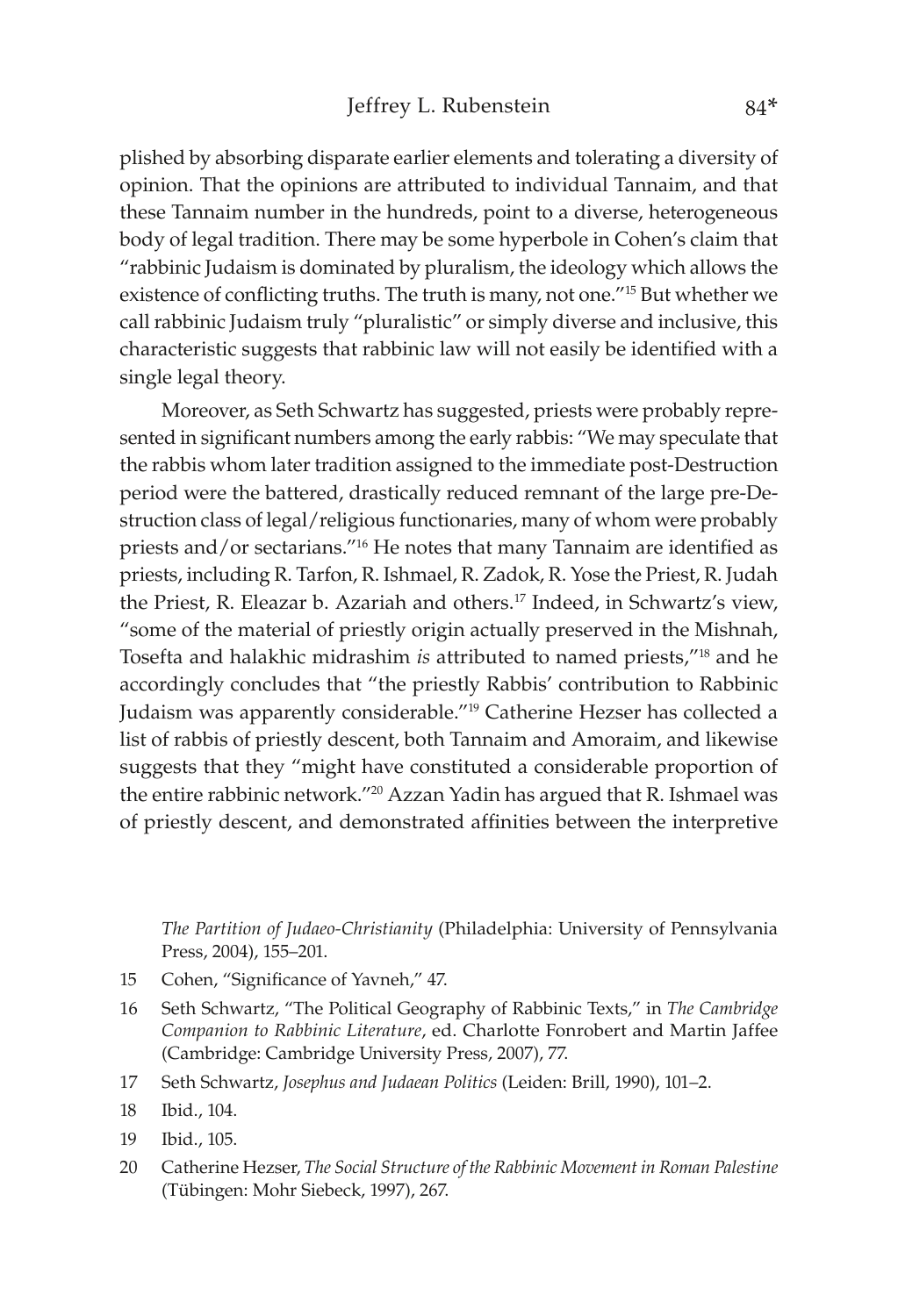plished by absorbing disparate earlier elements and tolerating a diversity of opinion. That the opinions are attributed to individual Tannaim, and that these Tannaim number in the hundreds, point to a diverse, heterogeneous body of legal tradition. There may be some hyperbole in Cohen's claim that "rabbinic Judaism is dominated by pluralism, the ideology which allows the existence of conflicting truths. The truth is many, not one."[15] But whether we call rabbinic Judaism truly "pluralistic" or simply diverse and inclusive, this characteristic suggests that rabbinic law will not easily be identified with a single legal theory.

Moreover, as Seth Schwartz has suggested, priests were probably represented in significant numbers among the early rabbis: "We may speculate that the rabbis whom later tradition assigned to the immediate post-Destruction period were the battered, drastically reduced remnant of the large pre-Destruction class of legal/religious functionaries, many of whom were probably priests and/or sectarians."[16] He notes that many Tannaim are identified as priests, including R. Tarfon, R. Ishmael, R. Zadok, R. Yose the Priest, R. Judah the Priest, R. Eleazar b. Azariah and others.[17] Indeed, in Schwartz's view, "some of the material of priestly origin actually preserved in the Mishnah, Tosefta and halakhic midrashim *is* attributed to named priests,"[18] and he accordingly concludes that "the priestly Rabbis' contribution to Rabbinic Judaism was apparently considerable."[19] Catherine Hezser has collected a list of rabbis of priestly descent, both Tannaim and Amoraim, and likewise suggests that they "might have constituted a considerable proportion of the entire rabbinic network."[20] Azzan Yadin has argued that R. Ishmael was of priestly descent, and demonstrated affinities between the interpretive

*The Partition of Judaeo-Christianity* (Philadelphia: University of Pennsylvania Press, 2004), 155–201.

15 Cohen, "Significance of Yavneh," 47.

16 Seth Schwartz, "The Political Geography of Rabbinic Texts," in *The Cambridge Companion to Rabbinic Literature*, ed. Charlotte Fonrobert and Martin Jaffee (Cambridge: Cambridge University Press, 2007), 77.

17 Seth Schwartz, *Josephus and Judaean Politics* (Leiden: Brill, 1990), 101–2.

18 Ibid., 104.

19 Ibid., 105.

20 Catherine Hezser, *The Social Structure of the Rabbinic Movement in Roman Palestine* (Tübingen: Mohr Siebeck, 1997), 267.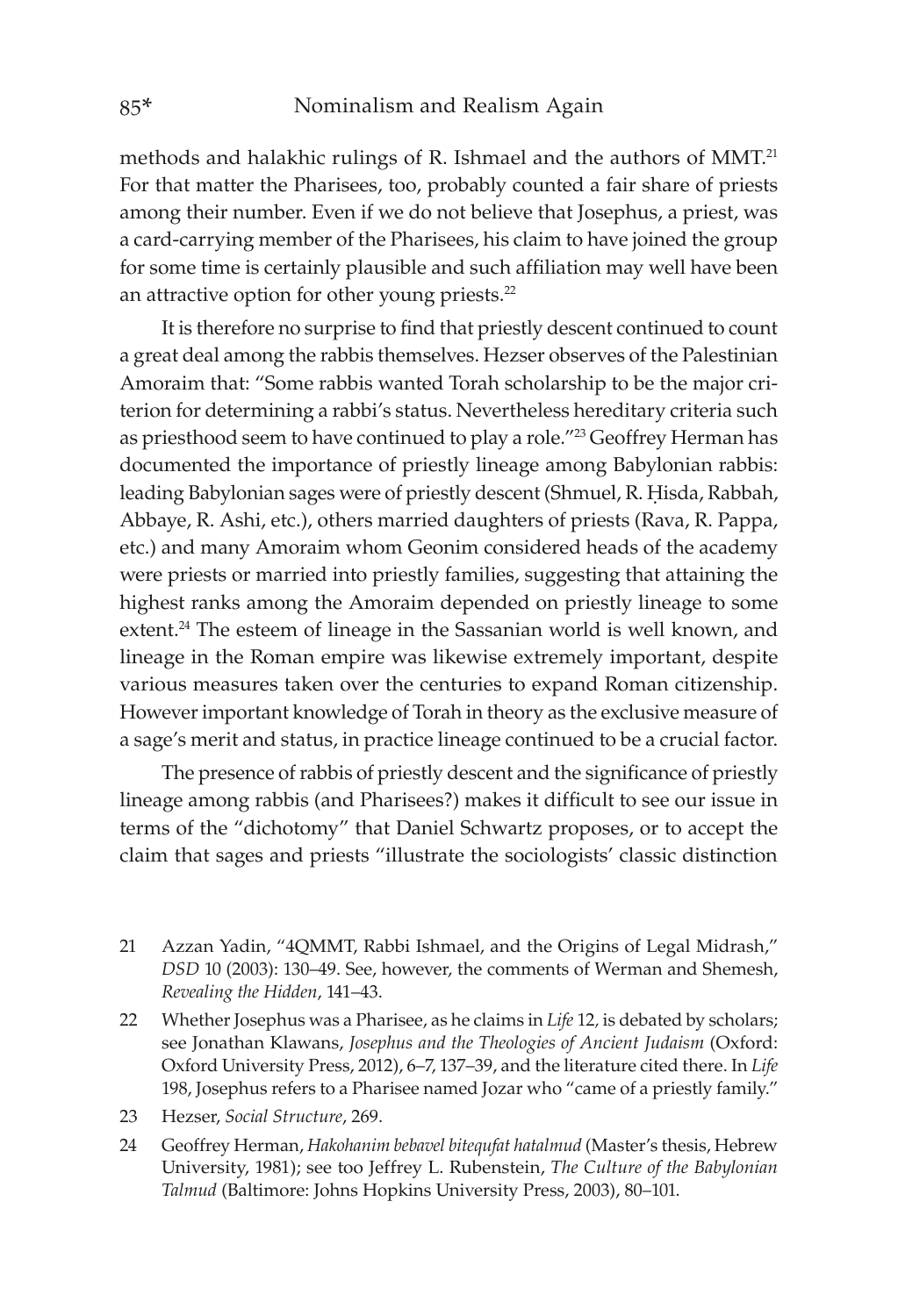methods and halakhic rulings of R. Ishmael and the authors of MMT.[21] For that matter the Pharisees, too, probably counted a fair share of priests among their number. Even if we do not believe that Josephus, a priest, was a card-carrying member of the Pharisees, his claim to have joined the group for some time is certainly plausible and such affiliation may well have been an attractive option for other young priests.[22]

It is therefore no surprise to find that priestly descent continued to count a great deal among the rabbis themselves. Hezser observes of the Palestinian Amoraim that: "Some rabbis wanted Torah scholarship to be the major criterion for determining a rabbi's status. Nevertheless hereditary criteria such as priesthood seem to have continued to play a role."[23] Geoffrey Herman has documented the importance of priestly lineage among Babylonian rabbis: leading Babylonian sages were of priestly descent (Shmuel, R. Ḥisda, Rabbah, Abbaye, R. Ashi, etc.), others married daughters of priests (Rava, R. Pappa, etc.) and many Amoraim whom Geonim considered heads of the academy were priests or married into priestly families, suggesting that attaining the highest ranks among the Amoraim depended on priestly lineage to some extent.[24] The esteem of lineage in the Sassanian world is well known, and lineage in the Roman empire was likewise extremely important, despite various measures taken over the centuries to expand Roman citizenship. However important knowledge of Torah in theory as the exclusive measure of a sage's merit and status, in practice lineage continued to be a crucial factor.

The presence of rabbis of priestly descent and the significance of priestly lineage among rabbis (and Pharisees?) makes it difficult to see our issue in terms of the "dichotomy" that Daniel Schwartz proposes, or to accept the claim that sages and priests "illustrate the sociologists' classic distinction

21 Azzan Yadin, "4QMMT, Rabbi Ishmael, and the Origins of Legal Midrash," *DSD* 10 (2003): 130–49. See, however, the comments of Werman and Shemesh, *Revealing the Hidden*, 141–43.

22 Whether Josephus was a Pharisee, as he claims in *Life* 12, is debated by scholars; see Jonathan Klawans, *Josephus and the Theologies of Ancient Judaism* (Oxford: Oxford University Press, 2012), 6–7, 137–39, and the literature cited there. In *Life* 198, Josephus refers to a Pharisee named Jozar who "came of a priestly family."

23 Hezser, *Social Structure*, 269.

24 Geoffrey Herman, *Hakohanim bebavel bitequfat hatalmud* (Master's thesis, Hebrew University, 1981); see too Jeffrey L. Rubenstein, *The Culture of the Babylonian Talmud* (Baltimore: Johns Hopkins University Press, 2003), 80–101.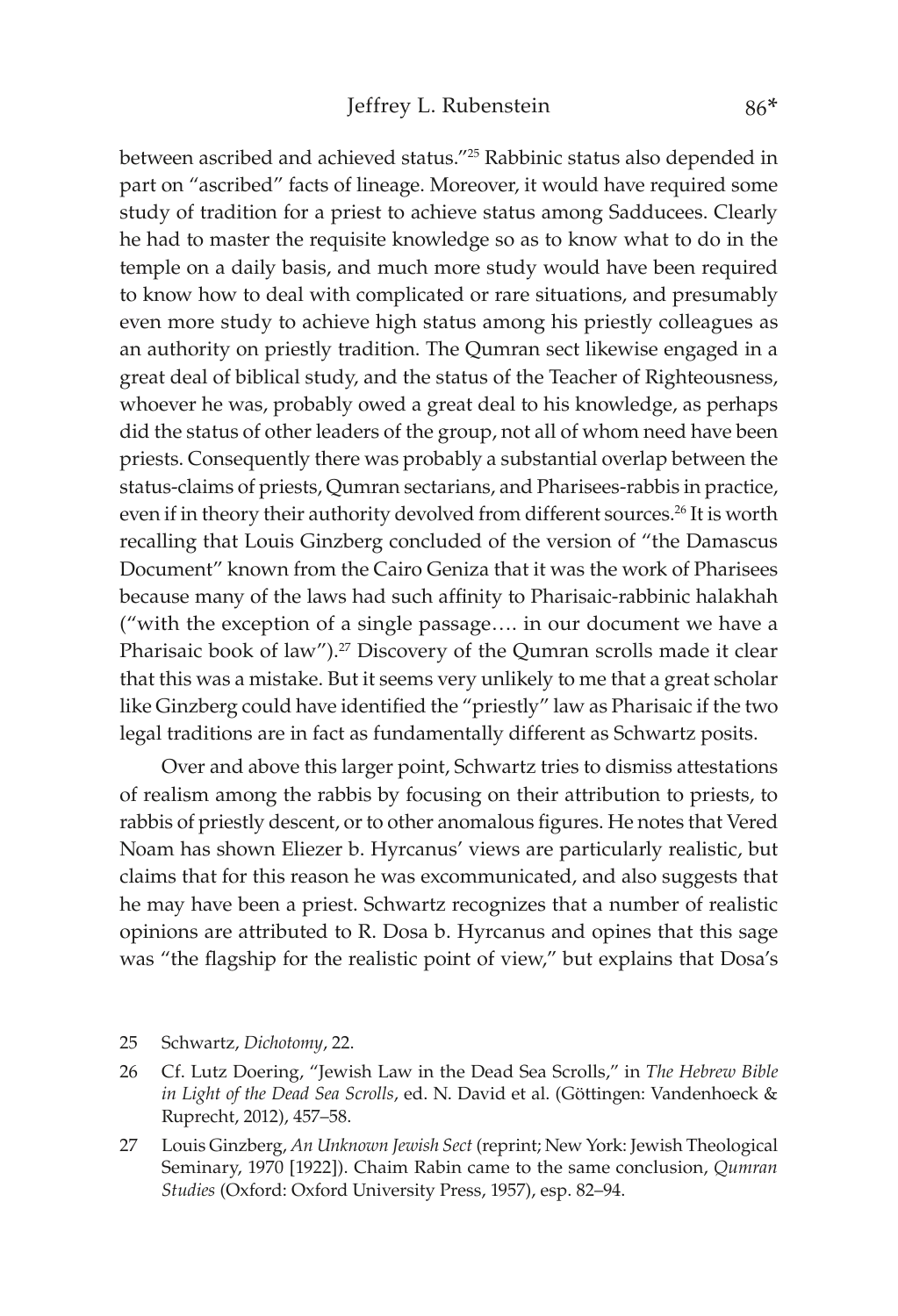between ascribed and achieved status."[25] Rabbinic status also depended in part on "ascribed" facts of lineage. Moreover, it would have required some study of tradition for a priest to achieve status among Sadducees. Clearly he had to master the requisite knowledge so as to know what to do in the temple on a daily basis, and much more study would have been required to know how to deal with complicated or rare situations, and presumably even more study to achieve high status among his priestly colleagues as an authority on priestly tradition. The Qumran sect likewise engaged in a great deal of biblical study, and the status of the Teacher of Righteousness, whoever he was, probably owed a great deal to his knowledge, as perhaps did the status of other leaders of the group, not all of whom need have been priests. Consequently there was probably a substantial overlap between the status-claims of priests, Qumran sectarians, and Pharisees-rabbis in practice, even if in theory their authority devolved from different sources.[26] It is worth recalling that Louis Ginzberg concluded of the version of "the Damascus Document" known from the Cairo Geniza that it was the work of Pharisees because many of the laws had such affinity to Pharisaic-rabbinic halakhah ("with the exception of a single passage…. in our document we have a Pharisaic book of law").[27] Discovery of the Qumran scrolls made it clear that this was a mistake. But it seems very unlikely to me that a great scholar like Ginzberg could have identified the "priestly" law as Pharisaic if the two legal traditions are in fact as fundamentally different as Schwartz posits.

Over and above this larger point, Schwartz tries to dismiss attestations of realism among the rabbis by focusing on their attribution to priests, to rabbis of priestly descent, or to other anomalous figures. He notes that Vered Noam has shown Eliezer b. Hyrcanus' views are particularly realistic, but claims that for this reason he was excommunicated, and also suggests that he may have been a priest. Schwartz recognizes that a number of realistic opinions are attributed to R. Dosa b. Hyrcanus and opines that this sage was "the flagship for the realistic point of view," but explains that Dosa's

25 Schwartz, *Dichotomy*, 22.

26 Cf. Lutz Doering, "Jewish Law in the Dead Sea Scrolls," in *The Hebrew Bible in Light of the Dead Sea Scrolls*, ed. N. David et al. (Göttingen: Vandenhoeck & Ruprecht, 2012), 457–58.

27 Louis Ginzberg, *An Unknown Jewish Sect* (reprint; New York: Jewish Theological Seminary, 1970 [1922]). Chaim Rabin came to the same conclusion, *Qumran Studies* (Oxford: Oxford University Press, 1957), esp. 82–94.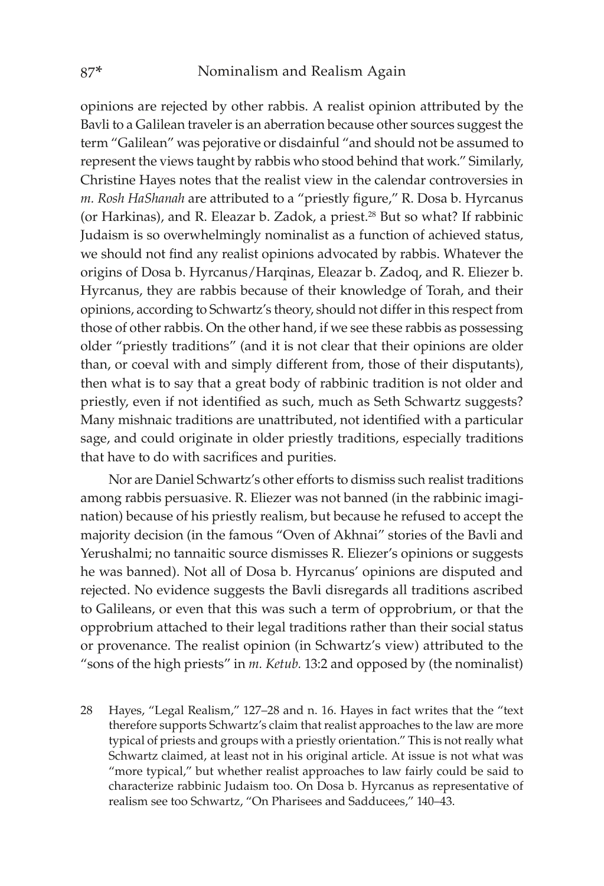opinions are rejected by other rabbis. A realist opinion attributed by the Bavli to a Galilean traveler is an aberration because other sources suggest the term "Galilean" was pejorative or disdainful "and should not be assumed to represent the views taught by rabbis who stood behind that work." Similarly, Christine Hayes notes that the realist view in the calendar controversies in *m. Rosh HaShanah* are attributed to a "priestly figure," R. Dosa b. Hyrcanus (or Harkinas), and R. Eleazar b. Zadok, a priest.[28] But so what? If rabbinic Judaism is so overwhelmingly nominalist as a function of achieved status, we should not find any realist opinions advocated by rabbis. Whatever the origins of Dosa b. Hyrcanus/Harqinas, Eleazar b. Zadoq, and R. Eliezer b. Hyrcanus, they are rabbis because of their knowledge of Torah, and their opinions, according to Schwartz's theory, should not differ in this respect from those of other rabbis. On the other hand, if we see these rabbis as possessing older "priestly traditions" (and it is not clear that their opinions are older than, or coeval with and simply different from, those of their disputants), then what is to say that a great body of rabbinic tradition is not older and priestly, even if not identified as such, much as Seth Schwartz suggests? Many mishnaic traditions are unattributed, not identified with a particular sage, and could originate in older priestly traditions, especially traditions that have to do with sacrifices and purities.

Nor are Daniel Schwartz's other efforts to dismiss such realist traditions among rabbis persuasive. R. Eliezer was not banned (in the rabbinic imagination) because of his priestly realism, but because he refused to accept the majority decision (in the famous "Oven of Akhnai" stories of the Bavli and Yerushalmi; no tannaitic source dismisses R. Eliezer's opinions or suggests he was banned). Not all of Dosa b. Hyrcanus' opinions are disputed and rejected. No evidence suggests the Bavli disregards all traditions ascribed to Galileans, or even that this was such a term of opprobrium, or that the opprobrium attached to their legal traditions rather than their social status or provenance. The realist opinion (in Schwartz's view) attributed to the "sons of the high priests" in *m. Ketub.* 13:2 and opposed by (the nominalist)

28 Hayes, "Legal Realism," 127–28 and n. 16. Hayes in fact writes that the "text therefore supports Schwartz's claim that realist approaches to the law are more typical of priests and groups with a priestly orientation." This is not really what Schwartz claimed, at least not in his original article. At issue is not what was "more typical," but whether realist approaches to law fairly could be said to characterize rabbinic Judaism too. On Dosa b. Hyrcanus as representative of realism see too Schwartz, "On Pharisees and Sadducees," 140–43.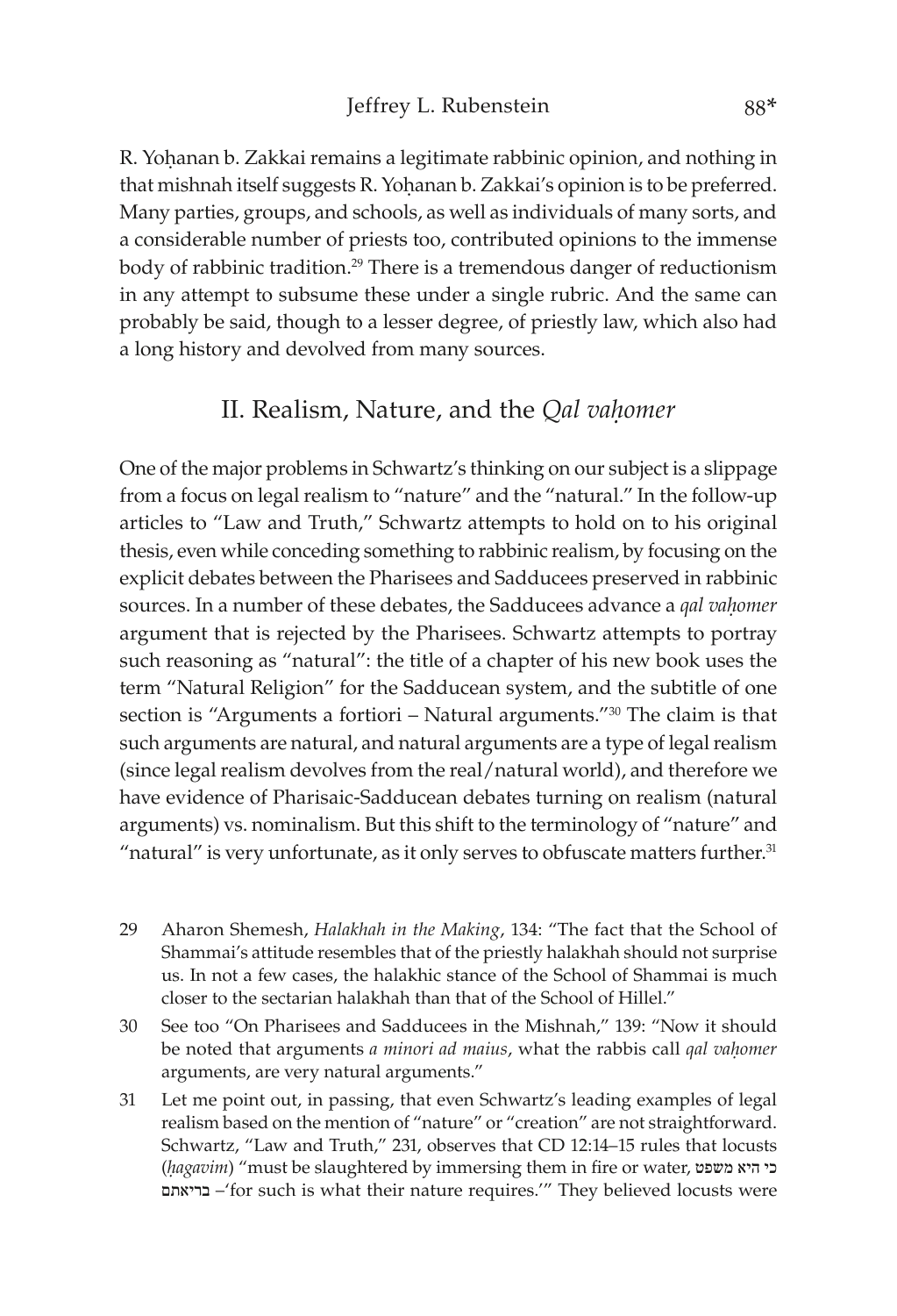R. Yoḥanan b. Zakkai remains a legitimate rabbinic opinion, and nothing in that mishnah itself suggests R. Yoḥanan b. Zakkai's opinion is to be preferred. Many parties, groups, and schools, as well as individuals of many sorts, and a considerable number of priests too, contributed opinions to the immense body of rabbinic tradition.[29] There is a tremendous danger of reductionism in any attempt to subsume these under a single rubric. And the same can probably be said, though to a lesser degree, of priestly law, which also had a long history and devolved from many sources.

## II. Realism, Nature, and the *Qal vaḥomer*

One of the major problems in Schwartz's thinking on our subject is a slippage from a focus on legal realism to "nature" and the "natural." In the follow-up articles to "Law and Truth," Schwartz attempts to hold on to his original thesis, even while conceding something to rabbinic realism, by focusing on the explicit debates between the Pharisees and Sadducees preserved in rabbinic sources. In a number of these debates, the Sadducees advance a *qal vaḥomer* argument that is rejected by the Pharisees. Schwartz attempts to portray such reasoning as "natural": the title of a chapter of his new book uses the term "Natural Religion" for the Sadducean system, and the subtitle of one section is "Arguments a fortiori – Natural arguments."[30] The claim is that such arguments are natural, and natural arguments are a type of legal realism (since legal realism devolves from the real/natural world), and therefore we have evidence of Pharisaic-Sadducean debates turning on realism (natural arguments) vs. nominalism. But this shift to the terminology of "nature" and "natural" is very unfortunate, as it only serves to obfuscate matters further.[31]

29 Aharon Shemesh, *Halakhah in the Making*, 134: "The fact that the School of Shammai's attitude resembles that of the priestly halakhah should not surprise us. In not a few cases, the halakhic stance of the School of Shammai is much closer to the sectarian halakhah than that of the School of Hillel."

30 See too "On Pharisees and Sadducees in the Mishnah," 139: "Now it should be noted that arguments *a minori ad maius*, what the rabbis call *qal vaḥomer* arguments, are very natural arguments."

31 Let me point out, in passing, that even Schwartz's leading examples of legal realism based on the mention of "nature" or "creation" are not straightforward. Schwartz, "Law and Truth," 231, observes that CD 12:14–15 rules that locusts (*ḥagavim*) "must be slaughtered by immersing them in fire or water, כי היא משפט בריאתם –'for such is what their nature requires.'" They believed locusts were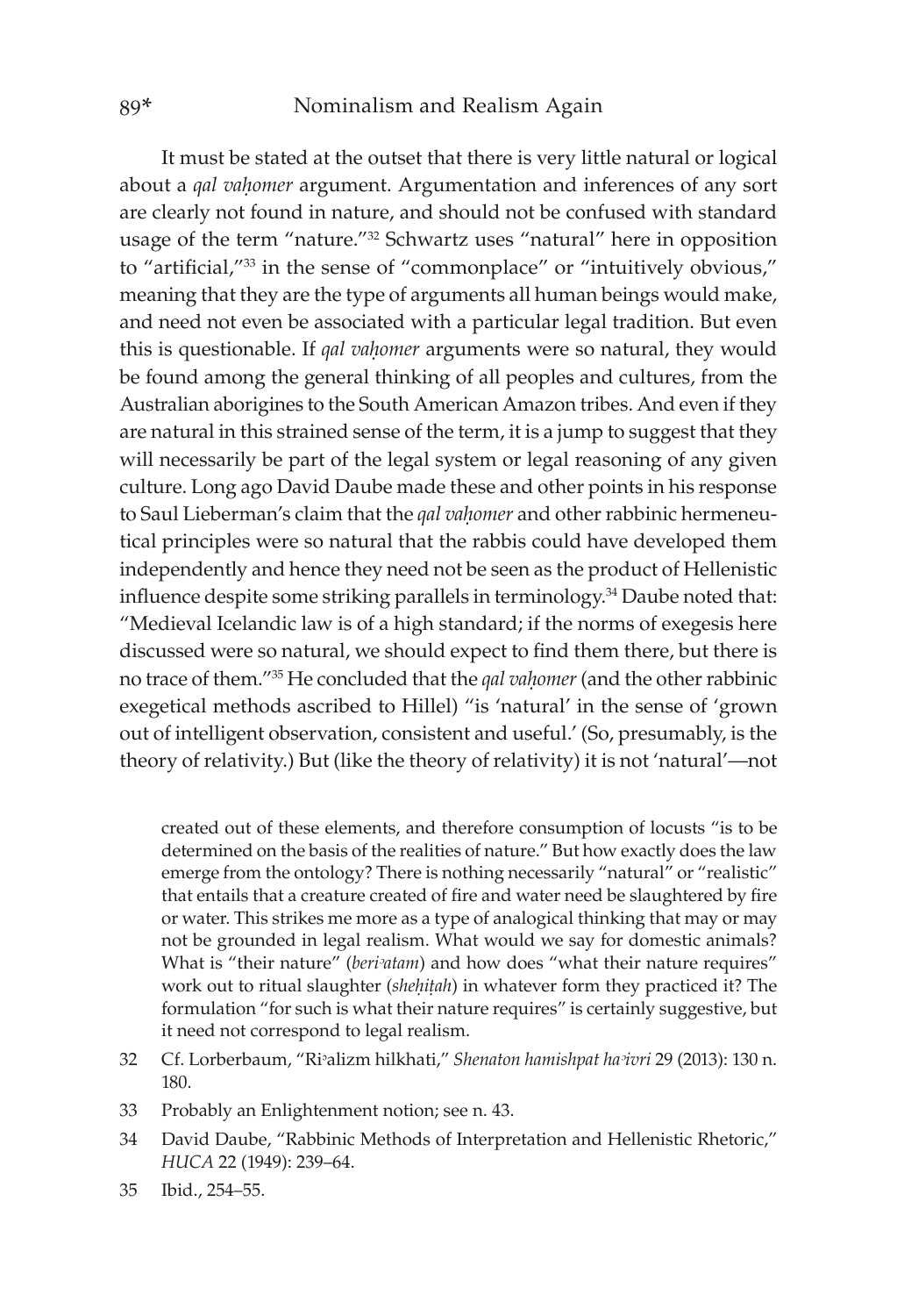It must be stated at the outset that there is very little natural or logical about a *qal vaḥomer* argument. Argumentation and inferences of any sort are clearly not found in nature, and should not be confused with standard usage of the term "nature."[32] Schwartz uses "natural" here in opposition to "artificial,"[33] in the sense of "commonplace" or "intuitively obvious," meaning that they are the type of arguments all human beings would make, and need not even be associated with a particular legal tradition. But even this is questionable. If *qal vaḥomer* arguments were so natural, they would be found among the general thinking of all peoples and cultures, from the Australian aborigines to the South American Amazon tribes. And even if they are natural in this strained sense of the term, it is a jump to suggest that they will necessarily be part of the legal system or legal reasoning of any given culture. Long ago David Daube made these and other points in his response to Saul Lieberman's claim that the *qal vaḥomer* and other rabbinic hermeneutical principles were so natural that the rabbis could have developed them independently and hence they need not be seen as the product of Hellenistic influence despite some striking parallels in terminology.[34] Daube noted that: "Medieval Icelandic law is of a high standard; if the norms of exegesis here discussed were so natural, we should expect to find them there, but there is no trace of them."[35] He concluded that the *qal vaḥomer* (and the other rabbinic exegetical methods ascribed to Hillel) "is 'natural' in the sense of 'grown out of intelligent observation, consistent and useful.' (So, presumably, is the theory of relativity.) But (like the theory of relativity) it is not 'natural'—not

created out of these elements, and therefore consumption of locusts "is to be determined on the basis of the realities of nature." But how exactly does the law emerge from the ontology? There is nothing necessarily "natural" or "realistic" that entails that a creature created of fire and water need be slaughtered by fire or water. This strikes me more as a type of analogical thinking that may or may not be grounded in legal realism. What would we say for domestic animals? What is "their nature" (*beriʾatam*) and how does "what their nature requires" work out to ritual slaughter (*sheḥiṭah*) in whatever form they practiced it? The formulation "for such is what their nature requires" is certainly suggestive, but it need not correspond to legal realism.

32 Cf. Lorberbaum, "Riʾalizm hilkhati," *Shenaton hamishpat haʿivri* 29 (2013): 130 n. 180.

33 Probably an Enlightenment notion; see n. 43.

34 David Daube, "Rabbinic Methods of Interpretation and Hellenistic Rhetoric," *HUCA* 22 (1949): 239–64.

35 Ibid., 254–55.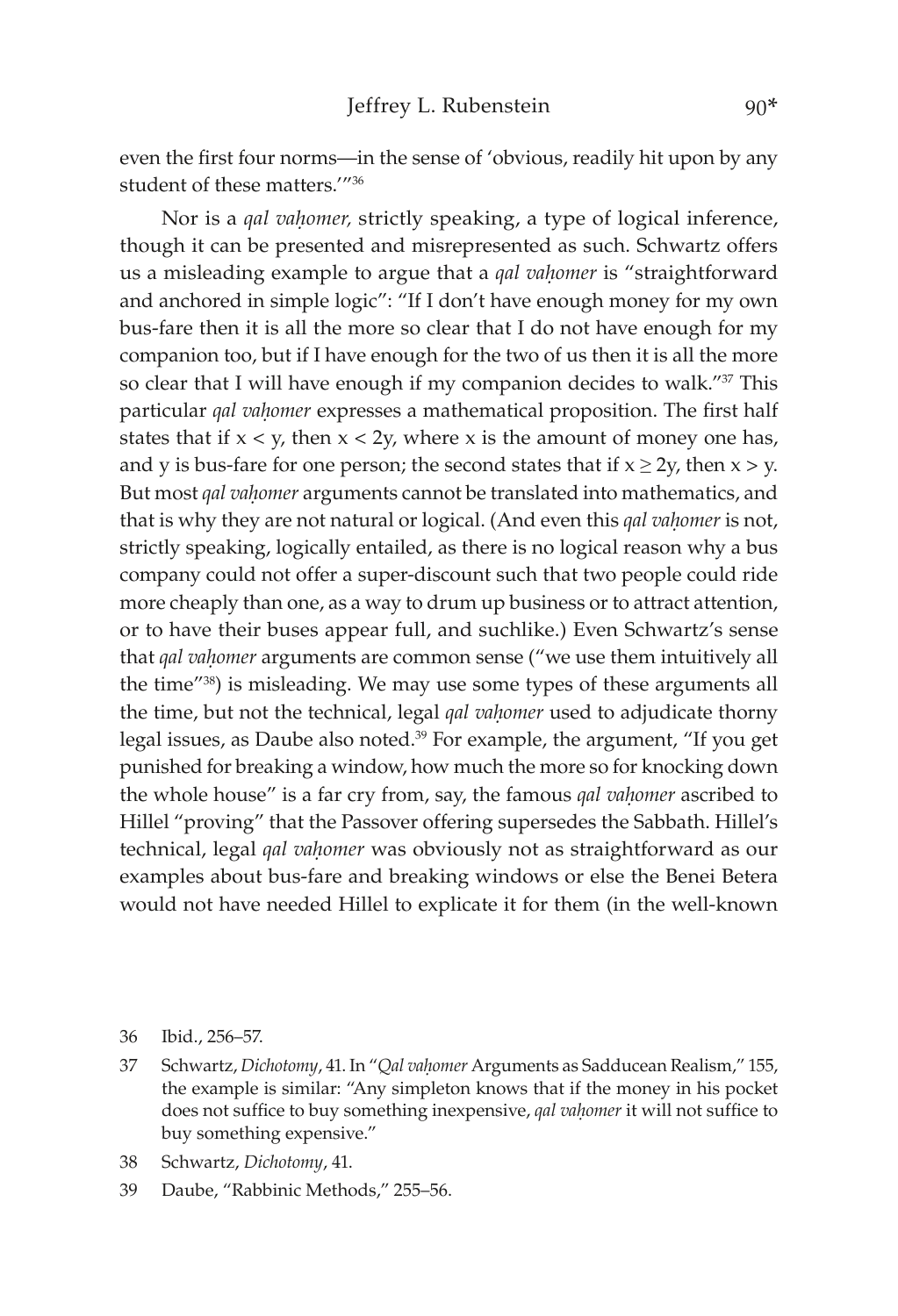even the first four norms—in the sense of 'obvious, readily hit upon by any student of these matters.'"[36]

Nor is a *qal vaḥomer,* strictly speaking, a type of logical inference, though it can be presented and misrepresented as such. Schwartz offers us a misleading example to argue that a *qal vaḥomer* is "straightforward and anchored in simple logic": "If I don't have enough money for my own bus-fare then it is all the more so clear that I do not have enough for my companion too, but if I have enough for the two of us then it is all the more so clear that I will have enough if my companion decides to walk."[37] This particular *qal vaḥomer* expresses a mathematical proposition. The first half states that if $x < y$, then $x < 2y$, where x is the amount of money one has, and y is bus-fare for one person; the second states that if $x \geq 2y$, then $x > y$. But most *qal vaḥomer* arguments cannot be translated into mathematics, and that is why they are not natural or logical. (And even this *qal vaḥomer* is not, strictly speaking, logically entailed, as there is no logical reason why a bus company could not offer a super-discount such that two people could ride more cheaply than one, as a way to drum up business or to attract attention, or to have their buses appear full, and suchlike.) Even Schwartz's sense that *qal vaḥomer* arguments are common sense ("we use them intuitively all the time"[38]) is misleading. We may use some types of these arguments all the time, but not the technical, legal *qal vaḥomer* used to adjudicate thorny legal issues, as Daube also noted.[39] For example, the argument, "If you get punished for breaking a window, how much the more so for knocking down the whole house" is a far cry from, say, the famous *qal vaḥomer* ascribed to Hillel "proving" that the Passover offering supersedes the Sabbath. Hillel's technical, legal *qal vaḥomer* was obviously not as straightforward as our examples about bus-fare and breaking windows or else the Benei Betera would not have needed Hillel to explicate it for them (in the well-known

36 Ibid., 256–57.

37 Schwartz, *Dichotomy*, 41. In "*Qal vaḥomer* Arguments as Sadducean Realism," 155, the example is similar: "Any simpleton knows that if the money in his pocket does not suffice to buy something inexpensive, *qal vaḥomer* it will not suffice to buy something expensive."

38 Schwartz, *Dichotomy*, 41.

39 Daube, "Rabbinic Methods," 255–56.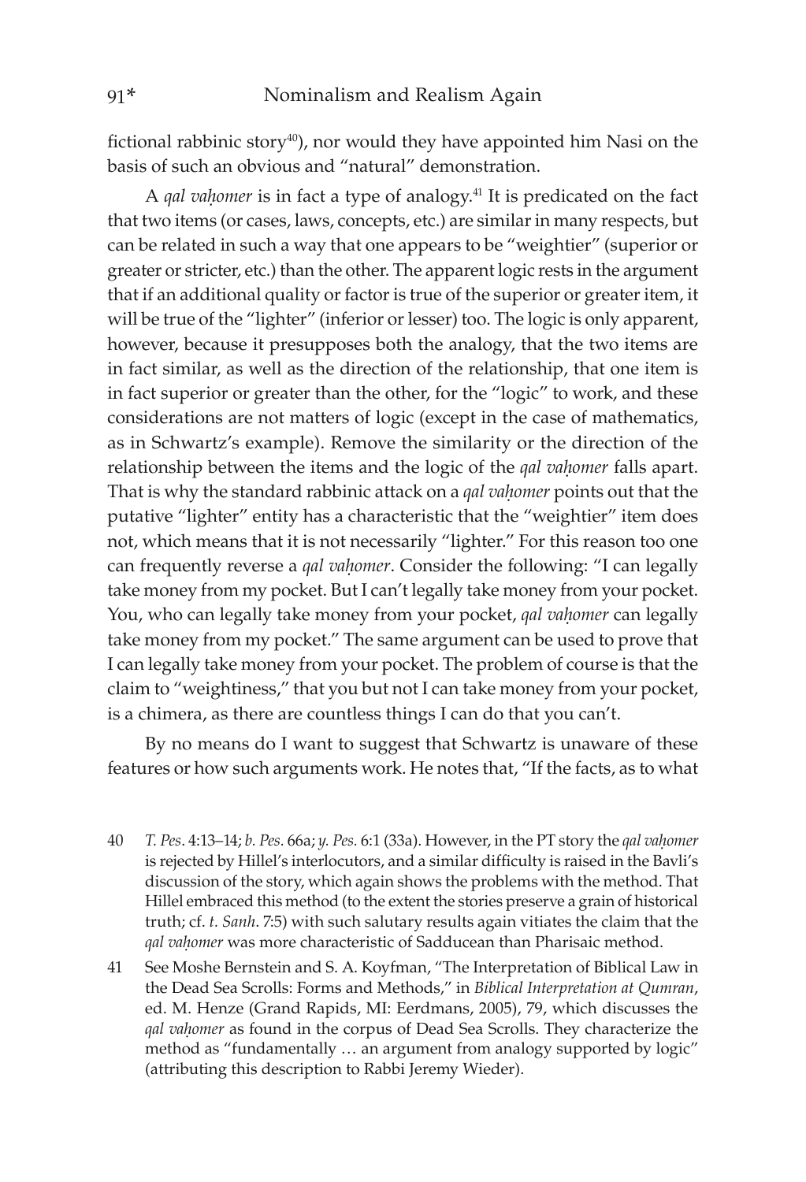fictional rabbinic story[40]), nor would they have appointed him Nasi on the basis of such an obvious and "natural" demonstration.

A *qal vaḥomer* is in fact a type of analogy.[41] It is predicated on the fact that two items (or cases, laws, concepts, etc.) are similar in many respects, but can be related in such a way that one appears to be "weightier" (superior or greater or stricter, etc.) than the other. The apparent logic rests in the argument that if an additional quality or factor is true of the superior or greater item, it will be true of the "lighter" (inferior or lesser) too. The logic is only apparent, however, because it presupposes both the analogy, that the two items are in fact similar, as well as the direction of the relationship, that one item is in fact superior or greater than the other, for the "logic" to work, and these considerations are not matters of logic (except in the case of mathematics, as in Schwartz's example). Remove the similarity or the direction of the relationship between the items and the logic of the *qal vaḥomer* falls apart. That is why the standard rabbinic attack on a *qal vaḥomer* points out that the putative "lighter" entity has a characteristic that the "weightier" item does not, which means that it is not necessarily "lighter." For this reason too one can frequently reverse a *qal vaḥomer*. Consider the following: "I can legally take money from my pocket. But I can't legally take money from your pocket. You, who can legally take money from your pocket, *qal vaḥomer* can legally take money from my pocket." The same argument can be used to prove that I can legally take money from your pocket. The problem of course is that the claim to "weightiness," that you but not I can take money from your pocket, is a chimera, as there are countless things I can do that you can't.

By no means do I want to suggest that Schwartz is unaware of these features or how such arguments work. He notes that, "If the facts, as to what

40 *T. Pes*. 4:13–14; *b. Pes.* 66a; *y. Pes.* 6:1 (33a). However, in the PT story the *qal vaḥomer* is rejected by Hillel's interlocutors, and a similar difficulty is raised in the Bavli's discussion of the story, which again shows the problems with the method. That Hillel embraced this method (to the extent the stories preserve a grain of historical truth; cf. *t. Sanh*. 7:5) with such salutary results again vitiates the claim that the *qal vaḥomer* was more characteristic of Sadducean than Pharisaic method.

41 See Moshe Bernstein and S. A. Koyfman, "The Interpretation of Biblical Law in the Dead Sea Scrolls: Forms and Methods," in *Biblical Interpretation at Qumran*, ed. M. Henze (Grand Rapids, MI: Eerdmans, 2005), 79, which discusses the *qal vaḥomer* as found in the corpus of Dead Sea Scrolls. They characterize the method as "fundamentally … an argument from analogy supported by logic" (attributing this description to Rabbi Jeremy Wieder).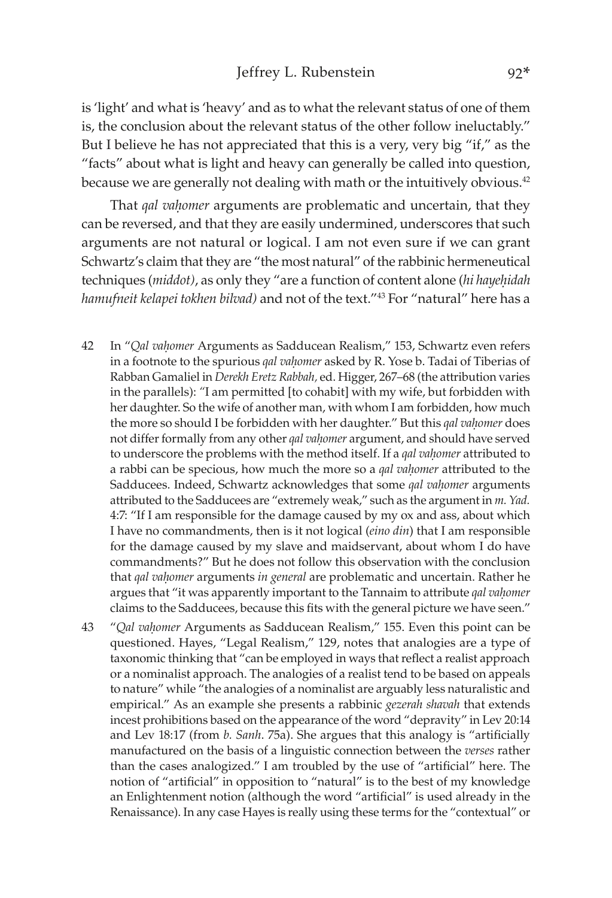is 'light' and what is 'heavy' and as to what the relevant status of one of them is, the conclusion about the relevant status of the other follow ineluctably." But I believe he has not appreciated that this is a very, very big "if," as the "facts" about what is light and heavy can generally be called into question, because we are generally not dealing with math or the intuitively obvious.[42]

That *qal vaḥomer* arguments are problematic and uncertain, that they can be reversed, and that they are easily undermined, underscores that such arguments are not natural or logical. I am not even sure if we can grant Schwartz's claim that they are "the most natural" of the rabbinic hermeneutical techniques (*middot*), as only they "are a function of content alone (*hi hayeḥidah hamufneit kelapei tokhen bilvad)* and not of the text."[43] For "natural" here has a

42 In "*Qal vaḥomer* Arguments as Sadducean Realism," 153, Schwartz even refers in a footnote to the spurious *qal vaḥomer* asked by R. Yose b. Tadai of Tiberias of Rabban Gamaliel in *Derekh Eretz Rabbah,* ed. Higger, 267–68 (the attribution varies in the parallels): "I am permitted [to cohabit] with my wife, but forbidden with her daughter. So the wife of another man, with whom I am forbidden, how much the more so should I be forbidden with her daughter." But this *qal vaḥomer* does not differ formally from any other *qal vaḥomer* argument, and should have served to underscore the problems with the method itself. If a *qal vaḥomer* attributed to a rabbi can be specious, how much the more so a *qal vaḥomer* attributed to the Sadducees. Indeed, Schwartz acknowledges that some *qal vaḥomer* arguments attributed to the Sadducees are "extremely weak," such as the argument in *m. Yad.* 4:7: "If I am responsible for the damage caused by my ox and ass, about which I have no commandments, then is it not logical (*eino din*) that I am responsible for the damage caused by my slave and maidservant, about whom I do have commandments?" But he does not follow this observation with the conclusion that *qal vaḥomer* arguments *in general* are problematic and uncertain. Rather he argues that "it was apparently important to the Tannaim to attribute *qal vaḥomer* claims to the Sadducees, because this fits with the general picture we have seen."

43 "*Qal vaḥomer* Arguments as Sadducean Realism," 155. Even this point can be questioned. Hayes, "Legal Realism," 129, notes that analogies are a type of taxonomic thinking that "can be employed in ways that reflect a realist approach or a nominalist approach. The analogies of a realist tend to be based on appeals to nature" while "the analogies of a nominalist are arguably less naturalistic and empirical." As an example she presents a rabbinic *gezerah shavah* that extends incest prohibitions based on the appearance of the word "depravity" in Lev 20:14 and Lev 18:17 (from *b. Sanh*. 75a). She argues that this analogy is "artificially manufactured on the basis of a linguistic connection between the *verses* rather than the cases analogized." I am troubled by the use of "artificial" here. The notion of "artificial" in opposition to "natural" is to the best of my knowledge an Enlightenment notion (although the word "artificial" is used already in the Renaissance). In any case Hayes is really using these terms for the "contextual" or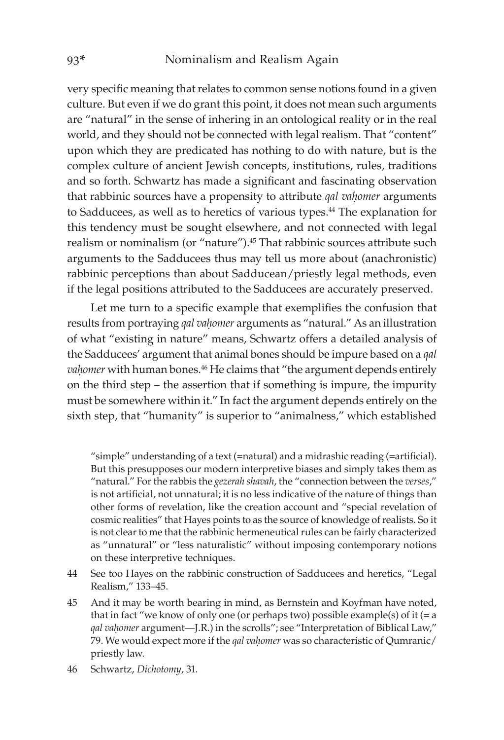very specific meaning that relates to common sense notions found in a given culture. But even if we do grant this point, it does not mean such arguments are "natural" in the sense of inhering in an ontological reality or in the real world, and they should not be connected with legal realism. That "content" upon which they are predicated has nothing to do with nature, but is the complex culture of ancient Jewish concepts, institutions, rules, traditions and so forth. Schwartz has made a significant and fascinating observation that rabbinic sources have a propensity to attribute *qal vaḥomer* arguments to Sadducees, as well as to heretics of various types.[44] The explanation for this tendency must be sought elsewhere, and not connected with legal realism or nominalism (or "nature").[45] That rabbinic sources attribute such arguments to the Sadducees thus may tell us more about (anachronistic) rabbinic perceptions than about Sadducean/priestly legal methods, even if the legal positions attributed to the Sadducees are accurately preserved.

Let me turn to a specific example that exemplifies the confusion that results from portraying *qal vaḥomer* arguments as "natural." As an illustration of what "existing in nature" means, Schwartz offers a detailed analysis of the Sadducees' argument that animal bones should be impure based on a *qal vaḥomer* with human bones.[46] He claims that "the argument depends entirely on the third step – the assertion that if something is impure, the impurity must be somewhere within it." In fact the argument depends entirely on the sixth step, that "humanity" is superior to "animalness," which established

"simple" understanding of a text (=natural) and a midrashic reading (=artificial). But this presupposes our modern interpretive biases and simply takes them as "natural." For the rabbis the *gezerah shavah*, the "connection between the *verses*," is not artificial, not unnatural; it is no less indicative of the nature of things than other forms of revelation, like the creation account and "special revelation of cosmic realities" that Hayes points to as the source of knowledge of realists. So it is not clear to me that the rabbinic hermeneutical rules can be fairly characterized as "unnatural" or "less naturalistic" without imposing contemporary notions on these interpretive techniques.

44 See too Hayes on the rabbinic construction of Sadducees and heretics, "Legal Realism," 133–45.

45 And it may be worth bearing in mind, as Bernstein and Koyfman have noted, that in fact "we know of only one (or perhaps two) possible example(s) of it (= a *qal vaḥomer* argument—J.R.) in the scrolls"; see "Interpretation of Biblical Law," 79. We would expect more if the *qal vaḥomer* was so characteristic of Qumranic/priestly law.

46 Schwartz, *Dichotomy*, 31.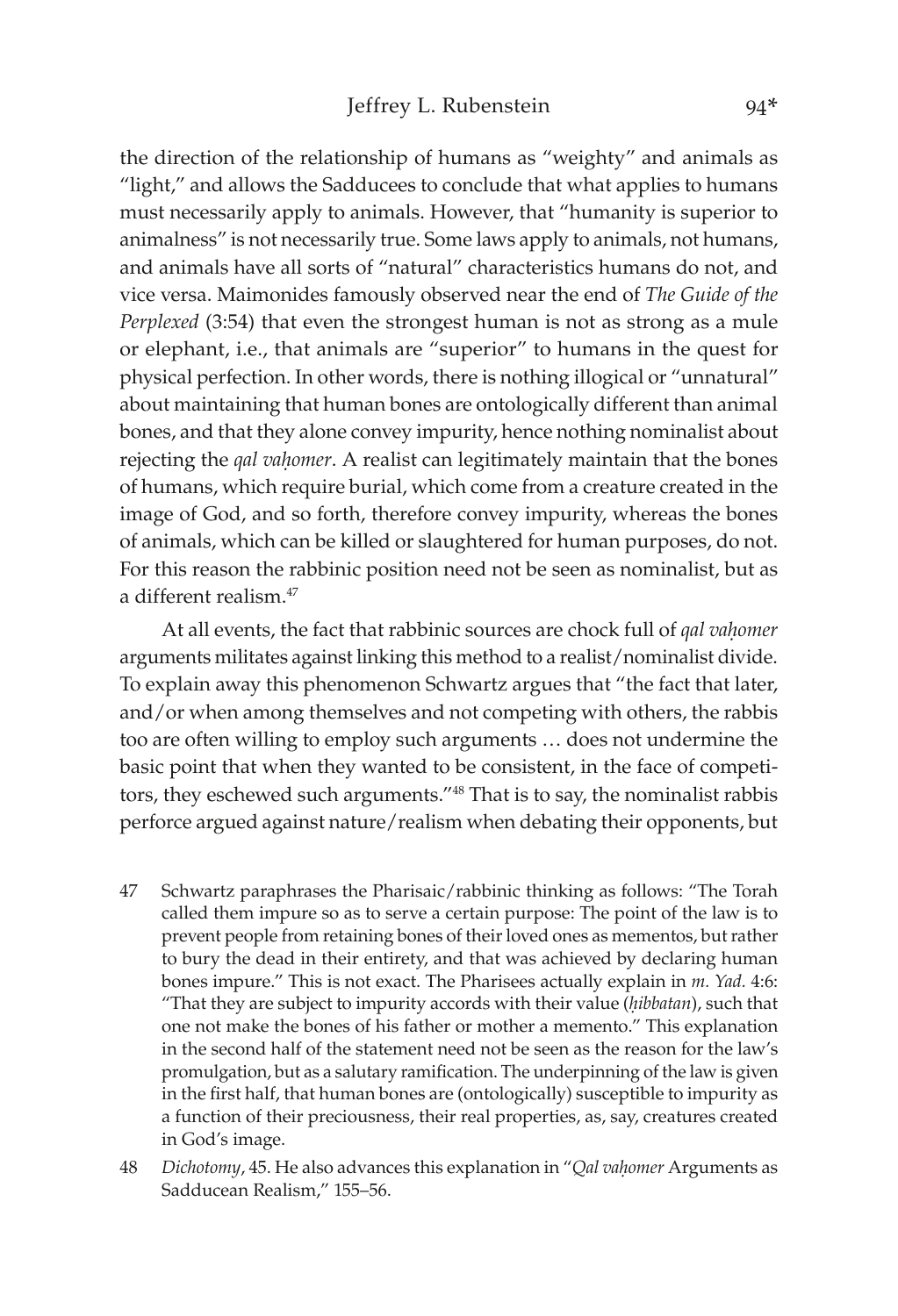the direction of the relationship of humans as "weighty" and animals as "light," and allows the Sadducees to conclude that what applies to humans must necessarily apply to animals. However, that "humanity is superior to animalness" is not necessarily true. Some laws apply to animals, not humans, and animals have all sorts of "natural" characteristics humans do not, and vice versa. Maimonides famously observed near the end of *The Guide of the Perplexed* (3:54) that even the strongest human is not as strong as a mule or elephant, i.e., that animals are "superior" to humans in the quest for physical perfection. In other words, there is nothing illogical or "unnatural" about maintaining that human bones are ontologically different than animal bones, and that they alone convey impurity, hence nothing nominalist about rejecting the *qal vaḥomer*. A realist can legitimately maintain that the bones of humans, which require burial, which come from a creature created in the image of God, and so forth, therefore convey impurity, whereas the bones of animals, which can be killed or slaughtered for human purposes, do not. For this reason the rabbinic position need not be seen as nominalist, but as a different realism.[47]

At all events, the fact that rabbinic sources are chock full of *qal vaḥomer* arguments militates against linking this method to a realist/nominalist divide. To explain away this phenomenon Schwartz argues that "the fact that later, and/or when among themselves and not competing with others, the rabbis too are often willing to employ such arguments … does not undermine the basic point that when they wanted to be consistent, in the face of competitors, they eschewed such arguments."[48] That is to say, the nominalist rabbis perforce argued against nature/realism when debating their opponents, but

47 Schwartz paraphrases the Pharisaic/rabbinic thinking as follows: "The Torah called them impure so as to serve a certain purpose: The point of the law is to prevent people from retaining bones of their loved ones as mementos, but rather to bury the dead in their entirety, and that was achieved by declaring human bones impure." This is not exact. The Pharisees actually explain in *m. Yad.* 4:6: "That they are subject to impurity accords with their value (*ḥibbatan*), such that one not make the bones of his father or mother a memento." This explanation in the second half of the statement need not be seen as the reason for the law's promulgation, but as a salutary ramification. The underpinning of the law is given in the first half, that human bones are (ontologically) susceptible to impurity as a function of their preciousness, their real properties, as, say, creatures created in God's image.

48 *Dichotomy*, 45. He also advances this explanation in "*Qal vaḥomer* Arguments as Sadducean Realism," 155–56.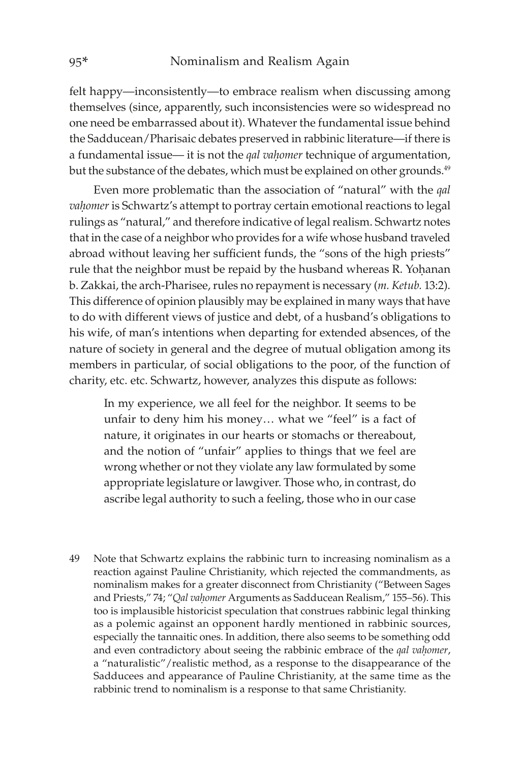felt happy—inconsistently—to embrace realism when discussing among themselves (since, apparently, such inconsistencies were so widespread no one need be embarrassed about it). Whatever the fundamental issue behind the Sadducean/Pharisaic debates preserved in rabbinic literature—if there is a fundamental issue— it is not the *qal vaḥomer* technique of argumentation, but the substance of the debates, which must be explained on other grounds.[49]

Even more problematic than the association of "natural" with the *qal vaḥomer* is Schwartz's attempt to portray certain emotional reactions to legal rulings as "natural," and therefore indicative of legal realism. Schwartz notes that in the case of a neighbor who provides for a wife whose husband traveled abroad without leaving her sufficient funds, the "sons of the high priests" rule that the neighbor must be repaid by the husband whereas R. Yoḥanan b. Zakkai, the arch-Pharisee, rules no repayment is necessary (*m. Ketub.* 13:2). This difference of opinion plausibly may be explained in many ways that have to do with different views of justice and debt, of a husband's obligations to his wife, of man's intentions when departing for extended absences, of the nature of society in general and the degree of mutual obligation among its members in particular, of social obligations to the poor, of the function of charity, etc. etc. Schwartz, however, analyzes this dispute as follows:

> In my experience, we all feel for the neighbor. It seems to be unfair to deny him his money… what we "feel" is a fact of nature, it originates in our hearts or stomachs or thereabout, and the notion of "unfair" applies to things that we feel are wrong whether or not they violate any law formulated by some appropriate legislature or lawgiver. Those who, in contrast, do ascribe legal authority to such a feeling, those who in our case

49 Note that Schwartz explains the rabbinic turn to increasing nominalism as a reaction against Pauline Christianity, which rejected the commandments, as nominalism makes for a greater disconnect from Christianity ("Between Sages and Priests," 74; "*Qal vaḥomer* Arguments as Sadducean Realism," 155–56). This too is implausible historicist speculation that construes rabbinic legal thinking as a polemic against an opponent hardly mentioned in rabbinic sources, especially the tannaitic ones. In addition, there also seems to be something odd and even contradictory about seeing the rabbinic embrace of the *qal vaḥomer*, a "naturalistic"/realistic method, as a response to the disappearance of the Sadducees and appearance of Pauline Christianity, at the same time as the rabbinic trend to nominalism is a response to that same Christianity.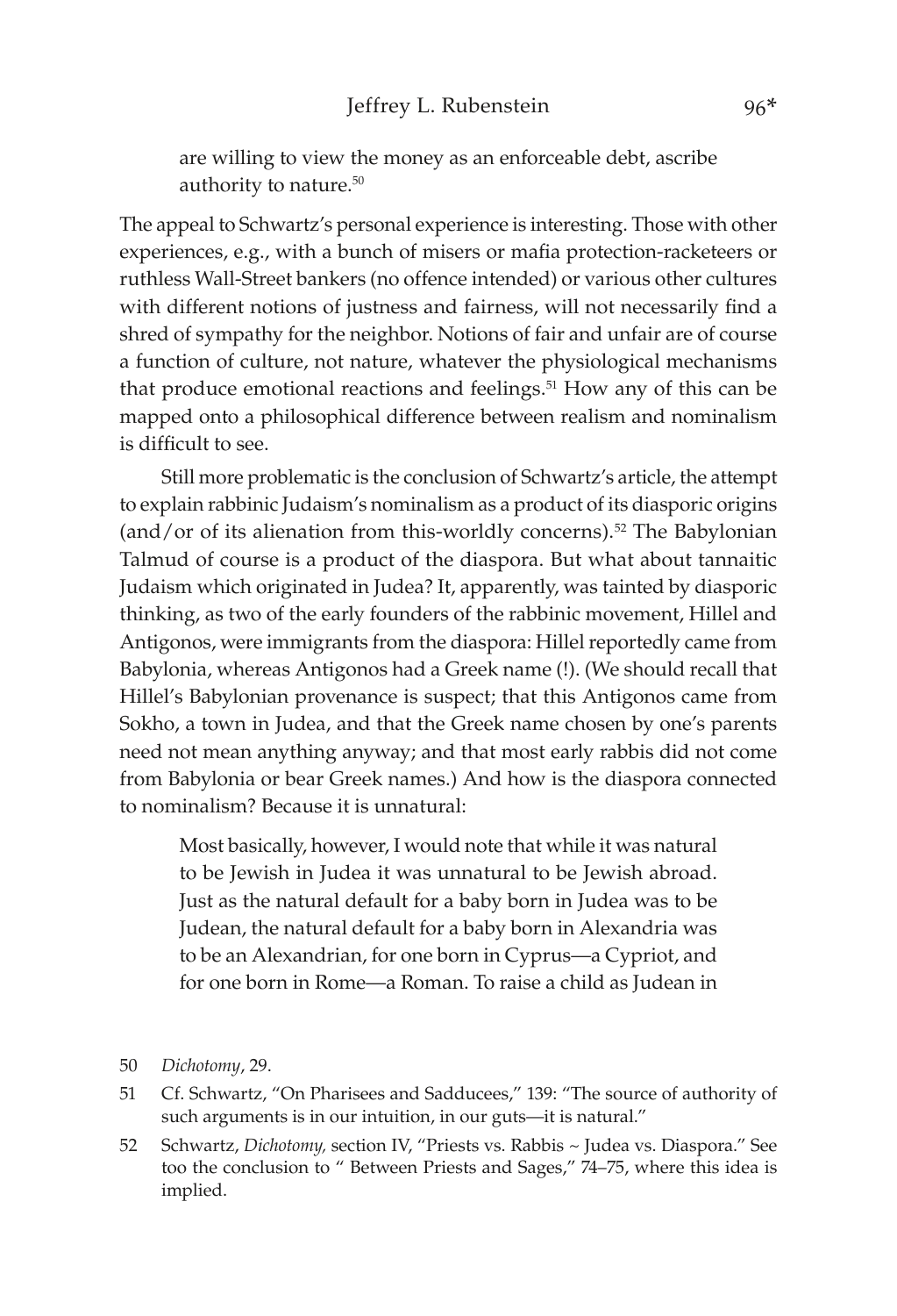> are willing to view the money as an enforceable debt, ascribe authority to nature.[50]

The appeal to Schwartz's personal experience is interesting. Those with other experiences, e.g., with a bunch of misers or mafia protection-racketeers or ruthless Wall-Street bankers (no offence intended) or various other cultures with different notions of justness and fairness, will not necessarily find a shred of sympathy for the neighbor. Notions of fair and unfair are of course a function of culture, not nature, whatever the physiological mechanisms that produce emotional reactions and feelings.[51] How any of this can be mapped onto a philosophical difference between realism and nominalism is difficult to see.

Still more problematic is the conclusion of Schwartz's article, the attempt to explain rabbinic Judaism's nominalism as a product of its diasporic origins (and/or of its alienation from this-worldly concerns).[52] The Babylonian Talmud of course is a product of the diaspora. But what about tannaitic Judaism which originated in Judea? It, apparently, was tainted by diasporic thinking, as two of the early founders of the rabbinic movement, Hillel and Antigonos, were immigrants from the diaspora: Hillel reportedly came from Babylonia, whereas Antigonos had a Greek name (!). (We should recall that Hillel's Babylonian provenance is suspect; that this Antigonos came from Sokho, a town in Judea, and that the Greek name chosen by one's parents need not mean anything anyway; and that most early rabbis did not come from Babylonia or bear Greek names.) And how is the diaspora connected to nominalism? Because it is unnatural:

> Most basically, however, I would note that while it was natural to be Jewish in Judea it was unnatural to be Jewish abroad. Just as the natural default for a baby born in Judea was to be Judean, the natural default for a baby born in Alexandria was to be an Alexandrian, for one born in Cyprus—a Cypriot, and for one born in Rome—a Roman. To raise a child as Judean in

50 *Dichotomy*, 29.

51 Cf. Schwartz, "On Pharisees and Sadducees," 139: "The source of authority of such arguments is in our intuition, in our guts—it is natural."

52 Schwartz, *Dichotomy,* section IV, "Priests vs. Rabbis ~ Judea vs. Diaspora." See too the conclusion to " Between Priests and Sages," 74–75, where this idea is implied.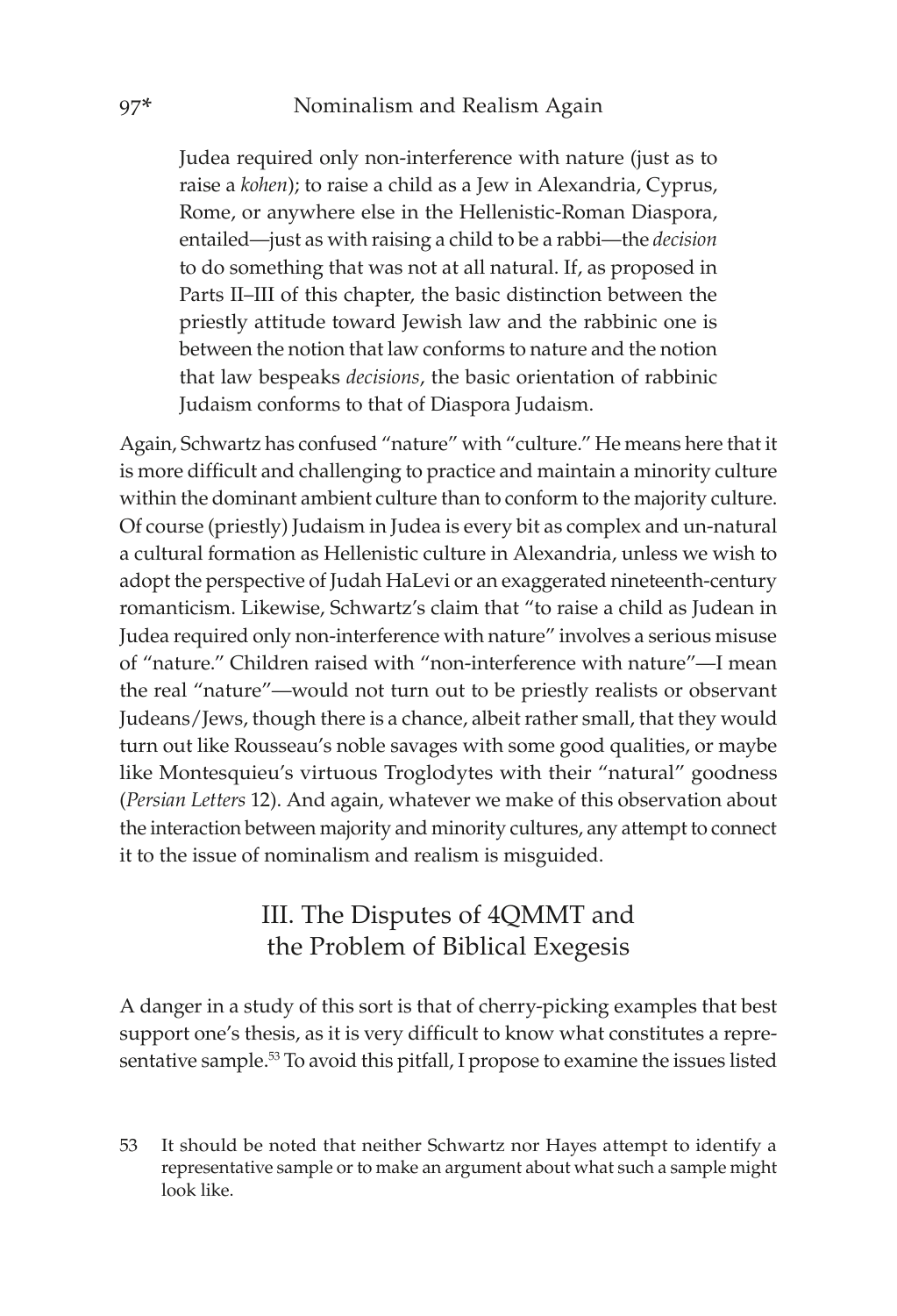> Judea required only non-interference with nature (just as to raise a *kohen*); to raise a child as a Jew in Alexandria, Cyprus, Rome, or anywhere else in the Hellenistic-Roman Diaspora, entailed—just as with raising a child to be a rabbi—the *decision* to do something that was not at all natural. If, as proposed in Parts II–III of this chapter, the basic distinction between the priestly attitude toward Jewish law and the rabbinic one is between the notion that law conforms to nature and the notion that law bespeaks *decisions*, the basic orientation of rabbinic Judaism conforms to that of Diaspora Judaism.

Again, Schwartz has confused "nature" with "culture." He means here that it is more difficult and challenging to practice and maintain a minority culture within the dominant ambient culture than to conform to the majority culture. Of course (priestly) Judaism in Judea is every bit as complex and un-natural a cultural formation as Hellenistic culture in Alexandria, unless we wish to adopt the perspective of Judah HaLevi or an exaggerated nineteenth-century romanticism. Likewise, Schwartz's claim that "to raise a child as Judean in Judea required only non-interference with nature" involves a serious misuse of "nature." Children raised with "non-interference with nature"—I mean the real "nature"—would not turn out to be priestly realists or observant Judeans/Jews, though there is a chance, albeit rather small, that they would turn out like Rousseau's noble savages with some good qualities, or maybe like Montesquieu's virtuous Troglodytes with their "natural" goodness (*Persian Letters* 12). And again, whatever we make of this observation about the interaction between majority and minority cultures, any attempt to connect it to the issue of nominalism and realism is misguided.

## III. The Disputes of 4QMMT and the Problem of Biblical Exegesis

A danger in a study of this sort is that of cherry-picking examples that best support one's thesis, as it is very difficult to know what constitutes a representative sample.[53] To avoid this pitfall, I propose to examine the issues listed

53 It should be noted that neither Schwartz nor Hayes attempt to identify a representative sample or to make an argument about what such a sample might look like.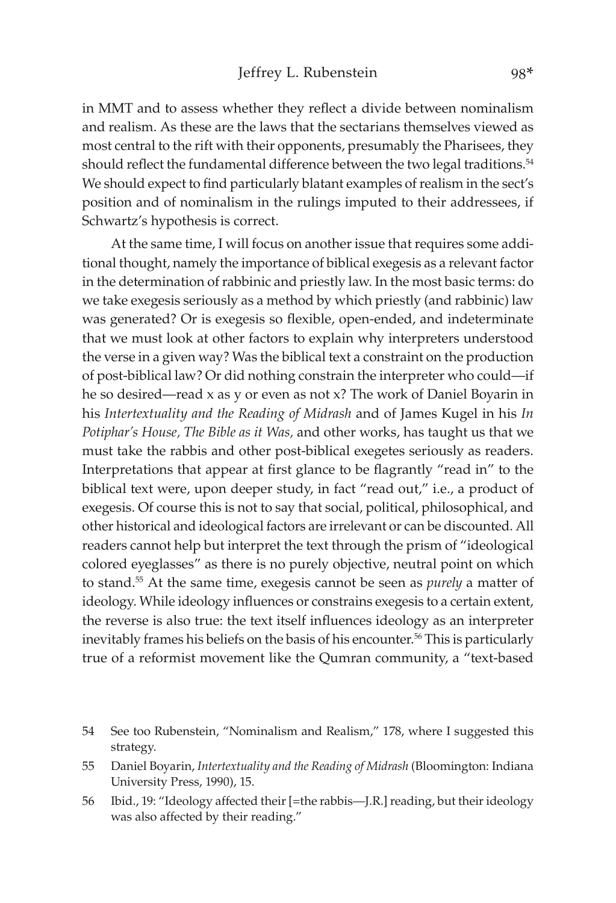in MMT and to assess whether they reflect a divide between nominalism and realism. As these are the laws that the sectarians themselves viewed as most central to the rift with their opponents, presumably the Pharisees, they should reflect the fundamental difference between the two legal traditions.[54] We should expect to find particularly blatant examples of realism in the sect's position and of nominalism in the rulings imputed to their addressees, if Schwartz's hypothesis is correct.

At the same time, I will focus on another issue that requires some additional thought, namely the importance of biblical exegesis as a relevant factor in the determination of rabbinic and priestly law. In the most basic terms: do we take exegesis seriously as a method by which priestly (and rabbinic) law was generated? Or is exegesis so flexible, open-ended, and indeterminate that we must look at other factors to explain why interpreters understood the verse in a given way? Was the biblical text a constraint on the production of post-biblical law? Or did nothing constrain the interpreter who could—if he so desired—read x as y or even as not x? The work of Daniel Boyarin in his *Intertextuality and the Reading of Midrash* and of James Kugel in his *In Potiphar's House, The Bible as it Was,* and other works, has taught us that we must take the rabbis and other post-biblical exegetes seriously as readers. Interpretations that appear at first glance to be flagrantly "read in" to the biblical text were, upon deeper study, in fact "read out," i.e., a product of exegesis. Of course this is not to say that social, political, philosophical, and other historical and ideological factors are irrelevant or can be discounted. All readers cannot help but interpret the text through the prism of "ideological colored eyeglasses" as there is no purely objective, neutral point on which to stand.[55] At the same time, exegesis cannot be seen as *purely* a matter of ideology. While ideology influences or constrains exegesis to a certain extent, the reverse is also true: the text itself influences ideology as an interpreter inevitably frames his beliefs on the basis of his encounter.[56] This is particularly true of a reformist movement like the Qumran community, a "text-based

54 See too Rubenstein, "Nominalism and Realism," 178, where I suggested this strategy.

55 Daniel Boyarin, *Intertextuality and the Reading of Midrash* (Bloomington: Indiana University Press, 1990), 15.

56 Ibid., 19: "Ideology affected their [=the rabbis—J.R.] reading, but their ideology was also affected by their reading."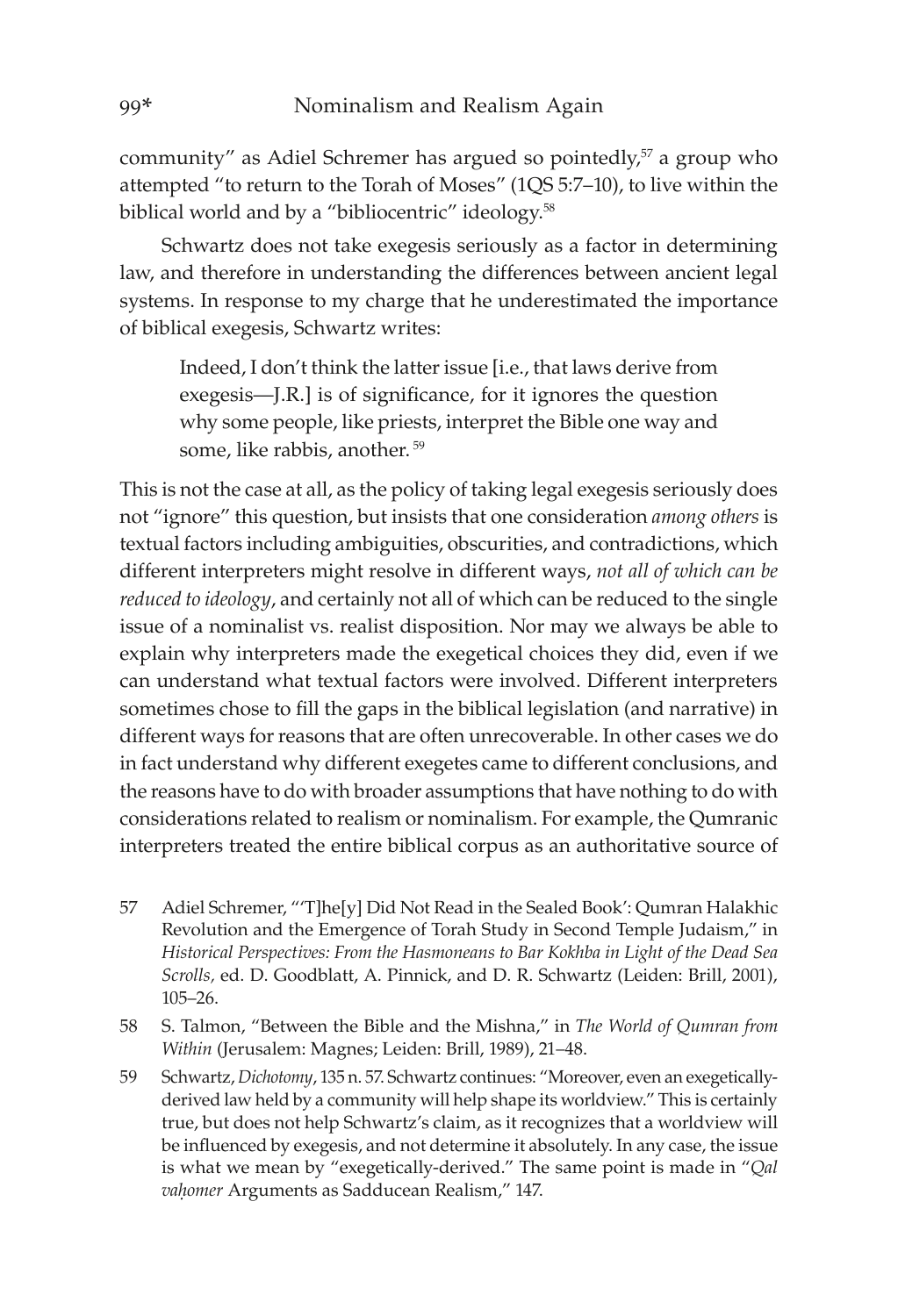community" as Adiel Schremer has argued so pointedly,[57] a group who attempted "to return to the Torah of Moses" (1QS 5:7–10), to live within the biblical world and by a "bibliocentric" ideology.[58]

Schwartz does not take exegesis seriously as a factor in determining law, and therefore in understanding the differences between ancient legal systems. In response to my charge that he underestimated the importance of biblical exegesis, Schwartz writes:

> Indeed, I don't think the latter issue [i.e., that laws derive from exegesis—J.R.] is of significance, for it ignores the question why some people, like priests, interpret the Bible one way and some, like rabbis, another. [59]

This is not the case at all, as the policy of taking legal exegesis seriously does not "ignore" this question, but insists that one consideration *among others* is textual factors including ambiguities, obscurities, and contradictions, which different interpreters might resolve in different ways, *not all of which can be reduced to ideology*, and certainly not all of which can be reduced to the single issue of a nominalist vs. realist disposition. Nor may we always be able to explain why interpreters made the exegetical choices they did, even if we can understand what textual factors were involved. Different interpreters sometimes chose to fill the gaps in the biblical legislation (and narrative) in different ways for reasons that are often unrecoverable. In other cases we do in fact understand why different exegetes came to different conclusions, and the reasons have to do with broader assumptions that have nothing to do with considerations related to realism or nominalism. For example, the Qumranic interpreters treated the entire biblical corpus as an authoritative source of

57 Adiel Schremer, "'T]he[y] Did Not Read in the Sealed Book': Qumran Halakhic Revolution and the Emergence of Torah Study in Second Temple Judaism," in *Historical Perspectives: From the Hasmoneans to Bar Kokhba in Light of the Dead Sea Scrolls,* ed. D. Goodblatt, A. Pinnick, and D. R. Schwartz (Leiden: Brill, 2001), 105–26.

58 S. Talmon, "Between the Bible and the Mishna," in *The World of Qumran from Within* (Jerusalem: Magnes; Leiden: Brill, 1989), 21–48.

59 Schwartz, *Dichotomy*, 135 n. 57. Schwartz continues: "Moreover, even an exegetically-derived law held by a community will help shape its worldview." This is certainly true, but does not help Schwartz's claim, as it recognizes that a worldview will be influenced by exegesis, and not determine it absolutely. In any case, the issue is what we mean by "exegetically-derived." The same point is made in "*Qal vaḥomer* Arguments as Sadducean Realism," 147.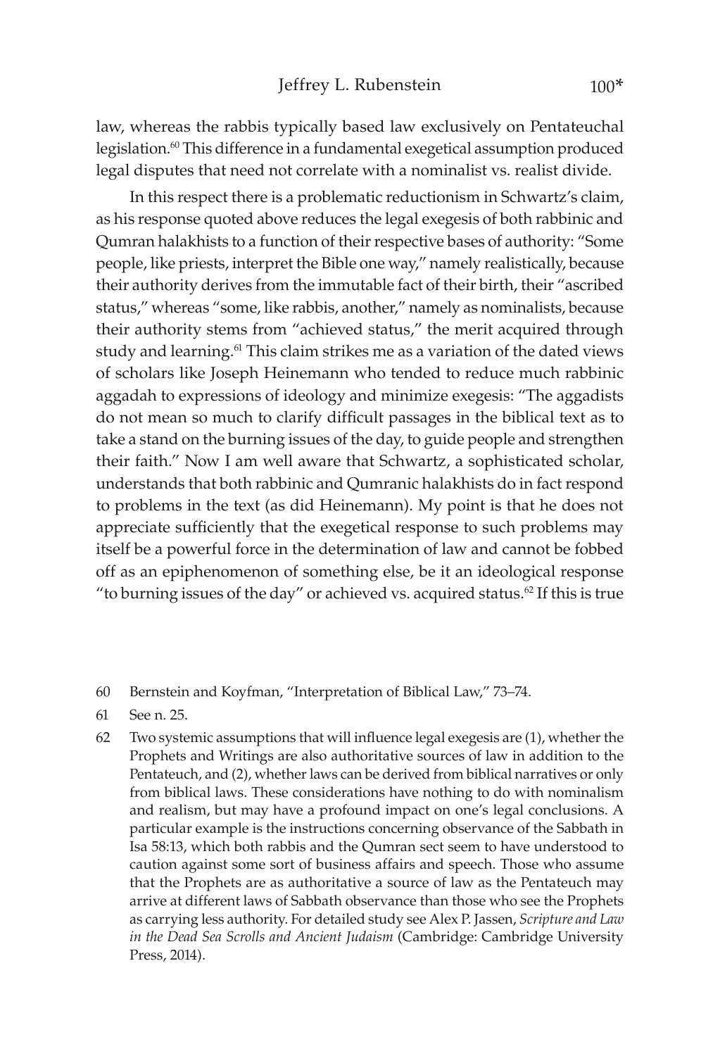law, whereas the rabbis typically based law exclusively on Pentateuchal legislation.[60] This difference in a fundamental exegetical assumption produced legal disputes that need not correlate with a nominalist vs. realist divide.

In this respect there is a problematic reductionism in Schwartz's claim, as his response quoted above reduces the legal exegesis of both rabbinic and Qumran halakhists to a function of their respective bases of authority: "Some people, like priests, interpret the Bible one way," namely realistically, because their authority derives from the immutable fact of their birth, their "ascribed status," whereas "some, like rabbis, another," namely as nominalists, because their authority stems from "achieved status," the merit acquired through study and learning.[61] This claim strikes me as a variation of the dated views of scholars like Joseph Heinemann who tended to reduce much rabbinic aggadah to expressions of ideology and minimize exegesis: "The aggadists do not mean so much to clarify difficult passages in the biblical text as to take a stand on the burning issues of the day, to guide people and strengthen their faith." Now I am well aware that Schwartz, a sophisticated scholar, understands that both rabbinic and Qumranic halakhists do in fact respond to problems in the text (as did Heinemann). My point is that he does not appreciate sufficiently that the exegetical response to such problems may itself be a powerful force in the determination of law and cannot be fobbed off as an epiphenomenon of something else, be it an ideological response "to burning issues of the day" or achieved vs. acquired status.[62] If this is true

---

60 Bernstein and Koyfman, "Interpretation of Biblical Law," 73–74.

61 See n. 25.

62 Two systemic assumptions that will influence legal exegesis are (1), whether the Prophets and Writings are also authoritative sources of law in addition to the Pentateuch, and (2), whether laws can be derived from biblical narratives or only from biblical laws. These considerations have nothing to do with nominalism and realism, but may have a profound impact on one's legal conclusions. A particular example is the instructions concerning observance of the Sabbath in Isa 58:13, which both rabbis and the Qumran sect seem to have understood to caution against some sort of business affairs and speech. Those who assume that the Prophets are as authoritative a source of law as the Pentateuch may arrive at different laws of Sabbath observance than those who see the Prophets as carrying less authority. For detailed study see Alex P. Jassen, *Scripture and Law in the Dead Sea Scrolls and Ancient Judaism* (Cambridge: Cambridge University Press, 2014).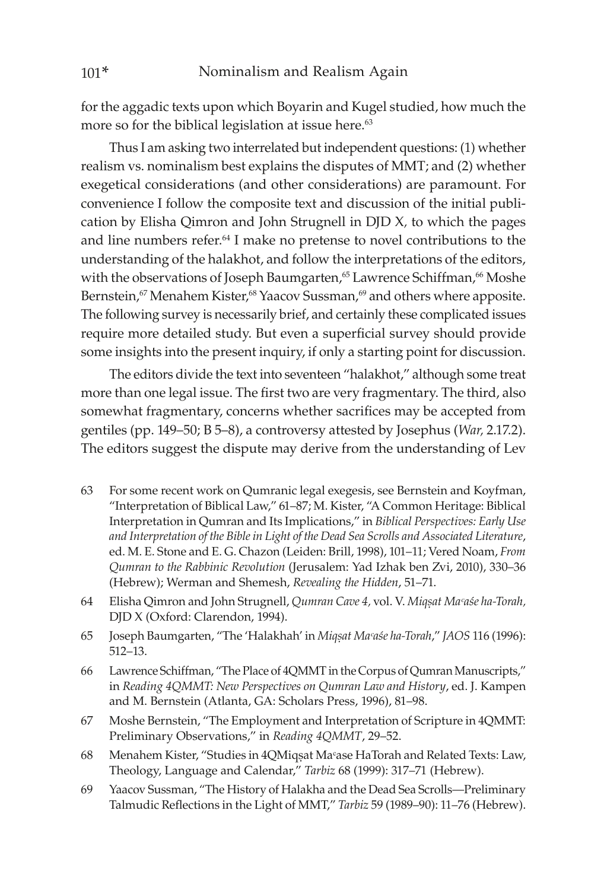for the aggadic texts upon which Boyarin and Kugel studied, how much the more so for the biblical legislation at issue here.[63]

Thus I am asking two interrelated but independent questions: (1) whether realism vs. nominalism best explains the disputes of MMT; and (2) whether exegetical considerations (and other considerations) are paramount. For convenience I follow the composite text and discussion of the initial publication by Elisha Qimron and John Strugnell in DJD X, to which the pages and line numbers refer.[64] I make no pretense to novel contributions to the understanding of the halakhot, and follow the interpretations of the editors, with the observations of Joseph Baumgarten,[65] Lawrence Schiffman,[66] Moshe Bernstein,[67] Menahem Kister,[68] Yaacov Sussman,[69] and others where apposite. The following survey is necessarily brief, and certainly these complicated issues require more detailed study. But even a superficial survey should provide some insights into the present inquiry, if only a starting point for discussion.

The editors divide the text into seventeen "halakhot," although some treat more than one legal issue. The first two are very fragmentary. The third, also somewhat fragmentary, concerns whether sacrifices may be accepted from gentiles (pp. 149–50; B 5–8), a controversy attested by Josephus (*War*, 2.17.2). The editors suggest the dispute may derive from the understanding of Lev

63 For some recent work on Qumranic legal exegesis, see Bernstein and Koyfman, "Interpretation of Biblical Law," 61–87; M. Kister, "A Common Heritage: Biblical Interpretation in Qumran and Its Implications," in *Biblical Perspectives: Early Use and Interpretation of the Bible in Light of the Dead Sea Scrolls and Associated Literature*, ed. M. E. Stone and E. G. Chazon (Leiden: Brill, 1998), 101–11; Vered Noam, *From Qumran to the Rabbinic Revolution* (Jerusalem: Yad Izhak ben Zvi, 2010), 330–36 (Hebrew); Werman and Shemesh, *Revealing the Hidden*, 51–71.

64 Elisha Qimron and John Strugnell, *Qumran Cave 4*, vol. V. *Miqṣat Maʿaśe ha-Torah*, DJD X (Oxford: Clarendon, 1994).

65 Joseph Baumgarten, "The 'Halakhah' in *Miqṣat Maʿaśe ha-Torah*," *JAOS* 116 (1996): 512–13.

66 Lawrence Schiffman, "The Place of 4QMMT in the Corpus of Qumran Manuscripts," in *Reading 4QMMT: New Perspectives on Qumran Law and History*, ed. J. Kampen and M. Bernstein (Atlanta, GA: Scholars Press, 1996), 81–98.

67 Moshe Bernstein, "The Employment and Interpretation of Scripture in 4QMMT: Preliminary Observations," in *Reading 4QMMT*, 29–52.

68 Menahem Kister, "Studies in 4QMiqṣat Maʿase HaTorah and Related Texts: Law, Theology, Language and Calendar," *Tarbiz* 68 (1999): 317–71 (Hebrew).

69 Yaacov Sussman, "The History of Halakha and the Dead Sea Scrolls—Preliminary Talmudic Reflections in the Light of MMT," *Tarbiz* 59 (1989–90): 11–76 (Hebrew).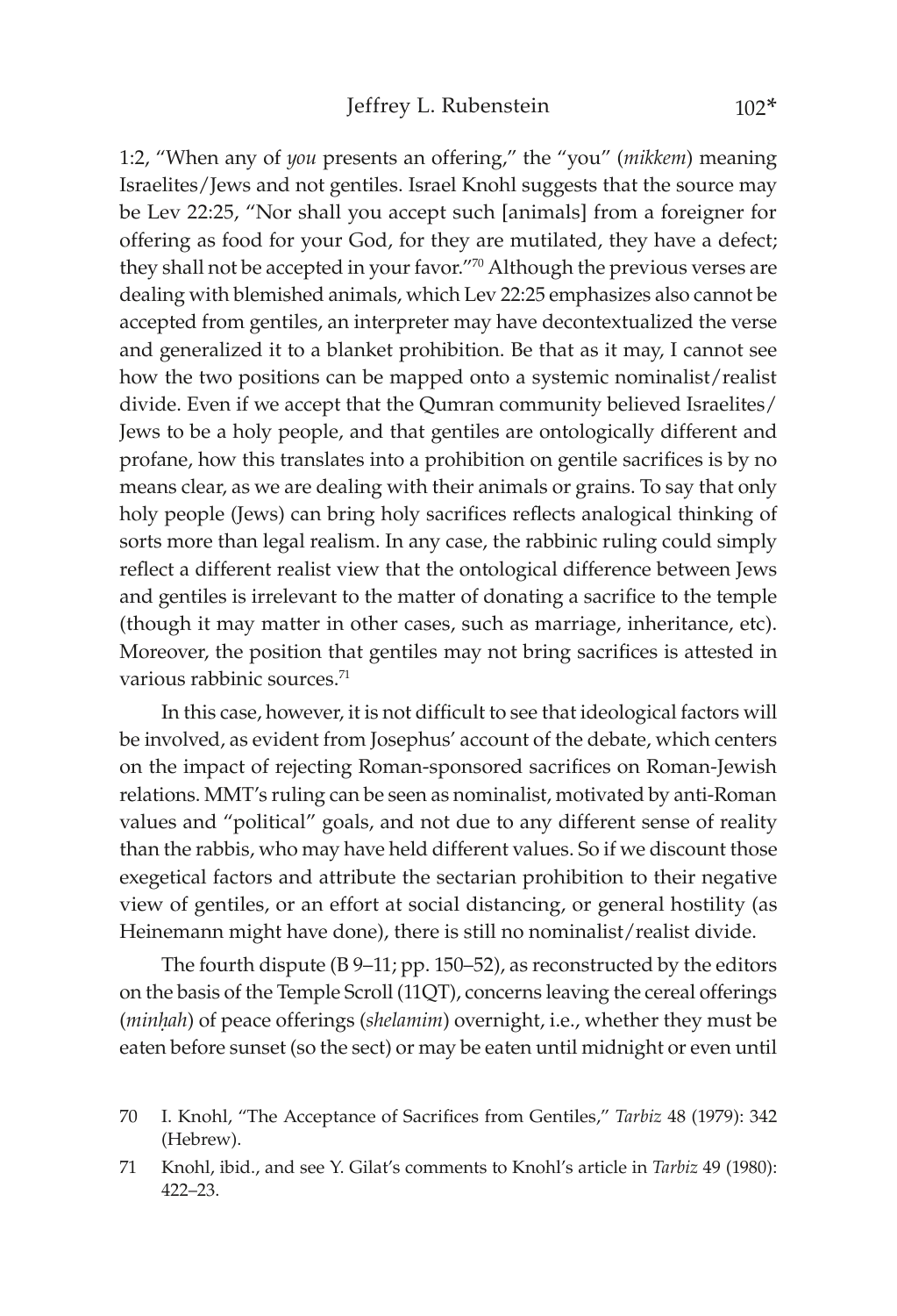1:2, "When any of *you* presents an offering," the "you" (*mikkem*) meaning Israelites/Jews and not gentiles. Israel Knohl suggests that the source may be Lev 22:25, "Nor shall you accept such [animals] from a foreigner for offering as food for your God, for they are mutilated, they have a defect; they shall not be accepted in your favor."[70] Although the previous verses are dealing with blemished animals, which Lev 22:25 emphasizes also cannot be accepted from gentiles, an interpreter may have decontextualized the verse and generalized it to a blanket prohibition. Be that as it may, I cannot see how the two positions can be mapped onto a systemic nominalist/realist divide. Even if we accept that the Qumran community believed Israelites/Jews to be a holy people, and that gentiles are ontologically different and profane, how this translates into a prohibition on gentile sacrifices is by no means clear, as we are dealing with their animals or grains. To say that only holy people (Jews) can bring holy sacrifices reflects analogical thinking of sorts more than legal realism. In any case, the rabbinic ruling could simply reflect a different realist view that the ontological difference between Jews and gentiles is irrelevant to the matter of donating a sacrifice to the temple (though it may matter in other cases, such as marriage, inheritance, etc). Moreover, the position that gentiles may not bring sacrifices is attested in various rabbinic sources.[71]

In this case, however, it is not difficult to see that ideological factors will be involved, as evident from Josephus' account of the debate, which centers on the impact of rejecting Roman-sponsored sacrifices on Roman-Jewish relations. MMT's ruling can be seen as nominalist, motivated by anti-Roman values and "political" goals, and not due to any different sense of reality than the rabbis, who may have held different values. So if we discount those exegetical factors and attribute the sectarian prohibition to their negative view of gentiles, or an effort at social distancing, or general hostility (as Heinemann might have done), there is still no nominalist/realist divide.

The fourth dispute (B 9–11; pp. 150–52), as reconstructed by the editors on the basis of the Temple Scroll (11QT), concerns leaving the cereal offerings (*minḥah*) of peace offerings (*shelamim*) overnight, i.e., whether they must be eaten before sunset (so the sect) or may be eaten until midnight or even until

70 I. Knohl, "The Acceptance of Sacrifices from Gentiles," *Tarbiz* 48 (1979): 342 (Hebrew).

71 Knohl, ibid., and see Y. Gilat's comments to Knohl's article in *Tarbiz* 49 (1980): 422–23.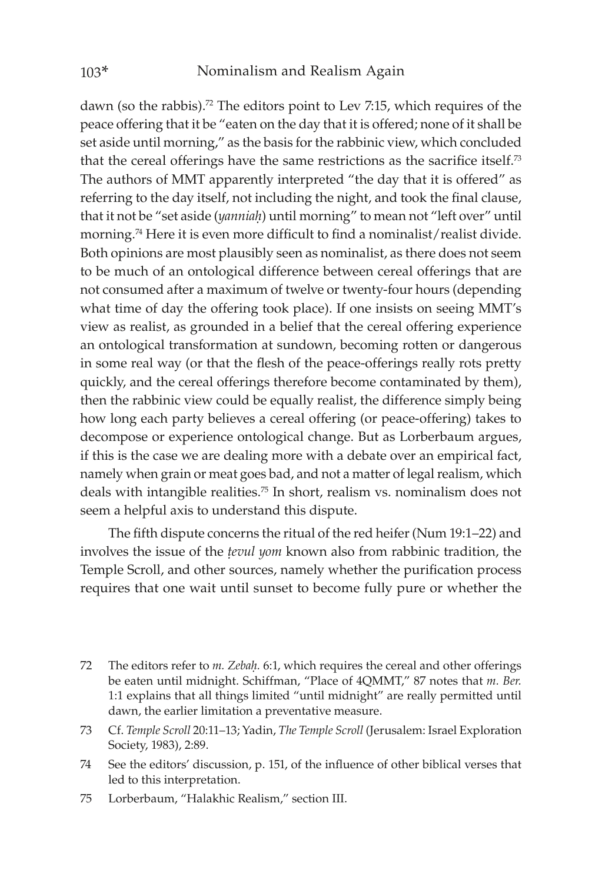dawn (so the rabbis).[72] The editors point to Lev 7:15, which requires of the peace offering that it be "eaten on the day that it is offered; none of it shall be set aside until morning," as the basis for the rabbinic view, which concluded that the cereal offerings have the same restrictions as the sacrifice itself.[73] The authors of MMT apparently interpreted "the day that it is offered" as referring to the day itself, not including the night, and took the final clause, that it not be "set aside (*yanniaḥ*) until morning" to mean not "left over" until morning.[74] Here it is even more difficult to find a nominalist/realist divide. Both opinions are most plausibly seen as nominalist, as there does not seem to be much of an ontological difference between cereal offerings that are not consumed after a maximum of twelve or twenty-four hours (depending what time of day the offering took place). If one insists on seeing MMT's view as realist, as grounded in a belief that the cereal offering experience an ontological transformation at sundown, becoming rotten or dangerous in some real way (or that the flesh of the peace-offerings really rots pretty quickly, and the cereal offerings therefore become contaminated by them), then the rabbinic view could be equally realist, the difference simply being how long each party believes a cereal offering (or peace-offering) takes to decompose or experience ontological change. But as Lorberbaum argues, if this is the case we are dealing more with a debate over an empirical fact, namely when grain or meat goes bad, and not a matter of legal realism, which deals with intangible realities.[75] In short, realism vs. nominalism does not seem a helpful axis to understand this dispute.

The fifth dispute concerns the ritual of the red heifer (Num 19:1–22) and involves the issue of the *ṭevul yom* known also from rabbinic tradition, the Temple Scroll, and other sources, namely whether the purification process requires that one wait until sunset to become fully pure or whether the

72 The editors refer to *m. Zebaḥ.* 6:1, which requires the cereal and other offerings be eaten until midnight. Schiffman, "Place of 4QMMT," 87 notes that *m. Ber.* 1:1 explains that all things limited "until midnight" are really permitted until dawn, the earlier limitation a preventative measure.

73 Cf. *Temple Scroll* 20:11–13; Yadin, *The Temple Scroll* (Jerusalem: Israel Exploration Society, 1983), 2:89.

74 See the editors' discussion, p. 151, of the influence of other biblical verses that led to this interpretation.

75 Lorberbaum, "Halakhic Realism," section III.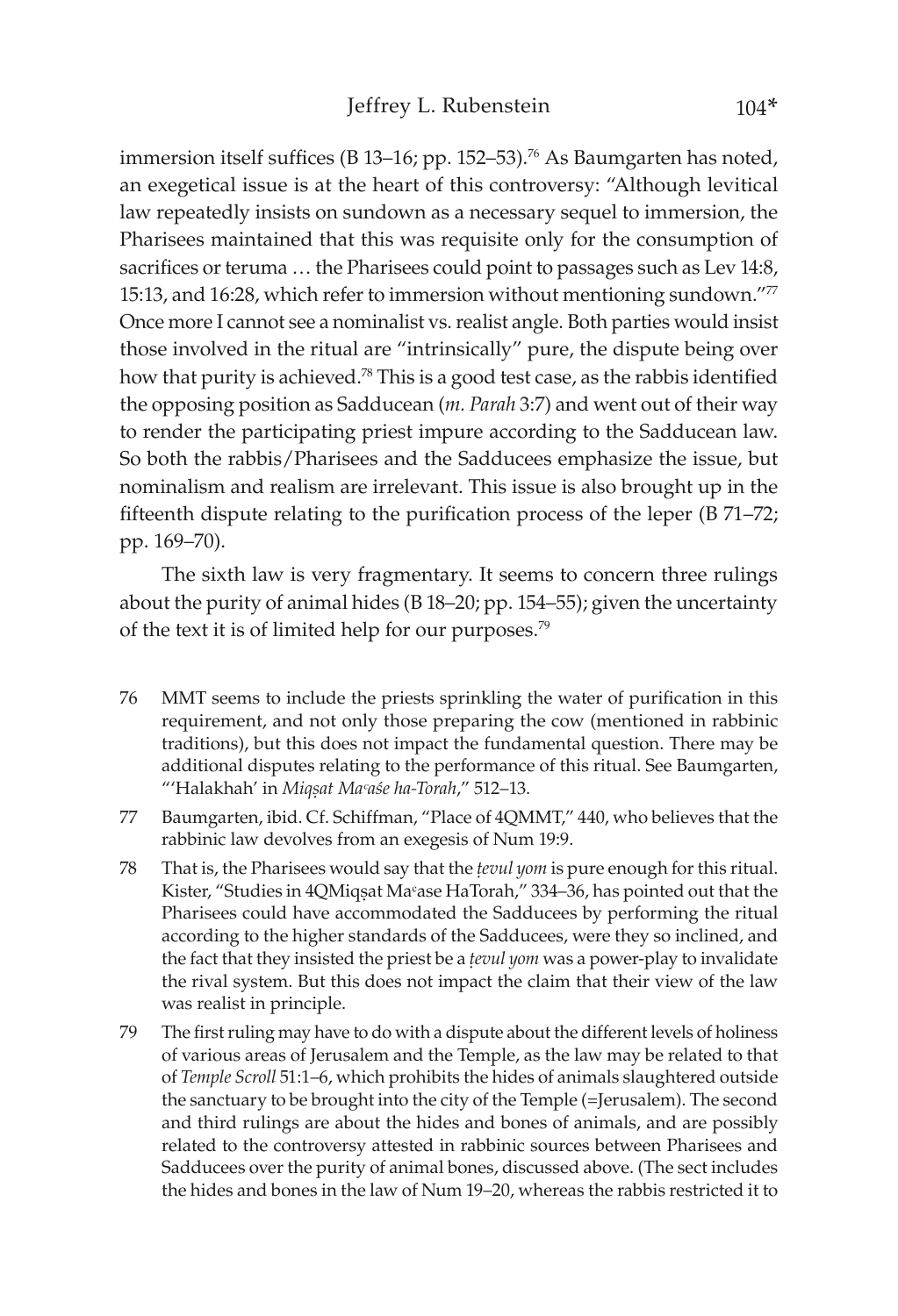immersion itself suffices (B 13–16; pp. 152–53).[76] As Baumgarten has noted, an exegetical issue is at the heart of this controversy: "Although levitical law repeatedly insists on sundown as a necessary sequel to immersion, the Pharisees maintained that this was requisite only for the consumption of sacrifices or teruma … the Pharisees could point to passages such as Lev 14:8, 15:13, and 16:28, which refer to immersion without mentioning sundown."[77] Once more I cannot see a nominalist vs. realist angle. Both parties would insist those involved in the ritual are "intrinsically" pure, the dispute being over how that purity is achieved.[78] This is a good test case, as the rabbis identified the opposing position as Sadducean (*m. Parah* 3:7) and went out of their way to render the participating priest impure according to the Sadducean law. So both the rabbis/Pharisees and the Sadducees emphasize the issue, but nominalism and realism are irrelevant. This issue is also brought up in the fifteenth dispute relating to the purification process of the leper (B 71–72; pp. 169–70).

The sixth law is very fragmentary. It seems to concern three rulings about the purity of animal hides (B 18–20; pp. 154–55); given the uncertainty of the text it is of limited help for our purposes.[79]

76 MMT seems to include the priests sprinkling the water of purification in this requirement, and not only those preparing the cow (mentioned in rabbinic traditions), but this does not impact the fundamental question. There may be additional disputes relating to the performance of this ritual. See Baumgarten, "'Halakhah' in *Miqṣat Maᶜaśe ha-Torah*," 512–13.

77 Baumgarten, ibid. Cf. Schiffman, "Place of 4QMMT," 440, who believes that the rabbinic law devolves from an exegesis of Num 19:9.

78 That is, the Pharisees would say that the *ṭevul yom* is pure enough for this ritual. Kister, "Studies in 4QMiqṣat Maᶜase HaTorah," 334–36, has pointed out that the Pharisees could have accommodated the Sadducees by performing the ritual according to the higher standards of the Sadducees, were they so inclined, and the fact that they insisted the priest be a *ṭevul yom* was a power-play to invalidate the rival system. But this does not impact the claim that their view of the law was realist in principle.

79 The first ruling may have to do with a dispute about the different levels of holiness of various areas of Jerusalem and the Temple, as the law may be related to that of *Temple Scroll* 51:1–6, which prohibits the hides of animals slaughtered outside the sanctuary to be brought into the city of the Temple (=Jerusalem). The second and third rulings are about the hides and bones of animals, and are possibly related to the controversy attested in rabbinic sources between Pharisees and Sadducees over the purity of animal bones, discussed above. (The sect includes the hides and bones in the law of Num 19–20, whereas the rabbis restricted it to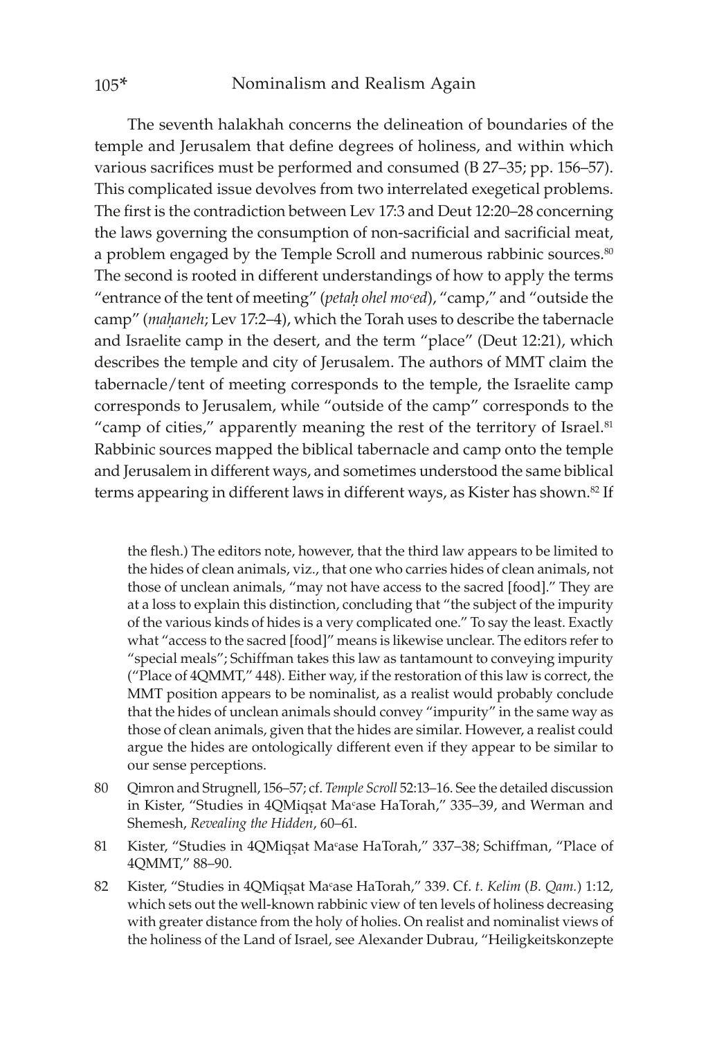The seventh halakhah concerns the delineation of boundaries of the temple and Jerusalem that define degrees of holiness, and within which various sacrifices must be performed and consumed (B 27–35; pp. 156–57). This complicated issue devolves from two interrelated exegetical problems. The first is the contradiction between Lev 17:3 and Deut 12:20–28 concerning the laws governing the consumption of non-sacrificial and sacrificial meat, a problem engaged by the Temple Scroll and numerous rabbinic sources.[80] The second is rooted in different understandings of how to apply the terms "entrance of the tent of meeting" (*petaḥ ohel moᶜed*), "camp," and "outside the camp" (*maḥaneh*; Lev 17:2–4), which the Torah uses to describe the tabernacle and Israelite camp in the desert, and the term "place" (Deut 12:21), which describes the temple and city of Jerusalem. The authors of MMT claim the tabernacle/tent of meeting corresponds to the temple, the Israelite camp corresponds to Jerusalem, while "outside of the camp" corresponds to the "camp of cities," apparently meaning the rest of the territory of Israel.[81] Rabbinic sources mapped the biblical tabernacle and camp onto the temple and Jerusalem in different ways, and sometimes understood the same biblical terms appearing in different laws in different ways, as Kister has shown.[82] If

the flesh.) The editors note, however, that the third law appears to be limited to the hides of clean animals, viz., that one who carries hides of clean animals, not those of unclean animals, "may not have access to the sacred [food]." They are at a loss to explain this distinction, concluding that "the subject of the impurity of the various kinds of hides is a very complicated one." To say the least. Exactly what "access to the sacred [food]" means is likewise unclear. The editors refer to "special meals"; Schiffman takes this law as tantamount to conveying impurity ("Place of 4QMMT," 448). Either way, if the restoration of this law is correct, the MMT position appears to be nominalist, as a realist would probably conclude that the hides of unclean animals should convey "impurity" in the same way as those of clean animals, given that the hides are similar. However, a realist could argue the hides are ontologically different even if they appear to be similar to our sense perceptions.

80 Qimron and Strugnell, 156–57; cf. *Temple Scroll* 52:13–16. See the detailed discussion in Kister, "Studies in 4QMiqṣat Maᶜase HaTorah," 335–39, and Werman and Shemesh, *Revealing the Hidden*, 60–61.

81 Kister, "Studies in 4QMiqṣat Maᶜase HaTorah," 337–38; Schiffman, "Place of 4QMMT," 88–90.

82 Kister, "Studies in 4QMiqṣat Maᶜase HaTorah," 339. Cf. *t. Kelim* (*B. Qam.*) 1:12, which sets out the well-known rabbinic view of ten levels of holiness decreasing with greater distance from the holy of holies. On realist and nominalist views of the holiness of the Land of Israel, see Alexander Dubrau, "Heiligkeitskonzepte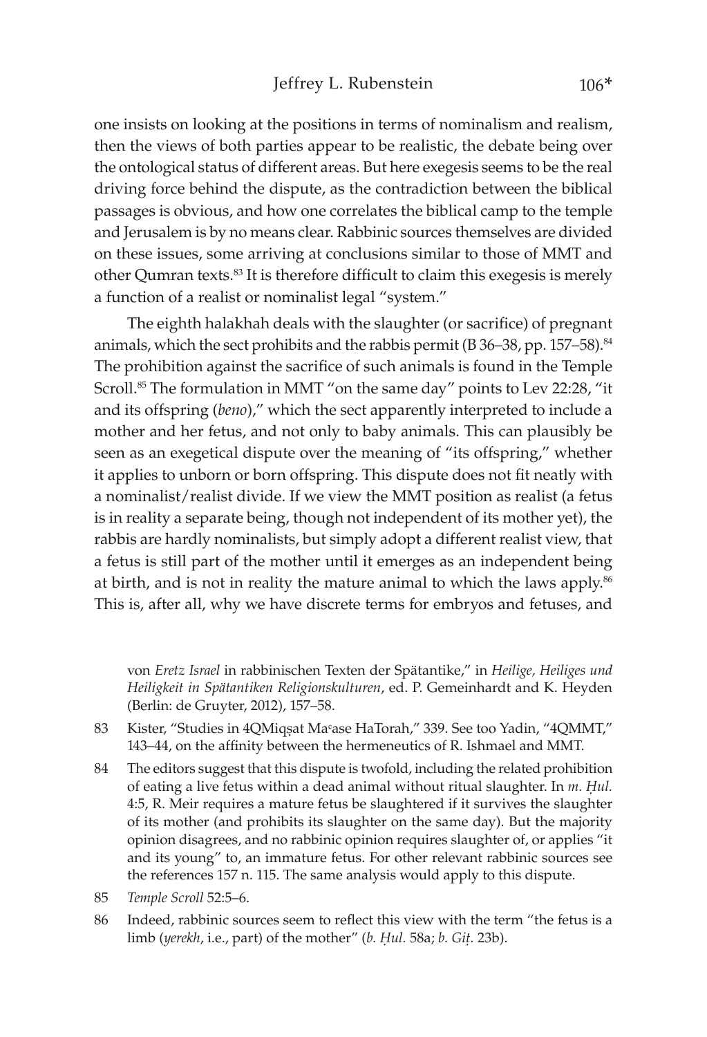one insists on looking at the positions in terms of nominalism and realism, then the views of both parties appear to be realistic, the debate being over the ontological status of different areas. But here exegesis seems to be the real driving force behind the dispute, as the contradiction between the biblical passages is obvious, and how one correlates the biblical camp to the temple and Jerusalem is by no means clear. Rabbinic sources themselves are divided on these issues, some arriving at conclusions similar to those of MMT and other Qumran texts.[83] It is therefore difficult to claim this exegesis is merely a function of a realist or nominalist legal "system."

The eighth halakhah deals with the slaughter (or sacrifice) of pregnant animals, which the sect prohibits and the rabbis permit (B 36–38, pp. 157–58).[84] The prohibition against the sacrifice of such animals is found in the Temple Scroll.[85] The formulation in MMT "on the same day" points to Lev 22:28, "it and its offspring (*beno*)," which the sect apparently interpreted to include a mother and her fetus, and not only to baby animals. This can plausibly be seen as an exegetical dispute over the meaning of "its offspring," whether it applies to unborn or born offspring. This dispute does not fit neatly with a nominalist/realist divide. If we view the MMT position as realist (a fetus is in reality a separate being, though not independent of its mother yet), the rabbis are hardly nominalists, but simply adopt a different realist view, that a fetus is still part of the mother until it emerges as an independent being at birth, and is not in reality the mature animal to which the laws apply.[86] This is, after all, why we have discrete terms for embryos and fetuses, and

von *Eretz Israel* in rabbinischen Texten der Spätantike," in *Heilige, Heiliges und Heiligkeit in Spätantiken Religionskulturen*, ed. P. Gemeinhardt and K. Heyden (Berlin: de Gruyter, 2012), 157–58.

83 Kister, "Studies in 4QMiqṣat Maʿase HaTorah," 339. See too Yadin, "4QMMT," 143–44, on the affinity between the hermeneutics of R. Ishmael and MMT.

84 The editors suggest that this dispute is twofold, including the related prohibition of eating a live fetus within a dead animal without ritual slaughter. In *m. Ḥul.* 4:5, R. Meir requires a mature fetus be slaughtered if it survives the slaughter of its mother (and prohibits its slaughter on the same day). But the majority opinion disagrees, and no rabbinic opinion requires slaughter of, or applies "it and its young" to, an immature fetus. For other relevant rabbinic sources see the references 157 n. 115. The same analysis would apply to this dispute.

85 *Temple Scroll* 52:5–6.

86 Indeed, rabbinic sources seem to reflect this view with the term "the fetus is a limb (*yerekh*, i.e., part) of the mother" (*b. Ḥul.* 58a; *b. Giṭ.* 23b).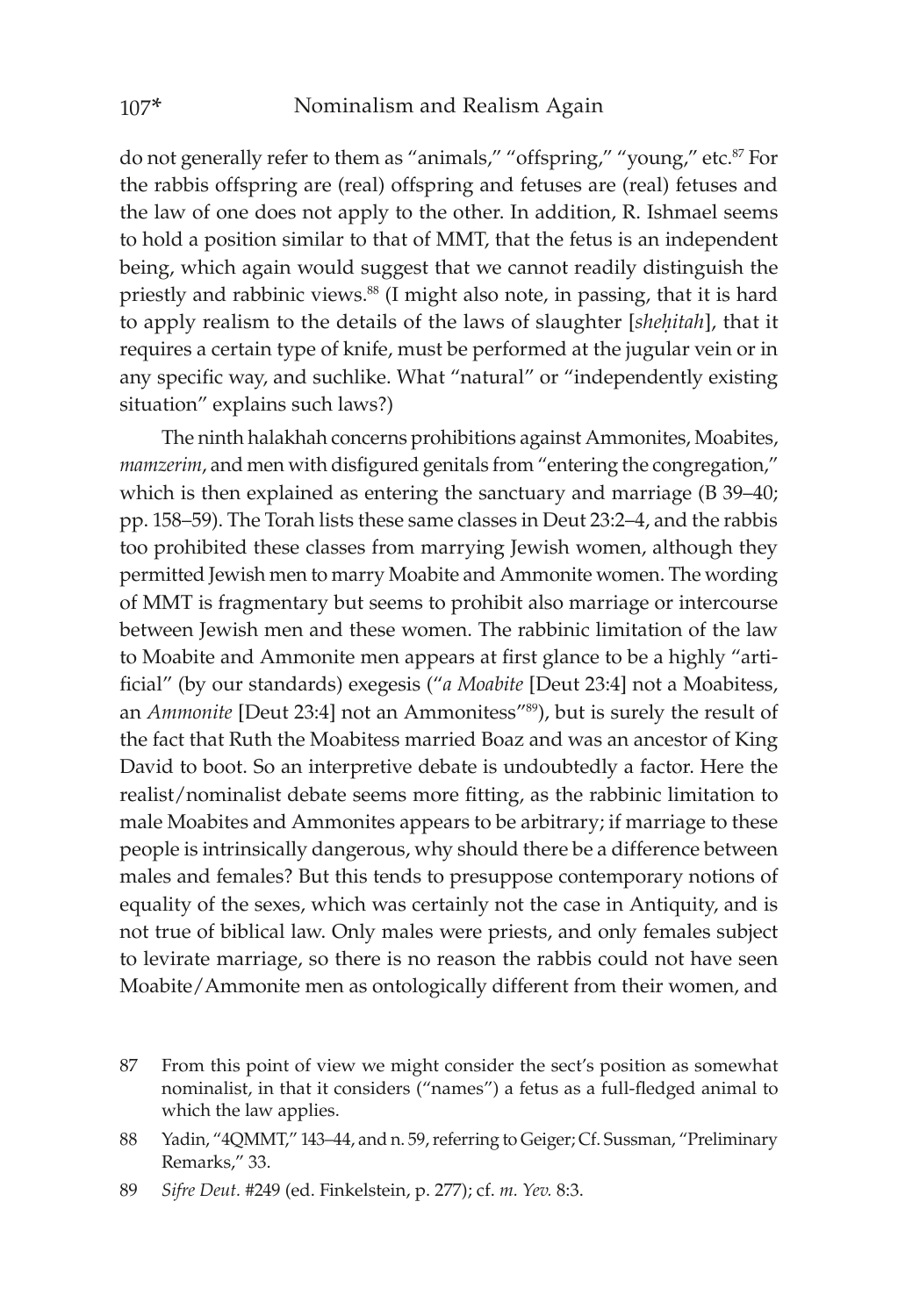do not generally refer to them as "animals," "offspring," "young," etc.[87] For the rabbis offspring are (real) offspring and fetuses are (real) fetuses and the law of one does not apply to the other. In addition, R. Ishmael seems to hold a position similar to that of MMT, that the fetus is an independent being, which again would suggest that we cannot readily distinguish the priestly and rabbinic views.[88] (I might also note, in passing, that it is hard to apply realism to the details of the laws of slaughter [*sheḥitah*], that it requires a certain type of knife, must be performed at the jugular vein or in any specific way, and suchlike. What "natural" or "independently existing situation" explains such laws?)

The ninth halakhah concerns prohibitions against Ammonites, Moabites, *mamzerim*, and men with disfigured genitals from "entering the congregation," which is then explained as entering the sanctuary and marriage (B 39–40; pp. 158–59). The Torah lists these same classes in Deut 23:2–4, and the rabbis too prohibited these classes from marrying Jewish women, although they permitted Jewish men to marry Moabite and Ammonite women. The wording of MMT is fragmentary but seems to prohibit also marriage or intercourse between Jewish men and these women. The rabbinic limitation of the law to Moabite and Ammonite men appears at first glance to be a highly "artificial" (by our standards) exegesis ("*a Moabite* [Deut 23:4] not a Moabitess, an *Ammonite* [Deut 23:4] not an Ammonitess"[89]), but is surely the result of the fact that Ruth the Moabitess married Boaz and was an ancestor of King David to boot. So an interpretive debate is undoubtedly a factor. Here the realist/nominalist debate seems more fitting, as the rabbinic limitation to male Moabites and Ammonites appears to be arbitrary; if marriage to these people is intrinsically dangerous, why should there be a difference between males and females? But this tends to presuppose contemporary notions of equality of the sexes, which was certainly not the case in Antiquity, and is not true of biblical law. Only males were priests, and only females subject to levirate marriage, so there is no reason the rabbis could not have seen Moabite/Ammonite men as ontologically different from their women, and

87 From this point of view we might consider the sect's position as somewhat nominalist, in that it considers ("names") a fetus as a full-fledged animal to which the law applies.

88 Yadin, "4QMMT," 143–44, and n. 59, referring to Geiger; Cf. Sussman, "Preliminary Remarks," 33.

89 *Sifre Deut.* #249 (ed. Finkelstein, p. 277); cf. *m. Yev.* 8:3.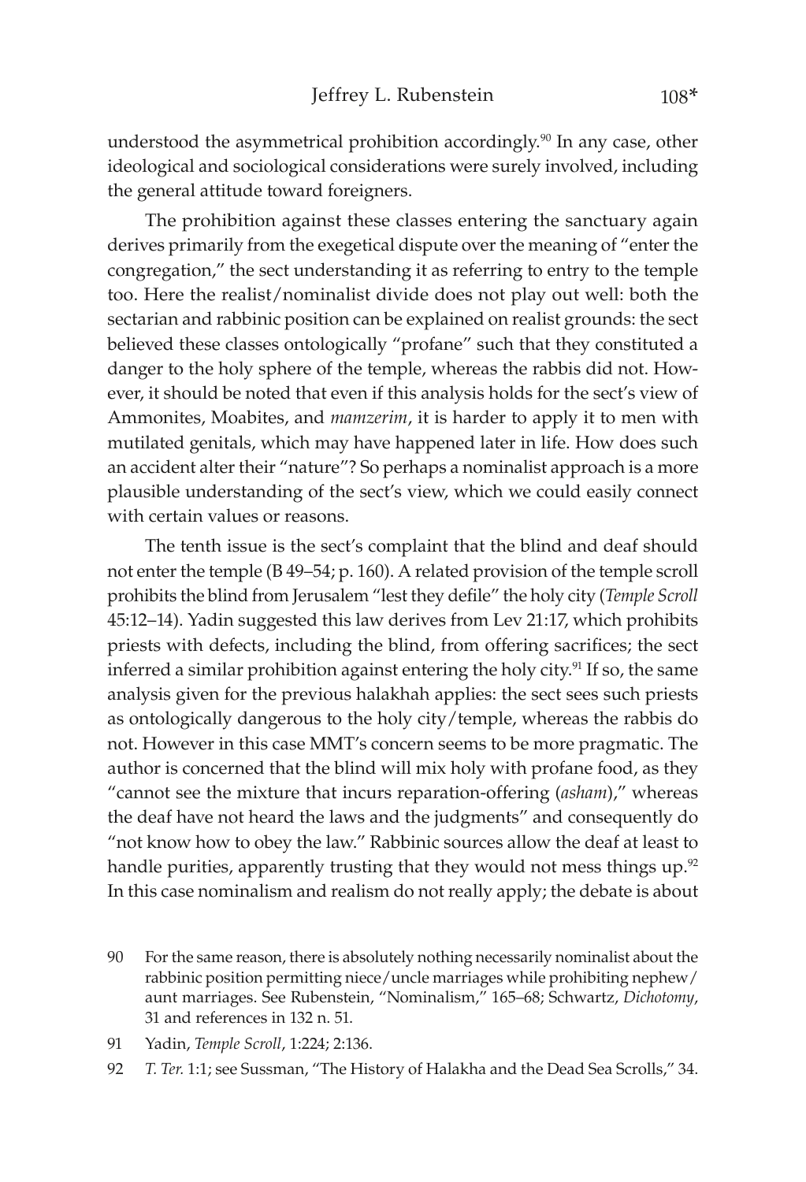understood the asymmetrical prohibition accordingly.[90] In any case, other ideological and sociological considerations were surely involved, including the general attitude toward foreigners.

The prohibition against these classes entering the sanctuary again derives primarily from the exegetical dispute over the meaning of "enter the congregation," the sect understanding it as referring to entry to the temple too. Here the realist/nominalist divide does not play out well: both the sectarian and rabbinic position can be explained on realist grounds: the sect believed these classes ontologically "profane" such that they constituted a danger to the holy sphere of the temple, whereas the rabbis did not. However, it should be noted that even if this analysis holds for the sect's view of Ammonites, Moabites, and *mamzerim*, it is harder to apply it to men with mutilated genitals, which may have happened later in life. How does such an accident alter their "nature"? So perhaps a nominalist approach is a more plausible understanding of the sect's view, which we could easily connect with certain values or reasons.

The tenth issue is the sect's complaint that the blind and deaf should not enter the temple (B 49–54; p. 160). A related provision of the temple scroll prohibits the blind from Jerusalem "lest they defile" the holy city (*Temple Scroll* 45:12–14). Yadin suggested this law derives from Lev 21:17, which prohibits priests with defects, including the blind, from offering sacrifices; the sect inferred a similar prohibition against entering the holy city.[91] If so, the same analysis given for the previous halakhah applies: the sect sees such priests as ontologically dangerous to the holy city/temple, whereas the rabbis do not. However in this case MMT's concern seems to be more pragmatic. The author is concerned that the blind will mix holy with profane food, as they "cannot see the mixture that incurs reparation-offering (*asham*)," whereas the deaf have not heard the laws and the judgments" and consequently do "not know how to obey the law." Rabbinic sources allow the deaf at least to handle purities, apparently trusting that they would not mess things up.[92] In this case nominalism and realism do not really apply; the debate is about

90 For the same reason, there is absolutely nothing necessarily nominalist about the rabbinic position permitting niece/uncle marriages while prohibiting nephew/aunt marriages. See Rubenstein, "Nominalism," 165–68; Schwartz, *Dichotomy*, 31 and references in 132 n. 51.

91 Yadin, *Temple Scroll*, 1:224; 2:136.

92 *T. Ter.* 1:1; see Sussman, "The History of Halakha and the Dead Sea Scrolls," 34.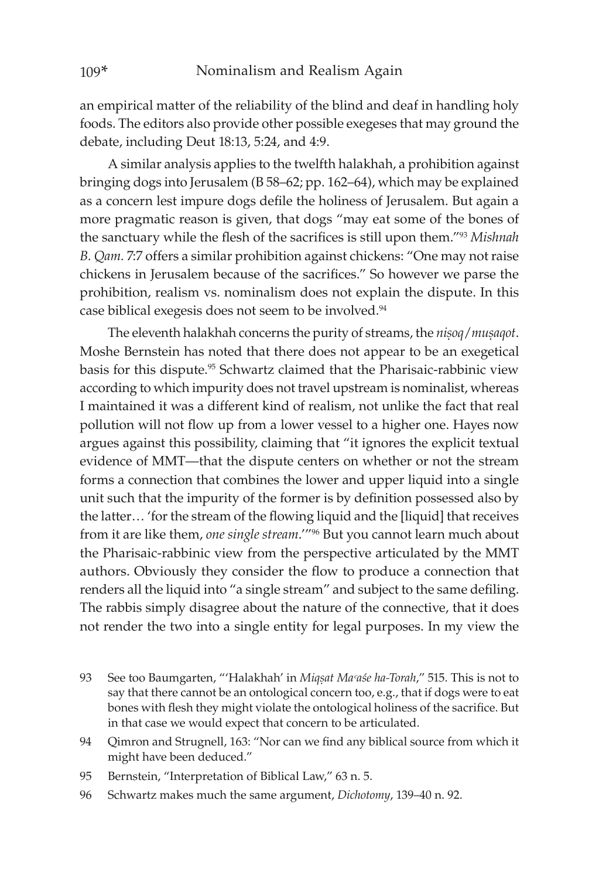an empirical matter of the reliability of the blind and deaf in handling holy foods. The editors also provide other possible exegeses that may ground the debate, including Deut 18:13, 5:24, and 4:9.

A similar analysis applies to the twelfth halakhah, a prohibition against bringing dogs into Jerusalem (B 58–62; pp. 162–64), which may be explained as a concern lest impure dogs defile the holiness of Jerusalem. But again a more pragmatic reason is given, that dogs "may eat some of the bones of the sanctuary while the flesh of the sacrifices is still upon them."[93] *Mishnah B. Qam.* 7:7 offers a similar prohibition against chickens: "One may not raise chickens in Jerusalem because of the sacrifices." So however we parse the prohibition, realism vs. nominalism does not explain the dispute. In this case biblical exegesis does not seem to be involved.[94]

The eleventh halakhah concerns the purity of streams, the *niṣoq/muṣaqot*. Moshe Bernstein has noted that there does not appear to be an exegetical basis for this dispute.[95] Schwartz claimed that the Pharisaic-rabbinic view according to which impurity does not travel upstream is nominalist, whereas I maintained it was a different kind of realism, not unlike the fact that real pollution will not flow up from a lower vessel to a higher one. Hayes now argues against this possibility, claiming that "it ignores the explicit textual evidence of MMT—that the dispute centers on whether or not the stream forms a connection that combines the lower and upper liquid into a single unit such that the impurity of the former is by definition possessed also by the latter… 'for the stream of the flowing liquid and the [liquid] that receives from it are like them, *one single stream*.'"[96] But you cannot learn much about the Pharisaic-rabbinic view from the perspective articulated by the MMT authors. Obviously they consider the flow to produce a connection that renders all the liquid into "a single stream" and subject to the same defiling. The rabbis simply disagree about the nature of the connective, that it does not render the two into a single entity for legal purposes. In my view the

93 See too Baumgarten, "'Halakhah' in *Miqṣat Maʿaśe ha-Torah*," 515. This is not to say that there cannot be an ontological concern too, e.g., that if dogs were to eat bones with flesh they might violate the ontological holiness of the sacrifice. But in that case we would expect that concern to be articulated.

94 Qimron and Strugnell, 163: "Nor can we find any biblical source from which it might have been deduced."

95 Bernstein, "Interpretation of Biblical Law," 63 n. 5.

96 Schwartz makes much the same argument, *Dichotomy*, 139–40 n. 92.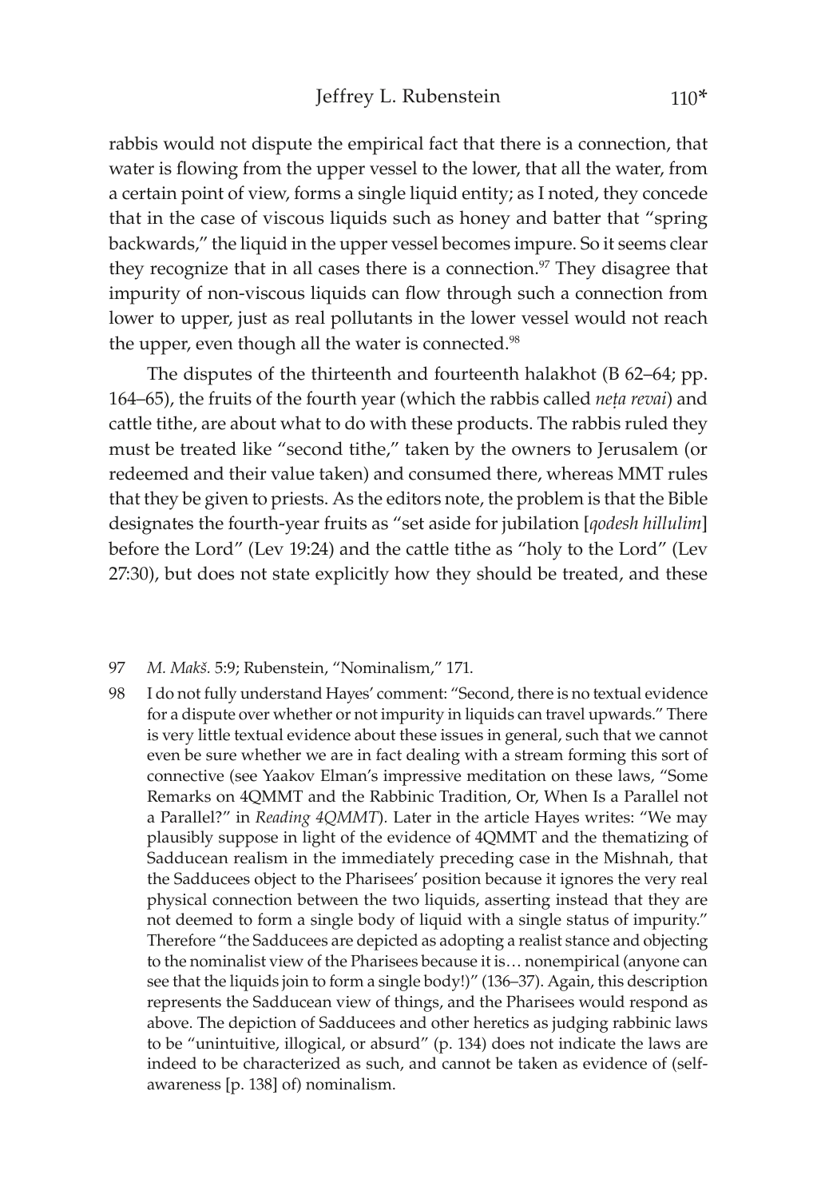rabbis would not dispute the empirical fact that there is a connection, that water is flowing from the upper vessel to the lower, that all the water, from a certain point of view, forms a single liquid entity; as I noted, they concede that in the case of viscous liquids such as honey and batter that "spring backwards," the liquid in the upper vessel becomes impure. So it seems clear they recognize that in all cases there is a connection.[97] They disagree that impurity of non-viscous liquids can flow through such a connection from lower to upper, just as real pollutants in the lower vessel would not reach the upper, even though all the water is connected.[98]

The disputes of the thirteenth and fourteenth halakhot (B 62–64; pp. 164–65), the fruits of the fourth year (which the rabbis called *neṭa revai*) and cattle tithe, are about what to do with these products. The rabbis ruled they must be treated like "second tithe," taken by the owners to Jerusalem (or redeemed and their value taken) and consumed there, whereas MMT rules that they be given to priests. As the editors note, the problem is that the Bible designates the fourth-year fruits as "set aside for jubilation [*qodesh hillulim*] before the Lord" (Lev 19:24) and the cattle tithe as "holy to the Lord" (Lev 27:30), but does not state explicitly how they should be treated, and these

97 *M. Makš.* 5:9; Rubenstein, "Nominalism," 171.

98 I do not fully understand Hayes' comment: "Second, there is no textual evidence for a dispute over whether or not impurity in liquids can travel upwards." There is very little textual evidence about these issues in general, such that we cannot even be sure whether we are in fact dealing with a stream forming this sort of connective (see Yaakov Elman's impressive meditation on these laws, "Some Remarks on 4QMMT and the Rabbinic Tradition, Or, When Is a Parallel not a Parallel?" in *Reading 4QMMT*). Later in the article Hayes writes: "We may plausibly suppose in light of the evidence of 4QMMT and the thematizing of Sadducean realism in the immediately preceding case in the Mishnah, that the Sadducees object to the Pharisees' position because it ignores the very real physical connection between the two liquids, asserting instead that they are not deemed to form a single body of liquid with a single status of impurity." Therefore "the Sadducees are depicted as adopting a realist stance and objecting to the nominalist view of the Pharisees because it is… nonempirical (anyone can see that the liquids join to form a single body!)" (136–37). Again, this description represents the Sadducean view of things, and the Pharisees would respond as above. The depiction of Sadducees and other heretics as judging rabbinic laws to be "unintuitive, illogical, or absurd" (p. 134) does not indicate the laws are indeed to be characterized as such, and cannot be taken as evidence of (self-awareness [p. 138] of) nominalism.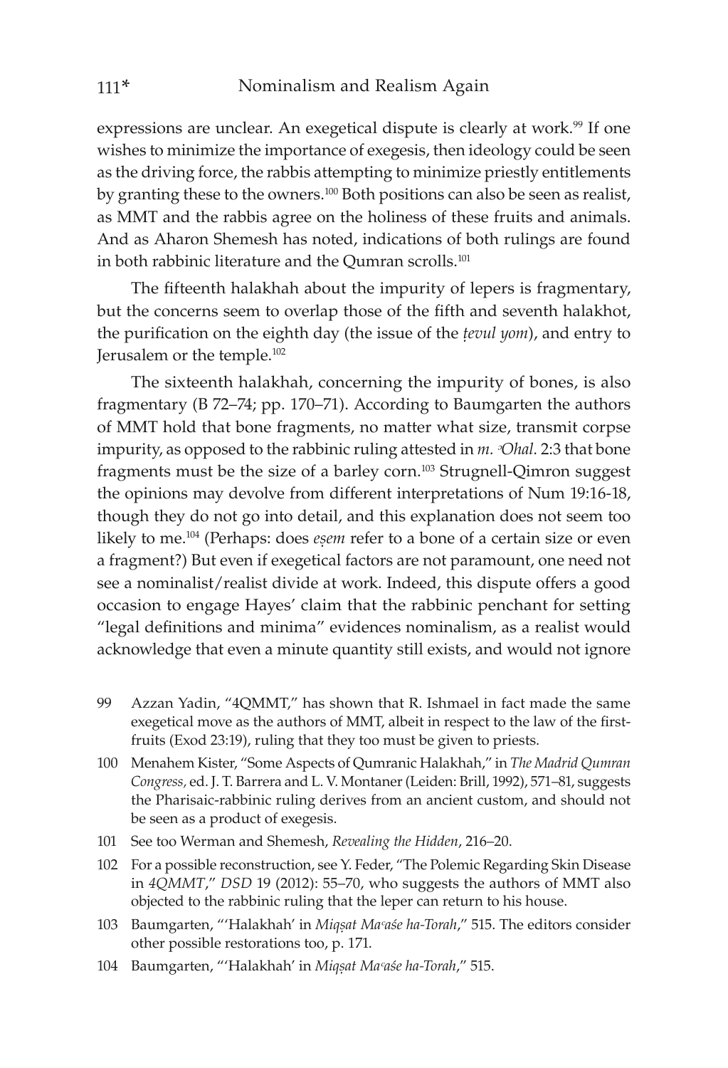expressions are unclear. An exegetical dispute is clearly at work.[99] If one wishes to minimize the importance of exegesis, then ideology could be seen as the driving force, the rabbis attempting to minimize priestly entitlements by granting these to the owners.[100] Both positions can also be seen as realist, as MMT and the rabbis agree on the holiness of these fruits and animals. And as Aharon Shemesh has noted, indications of both rulings are found in both rabbinic literature and the Qumran scrolls.[101]

The fifteenth halakhah about the impurity of lepers is fragmentary, but the concerns seem to overlap those of the fifth and seventh halakhot, the purification on the eighth day (the issue of the *ṭevul yom*), and entry to Jerusalem or the temple.[102]

The sixteenth halakhah, concerning the impurity of bones, is also fragmentary (B 72–74; pp. 170–71). According to Baumgarten the authors of MMT hold that bone fragments, no matter what size, transmit corpse impurity, as opposed to the rabbinic ruling attested in *m. ᵓOhal.* 2:3 that bone fragments must be the size of a barley corn.[103] Strugnell-Qimron suggest the opinions may devolve from different interpretations of Num 19:16-18, though they do not go into detail, and this explanation does not seem too likely to me.[104] (Perhaps: does *eṣem* refer to a bone of a certain size or even a fragment?) But even if exegetical factors are not paramount, one need not see a nominalist/realist divide at work. Indeed, this dispute offers a good occasion to engage Hayes' claim that the rabbinic penchant for setting "legal definitions and minima" evidences nominalism, as a realist would acknowledge that even a minute quantity still exists, and would not ignore

99 Azzan Yadin, "4QMMT," has shown that R. Ishmael in fact made the same exegetical move as the authors of MMT, albeit in respect to the law of the first-fruits (Exod 23:19), ruling that they too must be given to priests.

100 Menahem Kister, "Some Aspects of Qumranic Halakhah," in *The Madrid Qumran Congress,* ed. J. T. Barrera and L. V. Montaner (Leiden: Brill, 1992), 571–81, suggests the Pharisaic-rabbinic ruling derives from an ancient custom, and should not be seen as a product of exegesis.

101 See too Werman and Shemesh, *Revealing the Hidden*, 216–20.

102 For a possible reconstruction, see Y. Feder, "The Polemic Regarding Skin Disease in *4QMMT*," *DSD* 19 (2012): 55–70, who suggests the authors of MMT also objected to the rabbinic ruling that the leper can return to his house.

103 Baumgarten, "'Halakhah' in *Miqṣat Maᶜaśe ha-Torah*," 515. The editors consider other possible restorations too, p. 171.

104 Baumgarten, "'Halakhah' in *Miqṣat Maᶜaśe ha-Torah*," 515.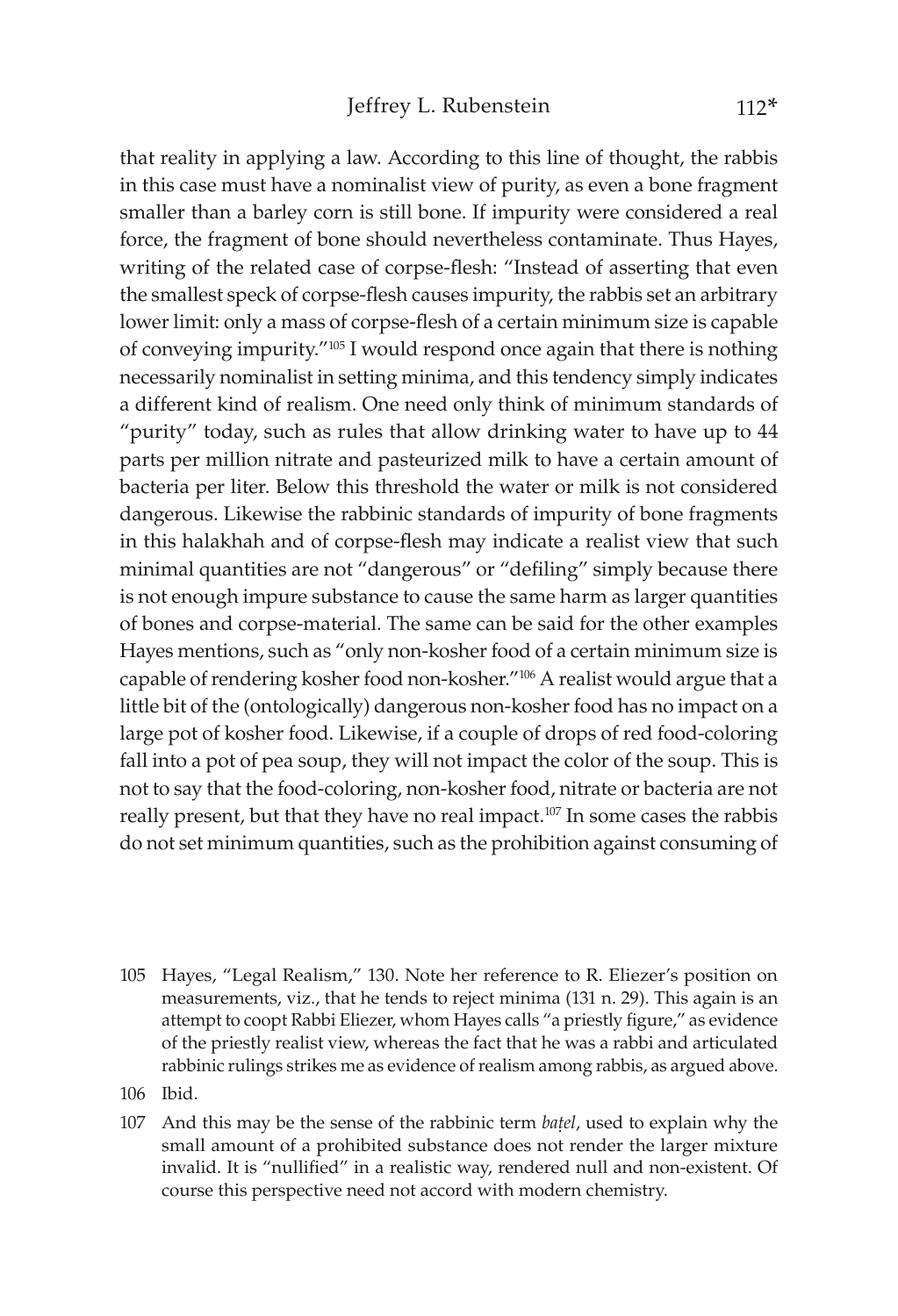that reality in applying a law. According to this line of thought, the rabbis in this case must have a nominalist view of purity, as even a bone fragment smaller than a barley corn is still bone. If impurity were considered a real force, the fragment of bone should nevertheless contaminate. Thus Hayes, writing of the related case of corpse-flesh: "Instead of asserting that even the smallest speck of corpse-flesh causes impurity, the rabbis set an arbitrary lower limit: only a mass of corpse-flesh of a certain minimum size is capable of conveying impurity."[105] I would respond once again that there is nothing necessarily nominalist in setting minima, and this tendency simply indicates a different kind of realism. One need only think of minimum standards of "purity" today, such as rules that allow drinking water to have up to 44 parts per million nitrate and pasteurized milk to have a certain amount of bacteria per liter. Below this threshold the water or milk is not considered dangerous. Likewise the rabbinic standards of impurity of bone fragments in this halakhah and of corpse-flesh may indicate a realist view that such minimal quantities are not "dangerous" or "defiling" simply because there is not enough impure substance to cause the same harm as larger quantities of bones and corpse-material. The same can be said for the other examples Hayes mentions, such as "only non-kosher food of a certain minimum size is capable of rendering kosher food non-kosher."[106] A realist would argue that a little bit of the (ontologically) dangerous non-kosher food has no impact on a large pot of kosher food. Likewise, if a couple of drops of red food-coloring fall into a pot of pea soup, they will not impact the color of the soup. This is not to say that the food-coloring, non-kosher food, nitrate or bacteria are not really present, but that they have no real impact.[107] In some cases the rabbis do not set minimum quantities, such as the prohibition against consuming of

105 Hayes, "Legal Realism," 130. Note her reference to R. Eliezer's position on measurements, viz., that he tends to reject minima (131 n. 29). This again is an attempt to coopt Rabbi Eliezer, whom Hayes calls "a priestly figure," as evidence of the priestly realist view, whereas the fact that he was a rabbi and articulated rabbinic rulings strikes me as evidence of realism among rabbis, as argued above.

106 Ibid.

107 And this may be the sense of the rabbinic term *baṭel*, used to explain why the small amount of a prohibited substance does not render the larger mixture invalid. It is "nullified" in a realistic way, rendered null and non-existent. Of course this perspective need not accord with modern chemistry.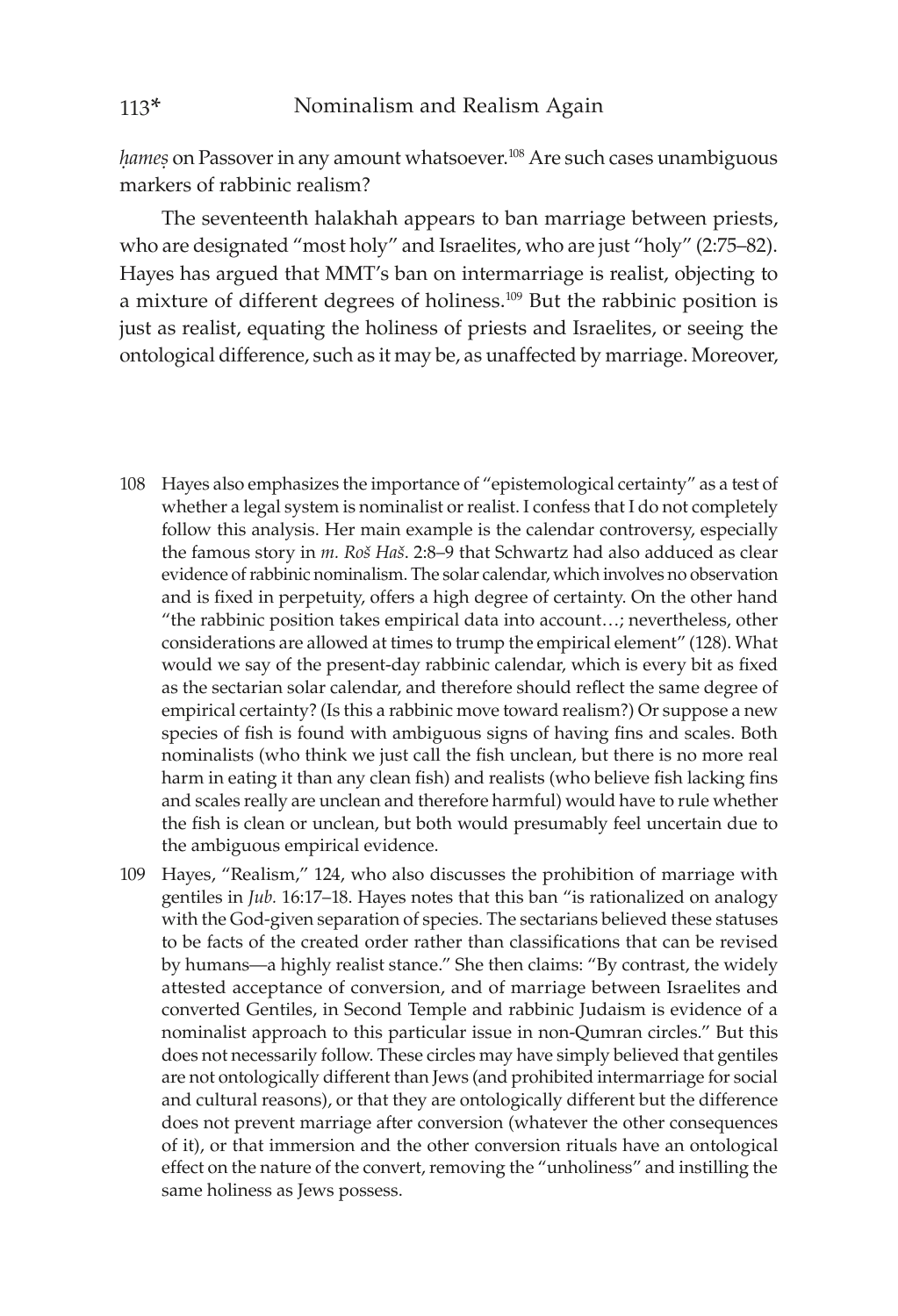*ḥameṣ* on Passover in any amount whatsoever.[108] Are such cases unambiguous markers of rabbinic realism?

The seventeenth halakhah appears to ban marriage between priests, who are designated "most holy" and Israelites, who are just "holy" (2:75–82). Hayes has argued that MMT's ban on intermarriage is realist, objecting to a mixture of different degrees of holiness.[109] But the rabbinic position is just as realist, equating the holiness of priests and Israelites, or seeing the ontological difference, such as it may be, as unaffected by marriage. Moreover,

108 Hayes also emphasizes the importance of "epistemological certainty" as a test of whether a legal system is nominalist or realist. I confess that I do not completely follow this analysis. Her main example is the calendar controversy, especially the famous story in *m. Roš Haš.* 2:8–9 that Schwartz had also adduced as clear evidence of rabbinic nominalism. The solar calendar, which involves no observation and is fixed in perpetuity, offers a high degree of certainty. On the other hand "the rabbinic position takes empirical data into account…; nevertheless, other considerations are allowed at times to trump the empirical element" (128). What would we say of the present-day rabbinic calendar, which is every bit as fixed as the sectarian solar calendar, and therefore should reflect the same degree of empirical certainty? (Is this a rabbinic move toward realism?) Or suppose a new species of fish is found with ambiguous signs of having fins and scales. Both nominalists (who think we just call the fish unclean, but there is no more real harm in eating it than any clean fish) and realists (who believe fish lacking fins and scales really are unclean and therefore harmful) would have to rule whether the fish is clean or unclean, but both would presumably feel uncertain due to the ambiguous empirical evidence.

109 Hayes, "Realism," 124, who also discusses the prohibition of marriage with gentiles in *Jub.* 16:17–18. Hayes notes that this ban "is rationalized on analogy with the God-given separation of species. The sectarians believed these statuses to be facts of the created order rather than classifications that can be revised by humans—a highly realist stance." She then claims: "By contrast, the widely attested acceptance of conversion, and of marriage between Israelites and converted Gentiles, in Second Temple and rabbinic Judaism is evidence of a nominalist approach to this particular issue in non-Qumran circles." But this does not necessarily follow. These circles may have simply believed that gentiles are not ontologically different than Jews (and prohibited intermarriage for social and cultural reasons), or that they are ontologically different but the difference does not prevent marriage after conversion (whatever the other consequences of it), or that immersion and the other conversion rituals have an ontological effect on the nature of the convert, removing the "unholiness" and instilling the same holiness as Jews possess.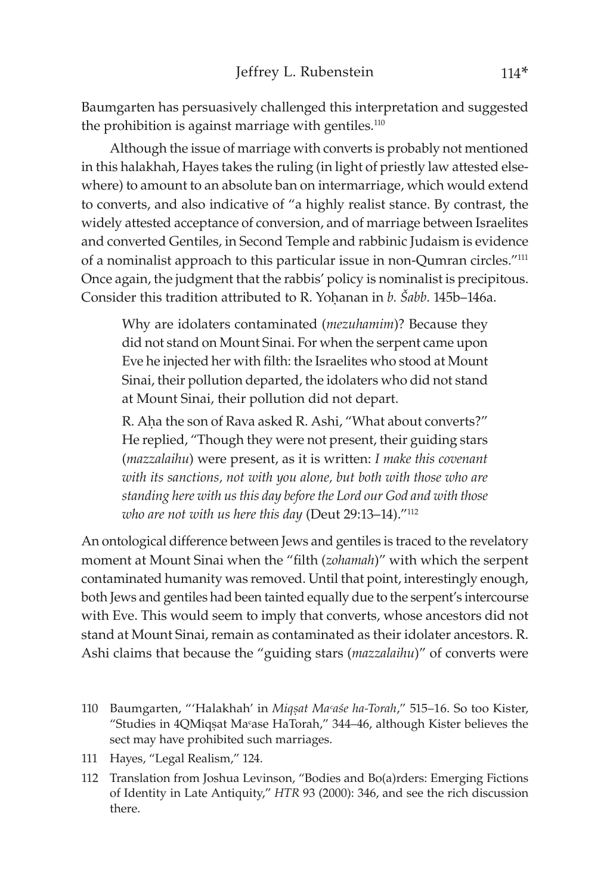Baumgarten has persuasively challenged this interpretation and suggested the prohibition is against marriage with gentiles.[110]

Although the issue of marriage with converts is probably not mentioned in this halakhah, Hayes takes the ruling (in light of priestly law attested elsewhere) to amount to an absolute ban on intermarriage, which would extend to converts, and also indicative of "a highly realist stance. By contrast, the widely attested acceptance of conversion, and of marriage between Israelites and converted Gentiles, in Second Temple and rabbinic Judaism is evidence of a nominalist approach to this particular issue in non-Qumran circles."[111] Once again, the judgment that the rabbis' policy is nominalist is precipitous. Consider this tradition attributed to R. Yoḥanan in *b. Šabb.* 145b–146a.

> Why are idolaters contaminated (*mezuhamim*)? Because they did not stand on Mount Sinai. For when the serpent came upon Eve he injected her with filth: the Israelites who stood at Mount Sinai, their pollution departed, the idolaters who did not stand at Mount Sinai, their pollution did not depart.
>
> R. Aḥa the son of Rava asked R. Ashi, "What about converts?" He replied, "Though they were not present, their guiding stars (*mazzalaihu*) were present, as it is written: *I make this covenant with its sanctions, not with you alone, but both with those who are standing here with us this day before the Lord our God and with those who are not with us here this day* (Deut 29:13–14)."[112]

An ontological difference between Jews and gentiles is traced to the revelatory moment at Mount Sinai when the "filth (*zohamah*)" with which the serpent contaminated humanity was removed. Until that point, interestingly enough, both Jews and gentiles had been tainted equally due to the serpent's intercourse with Eve. This would seem to imply that converts, whose ancestors did not stand at Mount Sinai, remain as contaminated as their idolater ancestors. R. Ashi claims that because the "guiding stars (*mazzalaihu*)" of converts were

---

110 Baumgarten, "'Halakhah' in *Miqṣat Maʿaśe ha-Torah*," 515–16. So too Kister, "Studies in 4QMiqṣat Maʿase HaTorah," 344–46, although Kister believes the sect may have prohibited such marriages.

111 Hayes, "Legal Realism," 124.

112 Translation from Joshua Levinson, "Bodies and Bo(a)rders: Emerging Fictions of Identity in Late Antiquity," *HTR* 93 (2000): 346, and see the rich discussion there.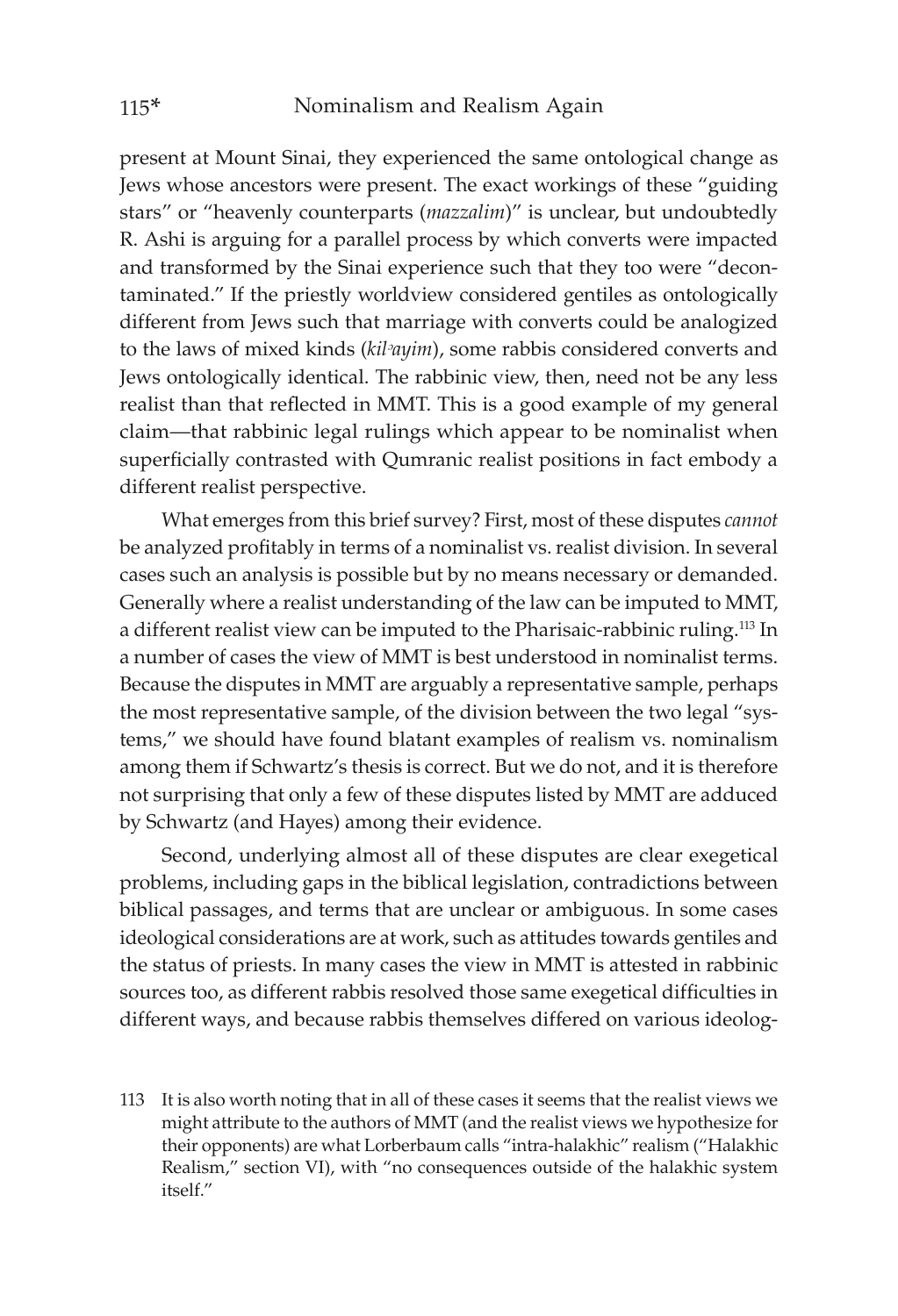present at Mount Sinai, they experienced the same ontological change as Jews whose ancestors were present. The exact workings of these "guiding stars" or "heavenly counterparts (*mazzalim*)" is unclear, but undoubtedly R. Ashi is arguing for a parallel process by which converts were impacted and transformed by the Sinai experience such that they too were "decontaminated." If the priestly worldview considered gentiles as ontologically different from Jews such that marriage with converts could be analogized to the laws of mixed kinds (*kilʾayim*), some rabbis considered converts and Jews ontologically identical. The rabbinic view, then, need not be any less realist than that reflected in MMT. This is a good example of my general claim—that rabbinic legal rulings which appear to be nominalist when superficially contrasted with Qumranic realist positions in fact embody a different realist perspective.

What emerges from this brief survey? First, most of these disputes *cannot* be analyzed profitably in terms of a nominalist vs. realist division. In several cases such an analysis is possible but by no means necessary or demanded. Generally where a realist understanding of the law can be imputed to MMT, a different realist view can be imputed to the Pharisaic-rabbinic ruling.[113] In a number of cases the view of MMT is best understood in nominalist terms. Because the disputes in MMT are arguably a representative sample, perhaps the most representative sample, of the division between the two legal "systems," we should have found blatant examples of realism vs. nominalism among them if Schwartz's thesis is correct. But we do not, and it is therefore not surprising that only a few of these disputes listed by MMT are adduced by Schwartz (and Hayes) among their evidence.

Second, underlying almost all of these disputes are clear exegetical problems, including gaps in the biblical legislation, contradictions between biblical passages, and terms that are unclear or ambiguous. In some cases ideological considerations are at work, such as attitudes towards gentiles and the status of priests. In many cases the view in MMT is attested in rabbinic sources too, as different rabbis resolved those same exegetical difficulties in different ways, and because rabbis themselves differed on various ideolog-

113 It is also worth noting that in all of these cases it seems that the realist views we might attribute to the authors of MMT (and the realist views we hypothesize for their opponents) are what Lorberbaum calls "intra-halakhic" realism ("Halakhic Realism," section VI), with "no consequences outside of the halakhic system itself."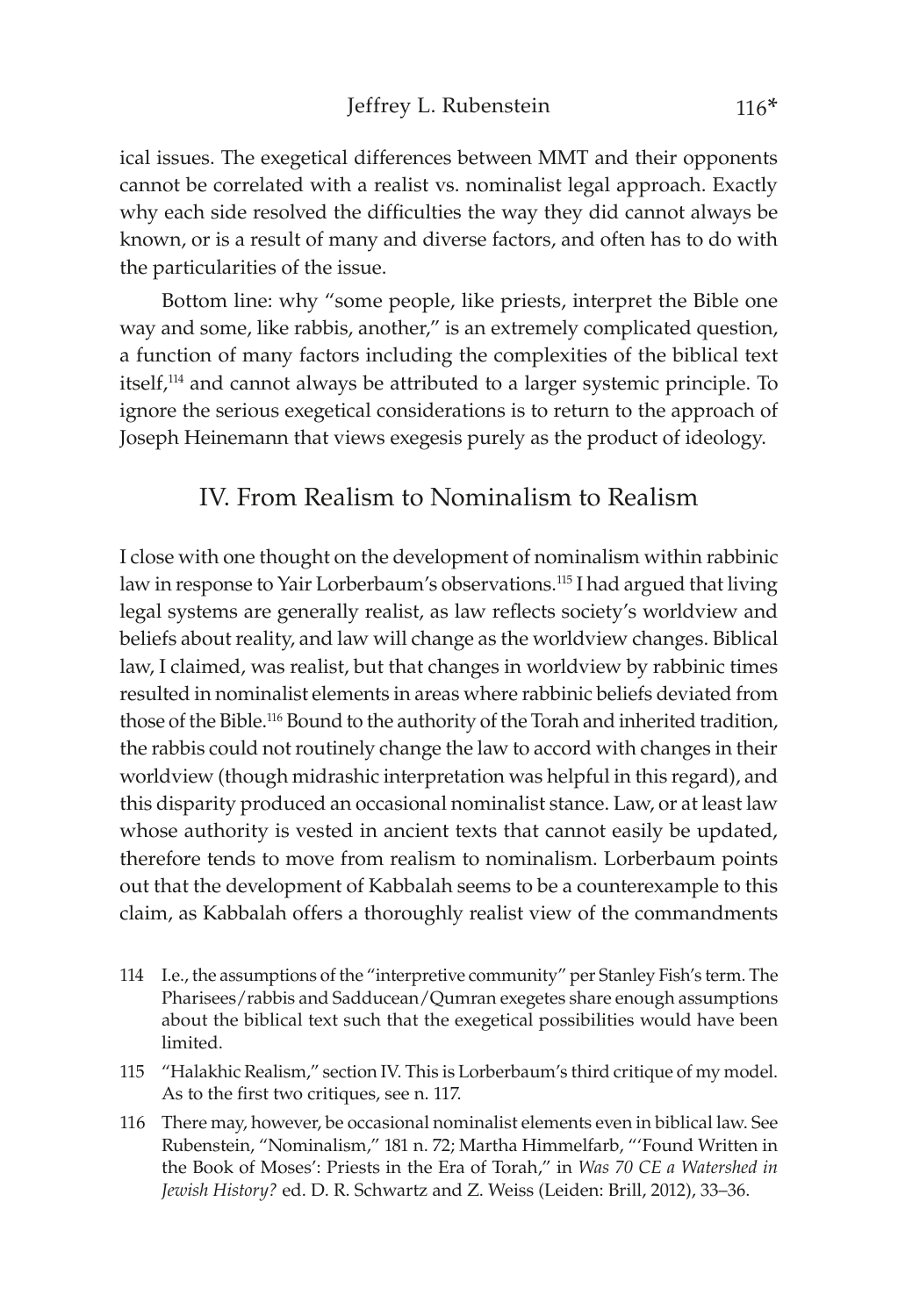ical issues. The exegetical differences between MMT and their opponents cannot be correlated with a realist vs. nominalist legal approach. Exactly why each side resolved the difficulties the way they did cannot always be known, or is a result of many and diverse factors, and often has to do with the particularities of the issue.

Bottom line: why "some people, like priests, interpret the Bible one way and some, like rabbis, another," is an extremely complicated question, a function of many factors including the complexities of the biblical text itself,[114] and cannot always be attributed to a larger systemic principle. To ignore the serious exegetical considerations is to return to the approach of Joseph Heinemann that views exegesis purely as the product of ideology.

## IV. From Realism to Nominalism to Realism

I close with one thought on the development of nominalism within rabbinic law in response to Yair Lorberbaum's observations.[115] I had argued that living legal systems are generally realist, as law reflects society's worldview and beliefs about reality, and law will change as the worldview changes. Biblical law, I claimed, was realist, but that changes in worldview by rabbinic times resulted in nominalist elements in areas where rabbinic beliefs deviated from those of the Bible.[116] Bound to the authority of the Torah and inherited tradition, the rabbis could not routinely change the law to accord with changes in their worldview (though midrashic interpretation was helpful in this regard), and this disparity produced an occasional nominalist stance. Law, or at least law whose authority is vested in ancient texts that cannot easily be updated, therefore tends to move from realism to nominalism. Lorberbaum points out that the development of Kabbalah seems to be a counterexample to this claim, as Kabbalah offers a thoroughly realist view of the commandments

114 I.e., the assumptions of the "interpretive community" per Stanley Fish's term. The Pharisees/rabbis and Sadducean/Qumran exegetes share enough assumptions about the biblical text such that the exegetical possibilities would have been limited.

115 "Halakhic Realism," section IV. This is Lorberbaum's third critique of my model. As to the first two critiques, see n. 117.

116 There may, however, be occasional nominalist elements even in biblical law. See Rubenstein, "Nominalism," 181 n. 72; Martha Himmelfarb, "'Found Written in the Book of Moses': Priests in the Era of Torah," in *Was 70 CE a Watershed in Jewish History?* ed. D. R. Schwartz and Z. Weiss (Leiden: Brill, 2012), 33–36.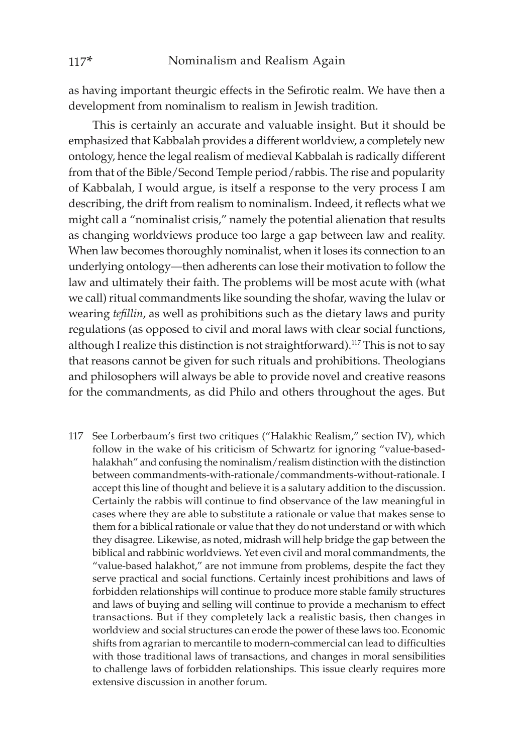as having important theurgic effects in the Sefirotic realm. We have then a development from nominalism to realism in Jewish tradition.

This is certainly an accurate and valuable insight. But it should be emphasized that Kabbalah provides a different worldview, a completely new ontology, hence the legal realism of medieval Kabbalah is radically different from that of the Bible/Second Temple period/rabbis. The rise and popularity of Kabbalah, I would argue, is itself a response to the very process I am describing, the drift from realism to nominalism. Indeed, it reflects what we might call a "nominalist crisis," namely the potential alienation that results as changing worldviews produce too large a gap between law and reality. When law becomes thoroughly nominalist, when it loses its connection to an underlying ontology—then adherents can lose their motivation to follow the law and ultimately their faith. The problems will be most acute with (what we call) ritual commandments like sounding the shofar, waving the lulav or wearing *tefillin*, as well as prohibitions such as the dietary laws and purity regulations (as opposed to civil and moral laws with clear social functions, although I realize this distinction is not straightforward).[117] This is not to say that reasons cannot be given for such rituals and prohibitions. Theologians and philosophers will always be able to provide novel and creative reasons for the commandments, as did Philo and others throughout the ages. But

117 See Lorberbaum's first two critiques ("Halakhic Realism," section IV), which follow in the wake of his criticism of Schwartz for ignoring "value-based-halakhah" and confusing the nominalism/realism distinction with the distinction between commandments-with-rationale/commandments-without-rationale. I accept this line of thought and believe it is a salutary addition to the discussion. Certainly the rabbis will continue to find observance of the law meaningful in cases where they are able to substitute a rationale or value that makes sense to them for a biblical rationale or value that they do not understand or with which they disagree. Likewise, as noted, midrash will help bridge the gap between the biblical and rabbinic worldviews. Yet even civil and moral commandments, the "value-based halakhot," are not immune from problems, despite the fact they serve practical and social functions. Certainly incest prohibitions and laws of forbidden relationships will continue to produce more stable family structures and laws of buying and selling will continue to provide a mechanism to effect transactions. But if they completely lack a realistic basis, then changes in worldview and social structures can erode the power of these laws too. Economic shifts from agrarian to mercantile to modern-commercial can lead to difficulties with those traditional laws of transactions, and changes in moral sensibilities to challenge laws of forbidden relationships. This issue clearly requires more extensive discussion in another forum.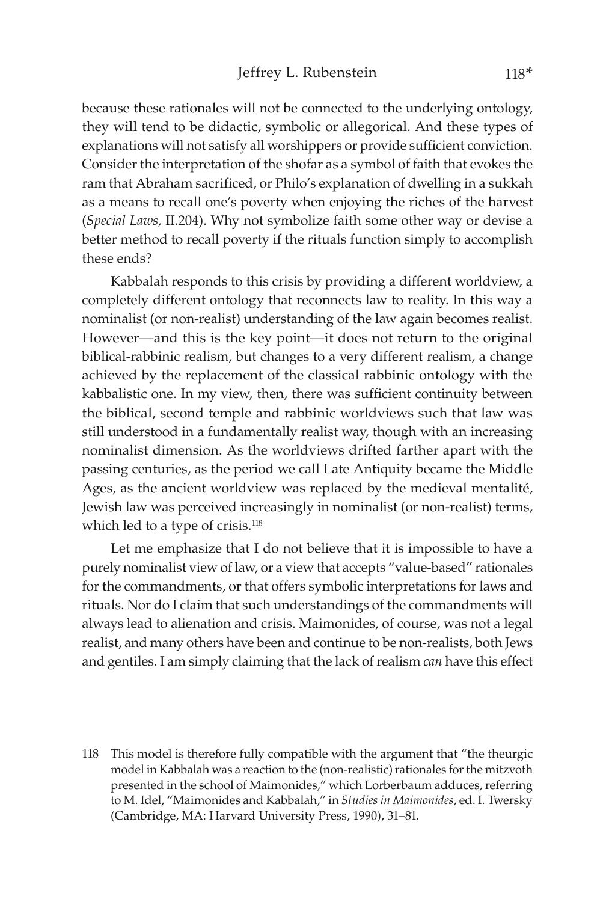because these rationales will not be connected to the underlying ontology, they will tend to be didactic, symbolic or allegorical. And these types of explanations will not satisfy all worshippers or provide sufficient conviction. Consider the interpretation of the shofar as a symbol of faith that evokes the ram that Abraham sacrificed, or Philo's explanation of dwelling in a sukkah as a means to recall one's poverty when enjoying the riches of the harvest (*Special Laws,* II.204). Why not symbolize faith some other way or devise a better method to recall poverty if the rituals function simply to accomplish these ends?

Kabbalah responds to this crisis by providing a different worldview, a completely different ontology that reconnects law to reality. In this way a nominalist (or non-realist) understanding of the law again becomes realist. However—and this is the key point—it does not return to the original biblical-rabbinic realism, but changes to a very different realism, a change achieved by the replacement of the classical rabbinic ontology with the kabbalistic one. In my view, then, there was sufficient continuity between the biblical, second temple and rabbinic worldviews such that law was still understood in a fundamentally realist way, though with an increasing nominalist dimension. As the worldviews drifted farther apart with the passing centuries, as the period we call Late Antiquity became the Middle Ages, as the ancient worldview was replaced by the medieval mentalité, Jewish law was perceived increasingly in nominalist (or non-realist) terms, which led to a type of crisis.[118]

Let me emphasize that I do not believe that it is impossible to have a purely nominalist view of law, or a view that accepts "value-based" rationales for the commandments, or that offers symbolic interpretations for laws and rituals. Nor do I claim that such understandings of the commandments will always lead to alienation and crisis. Maimonides, of course, was not a legal realist, and many others have been and continue to be non-realists, both Jews and gentiles. I am simply claiming that the lack of realism *can* have this effect

118 This model is therefore fully compatible with the argument that "the theurgic model in Kabbalah was a reaction to the (non-realistic) rationales for the mitzvoth presented in the school of Maimonides," which Lorberbaum adduces, referring to M. Idel, "Maimonides and Kabbalah," in *Studies in Maimonides*, ed. I. Twersky (Cambridge, MA: Harvard University Press, 1990), 31–81.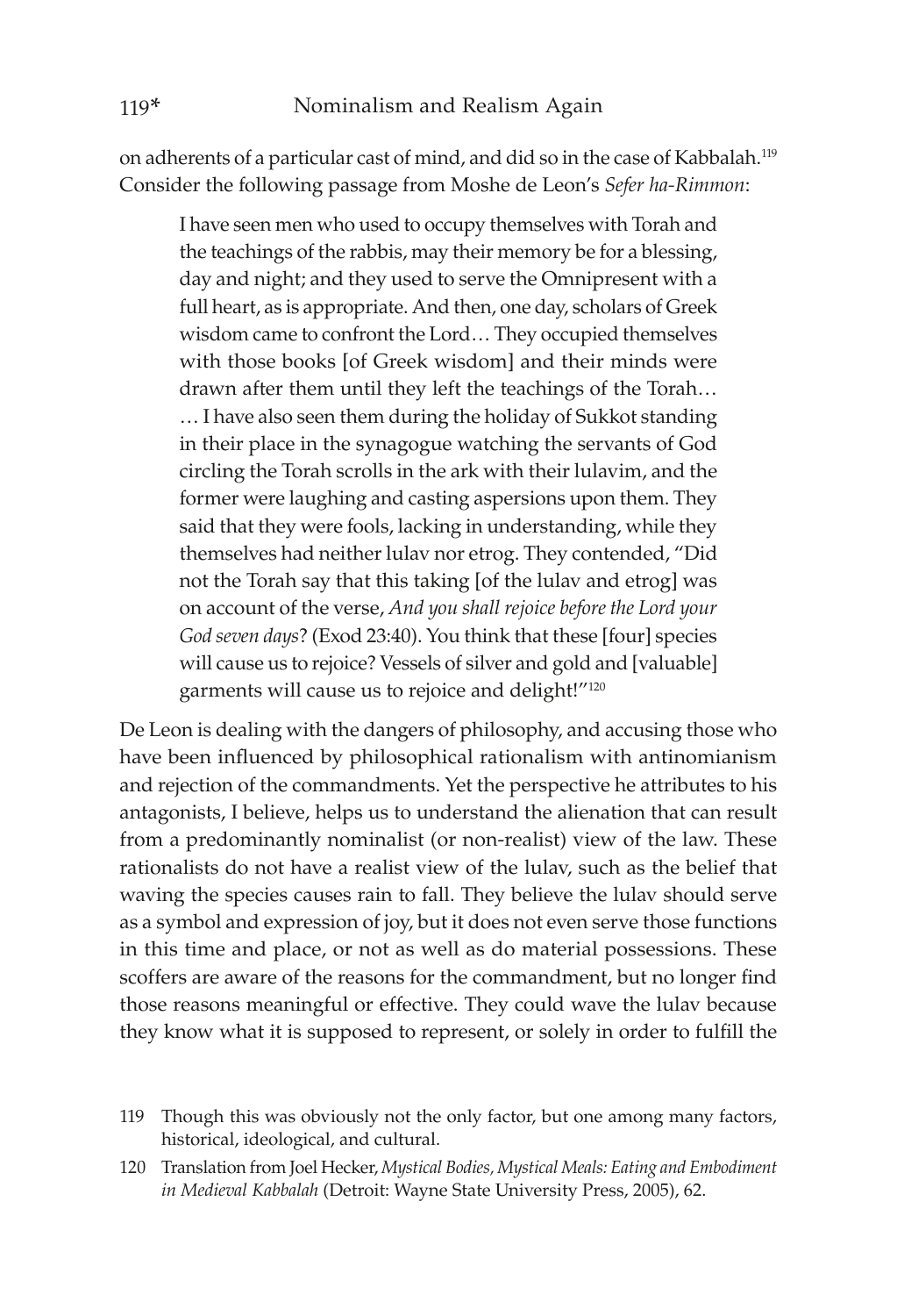on adherents of a particular cast of mind, and did so in the case of Kabbalah.[119] Consider the following passage from Moshe de Leon's *Sefer ha-Rimmon*:

> I have seen men who used to occupy themselves with Torah and the teachings of the rabbis, may their memory be for a blessing, day and night; and they used to serve the Omnipresent with a full heart, as is appropriate. And then, one day, scholars of Greek wisdom came to confront the Lord… They occupied themselves with those books [of Greek wisdom] and their minds were drawn after them until they left the teachings of the Torah… … I have also seen them during the holiday of Sukkot standing in their place in the synagogue watching the servants of God circling the Torah scrolls in the ark with their lulavim, and the former were laughing and casting aspersions upon them. They said that they were fools, lacking in understanding, while they themselves had neither lulav nor etrog. They contended, "Did not the Torah say that this taking [of the lulav and etrog] was on account of the verse, *And you shall rejoice before the Lord your God seven days*? (Exod 23:40). You think that these [four] species will cause us to rejoice? Vessels of silver and gold and [valuable] garments will cause us to rejoice and delight!"[120]

De Leon is dealing with the dangers of philosophy, and accusing those who have been influenced by philosophical rationalism with antinomianism and rejection of the commandments. Yet the perspective he attributes to his antagonists, I believe, helps us to understand the alienation that can result from a predominantly nominalist (or non-realist) view of the law. These rationalists do not have a realist view of the lulav, such as the belief that waving the species causes rain to fall. They believe the lulav should serve as a symbol and expression of joy, but it does not even serve those functions in this time and place, or not as well as do material possessions. These scoffers are aware of the reasons for the commandment, but no longer find those reasons meaningful or effective. They could wave the lulav because they know what it is supposed to represent, or solely in order to fulfill the

---

119 Though this was obviously not the only factor, but one among many factors, historical, ideological, and cultural.

120 Translation from Joel Hecker, *Mystical Bodies, Mystical Meals: Eating and Embodiment in Medieval Kabbalah* (Detroit: Wayne State University Press, 2005), 62.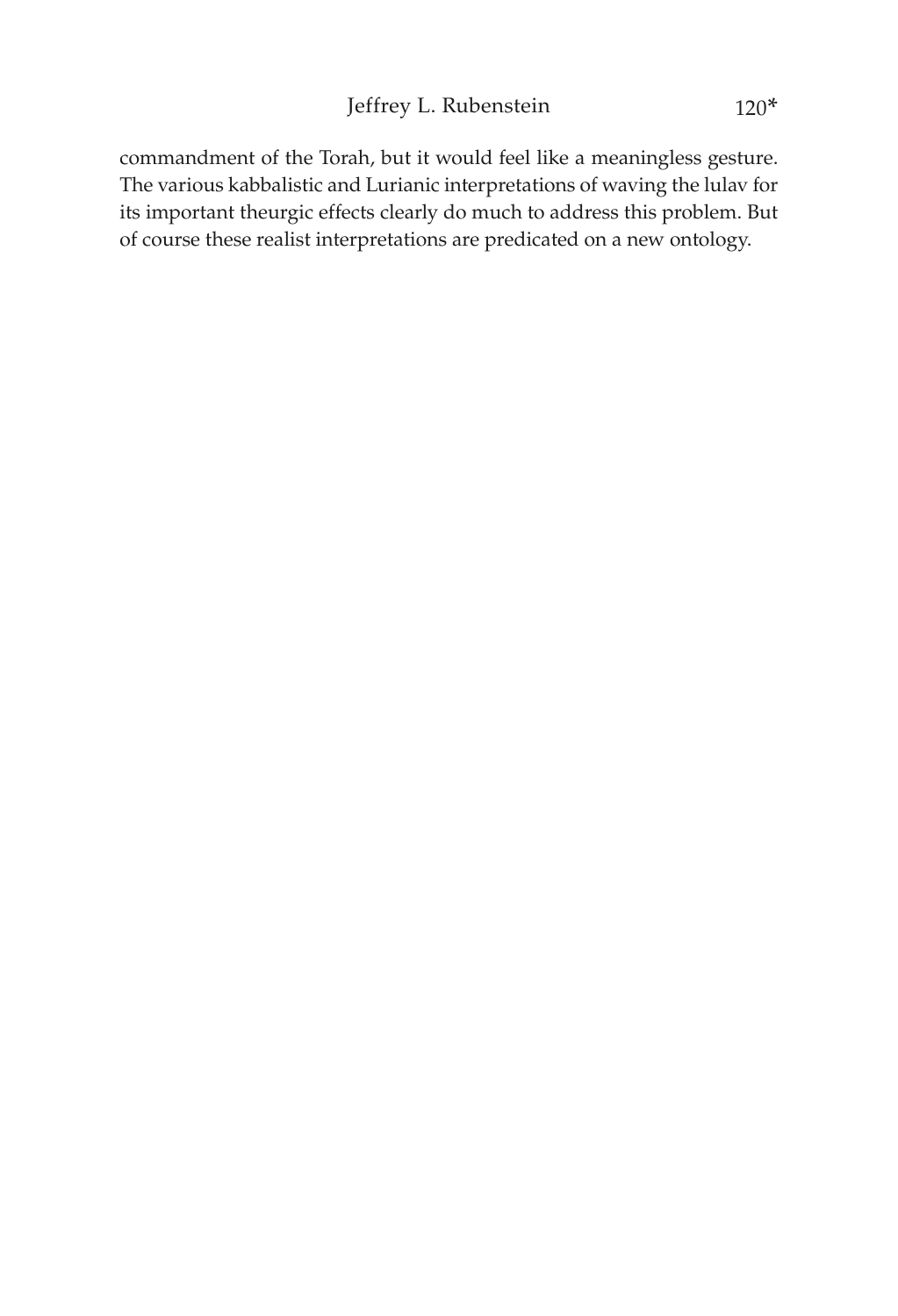commandment of the Torah, but it would feel like a meaningless gesture. The various kabbalistic and Lurianic interpretations of waving the lulav for its important theurgic effects clearly do much to address this problem. But of course these realist interpretations are predicated on a new ontology.